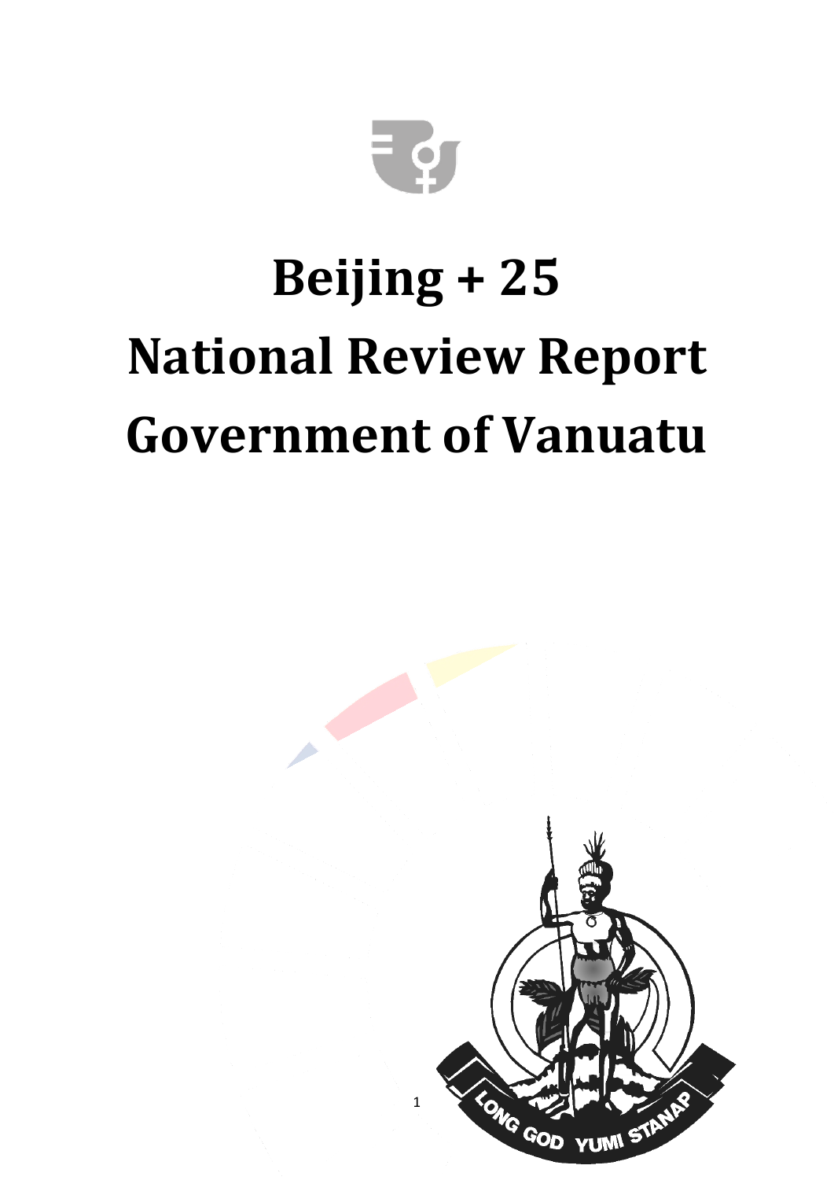# Beijing + 25

# National Review Report

# Government of Vanuatu

LONG GOD YUMI STANAP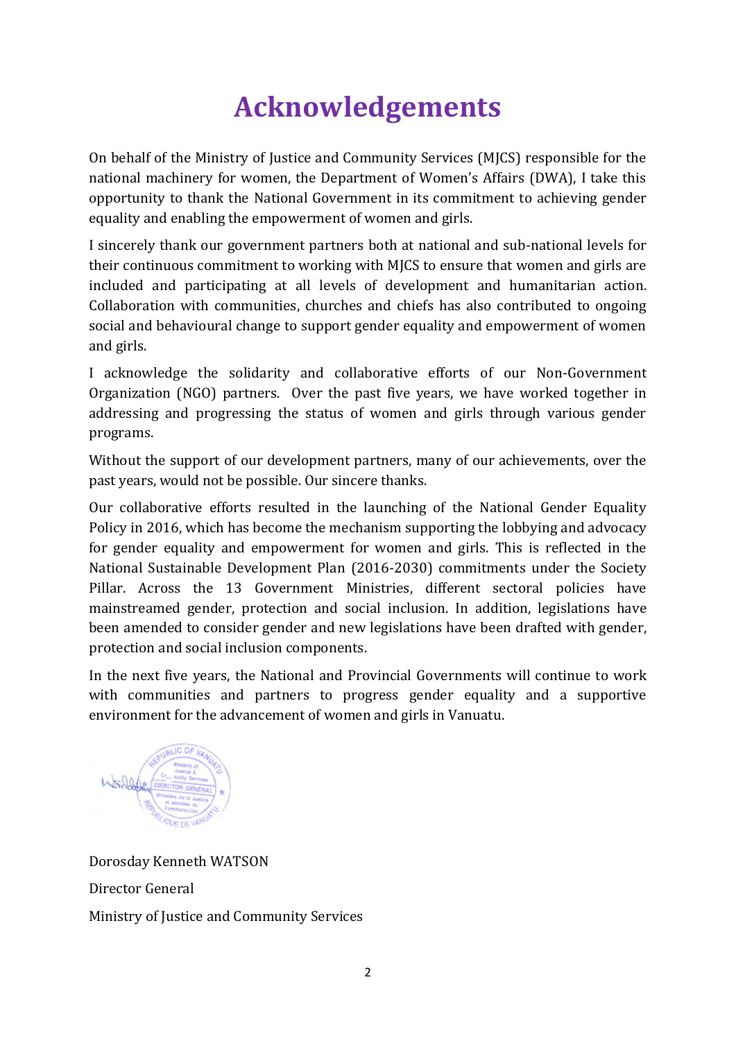# Acknowledgements

On behalf of the Ministry of Justice and Community Services (MJCS) responsible for the national machinery for women, the Department of Women's Affairs (DWA), I take this opportunity to thank the National Government in its commitment to achieving gender equality and enabling the empowerment of women and girls.

I sincerely thank our government partners both at national and sub-national levels for their continuous commitment to working with MJCS to ensure that women and girls are included and participating at all levels of development and humanitarian action. Collaboration with communities, churches and chiefs has also contributed to ongoing social and behavioural change to support gender equality and empowerment of women and girls.

I acknowledge the solidarity and collaborative efforts of our Non-Government Organization (NGO) partners. Over the past five years, we have worked together in addressing and progressing the status of women and girls through various gender programs.

Without the support of our development partners, many of our achievements, over the past years, would not be possible. Our sincere thanks.

Our collaborative efforts resulted in the launching of the National Gender Equality Policy in 2016, which has become the mechanism supporting the lobbying and advocacy for gender equality and empowerment for women and girls. This is reflected in the National Sustainable Development Plan (2016-2030) commitments under the Society Pillar. Across the 13 Government Ministries, different sectoral policies have mainstreamed gender, protection and social inclusion. In addition, legislations have been amended to consider gender and new legislations have been drafted with gender, protection and social inclusion components.

In the next five years, the National and Provincial Governments will continue to work with communities and partners to progress gender equality and a supportive environment for the advancement of women and girls in Vanuatu.

Dorosday Kenneth WATSON

Director General

Ministry of Justice and Community Services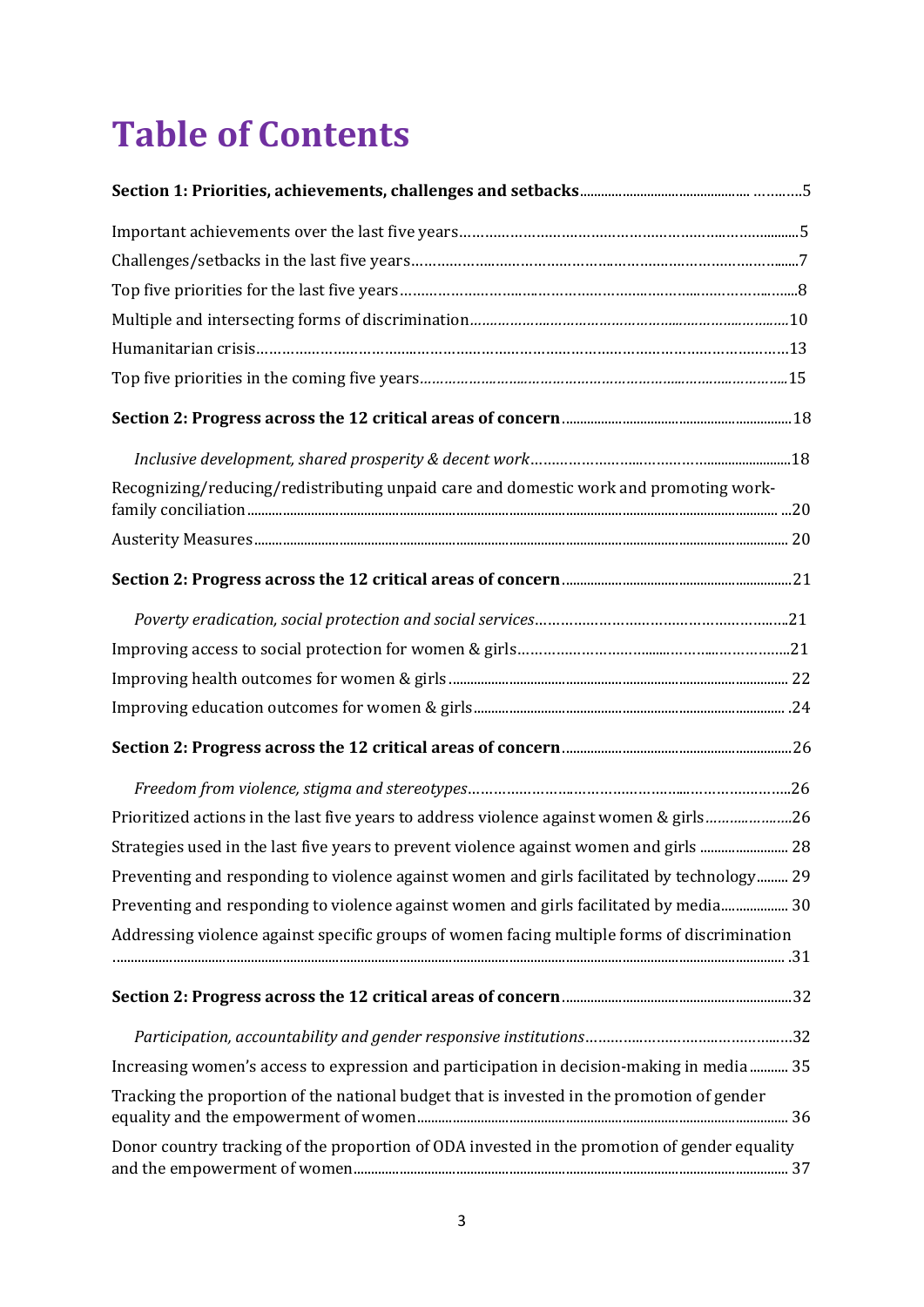# Table of Contents

**Section 1: Priorities, achievements, challenges and setbacks** .......5

Important achievements over the last five years .......5

Challenges/setbacks in the last five years .......7

Top five priorities for the last five years .......8

Multiple and intersecting forms of discrimination .......10

Humanitarian crisis .......13

Top five priorities in the coming five years .......15

**Section 2: Progress across the 12 critical areas of concern** .......18

*Inclusive development, shared prosperity & decent work* .......18

Recognizing/reducing/redistributing unpaid care and domestic work and promoting work-family conciliation .......20

Austerity Measures .......20

**Section 2: Progress across the 12 critical areas of concern** .......21

*Poverty eradication, social protection and social services* .......21

Improving access to social protection for women & girls .......21

Improving health outcomes for women & girls .......22

Improving education outcomes for women & girls .......24

**Section 2: Progress across the 12 critical areas of concern** .......26

*Freedom from violence, stigma and stereotypes* .......26

Prioritized actions in the last five years to address violence against women & girls .......26

Strategies used in the last five years to prevent violence against women and girls .......28

Preventing and responding to violence against women and girls facilitated by technology .......29

Preventing and responding to violence against women and girls facilitated by media .......30

Addressing violence against specific groups of women facing multiple forms of discrimination .......31

**Section 2: Progress across the 12 critical areas of concern** .......32

*Participation, accountability and gender responsive institutions* .......32

Increasing women's access to expression and participation in decision-making in media .......35

Tracking the proportion of the national budget that is invested in the promotion of gender equality and the empowerment of women .......36

Donor country tracking of the proportion of ODA invested in the promotion of gender equality and the empowerment of women .......37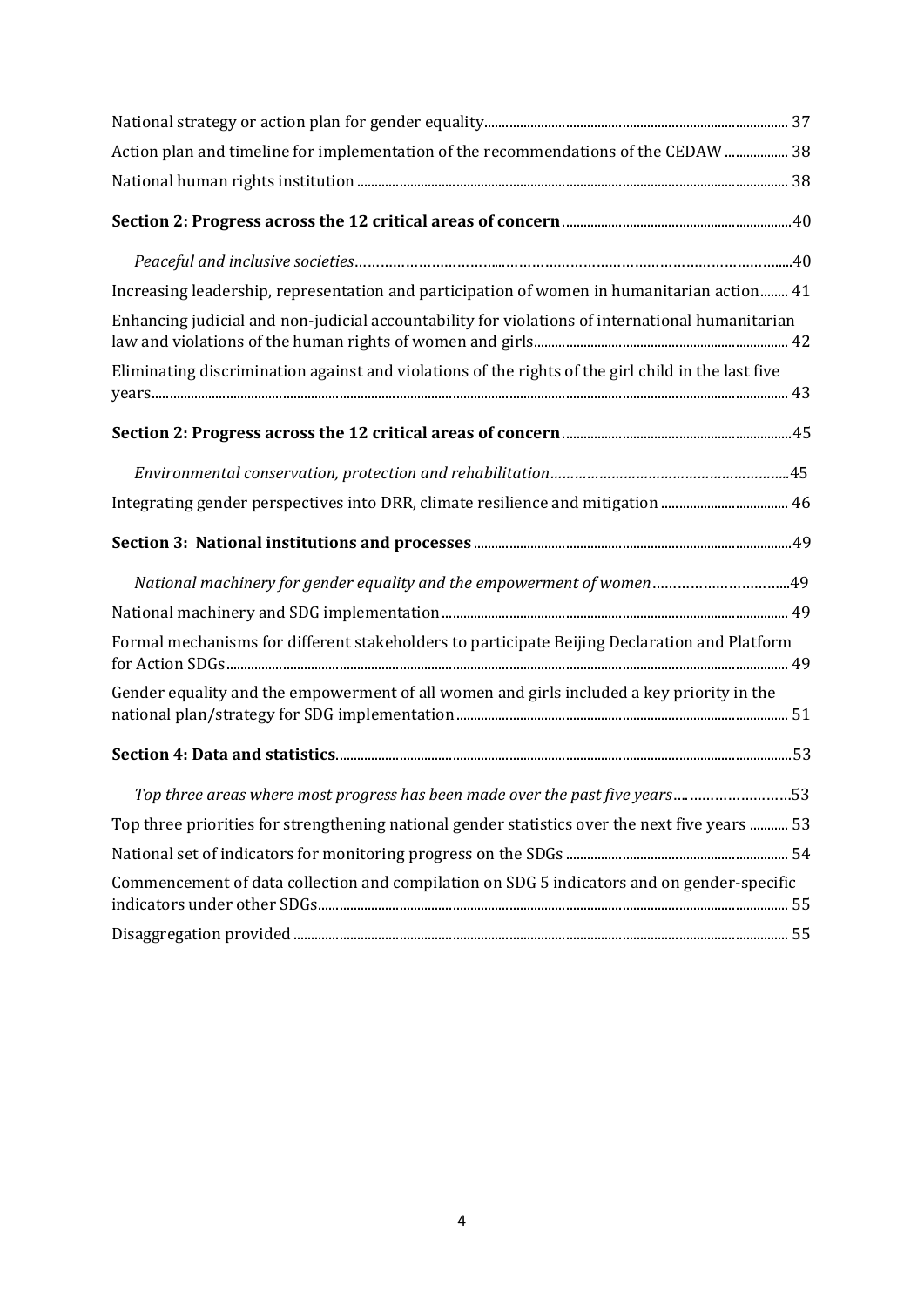National strategy or action plan for gender equality 37

Action plan and timeline for implementation of the recommendations of the CEDAW 38

National human rights institution 38

**Section 2: Progress across the 12 critical areas of concern** 40

*Peaceful and inclusive societies* 40

Increasing leadership, representation and participation of women in humanitarian action 41

Enhancing judicial and non-judicial accountability for violations of international humanitarian law and violations of the human rights of women and girls 42

Eliminating discrimination against and violations of the rights of the girl child in the last five years 43

**Section 2: Progress across the 12 critical areas of concern** 45

*Environmental conservation, protection and rehabilitation* 45

Integrating gender perspectives into DRR, climate resilience and mitigation 46

**Section 3: National institutions and processes** 49

*National machinery for gender equality and the empowerment of women* 49

National machinery and SDG implementation 49

Formal mechanisms for different stakeholders to participate Beijing Declaration and Platform for Action SDGs 49

Gender equality and the empowerment of all women and girls included a key priority in the national plan/strategy for SDG implementation 51

**Section 4: Data and statistics** 53

*Top three areas where most progress has been made over the past five years* 53

Top three priorities for strengthening national gender statistics over the next five years 53

National set of indicators for monitoring progress on the SDGs 54

Commencement of data collection and compilation on SDG 5 indicators and on gender-specific indicators under other SDGs 55

Disaggregation provided 55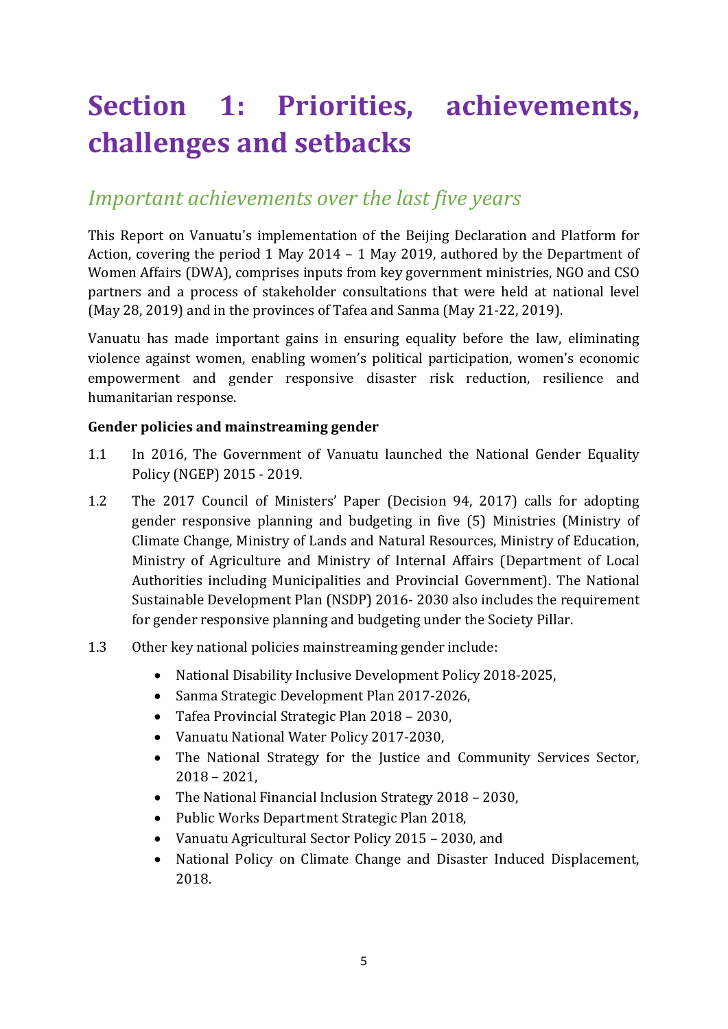# Section 1: Priorities, achievements, challenges and setbacks

## *Important achievements over the last five years*

This Report on Vanuatu's implementation of the Beijing Declaration and Platform for Action, covering the period 1 May 2014 – 1 May 2019, authored by the Department of Women Affairs (DWA), comprises inputs from key government ministries, NGO and CSO partners and a process of stakeholder consultations that were held at national level (May 28, 2019) and in the provinces of Tafea and Sanma (May 21-22, 2019).

Vanuatu has made important gains in ensuring equality before the law, eliminating violence against women, enabling women's political participation, women's economic empowerment and gender responsive disaster risk reduction, resilience and humanitarian response.

**Gender policies and mainstreaming gender**

1.1 In 2016, The Government of Vanuatu launched the National Gender Equality Policy (NGEP) 2015 - 2019.

1.2 The 2017 Council of Ministers' Paper (Decision 94, 2017) calls for adopting gender responsive planning and budgeting in five (5) Ministries (Ministry of Climate Change, Ministry of Lands and Natural Resources, Ministry of Education, Ministry of Agriculture and Ministry of Internal Affairs (Department of Local Authorities including Municipalities and Provincial Government). The National Sustainable Development Plan (NSDP) 2016- 2030 also includes the requirement for gender responsive planning and budgeting under the Society Pillar.

1.3 Other key national policies mainstreaming gender include:

- National Disability Inclusive Development Policy 2018-2025,
- Sanma Strategic Development Plan 2017-2026,
- Tafea Provincial Strategic Plan 2018 – 2030,
- Vanuatu National Water Policy 2017-2030,
- The National Strategy for the Justice and Community Services Sector, 2018 – 2021,
- The National Financial Inclusion Strategy 2018 – 2030,
- Public Works Department Strategic Plan 2018,
- Vanuatu Agricultural Sector Policy 2015 – 2030, and
- National Policy on Climate Change and Disaster Induced Displacement, 2018.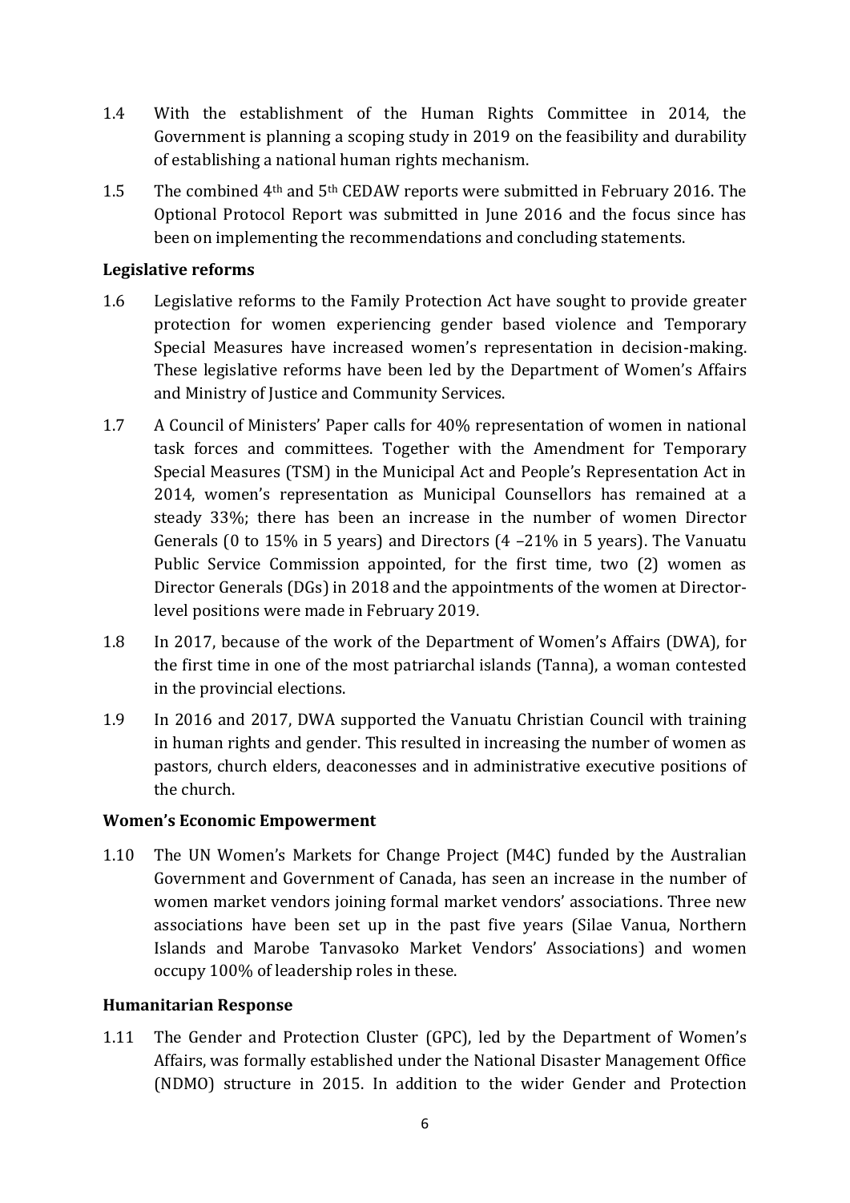1.4 With the establishment of the Human Rights Committee in 2014, the Government is planning a scoping study in 2019 on the feasibility and durability of establishing a national human rights mechanism.

1.5 The combined 4th and 5th CEDAW reports were submitted in February 2016. The Optional Protocol Report was submitted in June 2016 and the focus since has been on implementing the recommendations and concluding statements.

**Legislative reforms**

1.6 Legislative reforms to the Family Protection Act have sought to provide greater protection for women experiencing gender based violence and Temporary Special Measures have increased women's representation in decision-making. These legislative reforms have been led by the Department of Women's Affairs and Ministry of Justice and Community Services.

1.7 A Council of Ministers' Paper calls for 40% representation of women in national task forces and committees. Together with the Amendment for Temporary Special Measures (TSM) in the Municipal Act and People's Representation Act in 2014, women's representation as Municipal Counsellors has remained at a steady 33%; there has been an increase in the number of women Director Generals (0 to 15% in 5 years) and Directors (4 –21% in 5 years). The Vanuatu Public Service Commission appointed, for the first time, two (2) women as Director Generals (DGs) in 2018 and the appointments of the women at Director-level positions were made in February 2019.

1.8 In 2017, because of the work of the Department of Women's Affairs (DWA), for the first time in one of the most patriarchal islands (Tanna), a woman contested in the provincial elections.

1.9 In 2016 and 2017, DWA supported the Vanuatu Christian Council with training in human rights and gender. This resulted in increasing the number of women as pastors, church elders, deaconesses and in administrative executive positions of the church.

**Women's Economic Empowerment**

1.10 The UN Women's Markets for Change Project (M4C) funded by the Australian Government and Government of Canada, has seen an increase in the number of women market vendors joining formal market vendors' associations. Three new associations have been set up in the past five years (Silae Vanua, Northern Islands and Marobe Tanvasoko Market Vendors' Associations) and women occupy 100% of leadership roles in these.

**Humanitarian Response**

1.11 The Gender and Protection Cluster (GPC), led by the Department of Women's Affairs, was formally established under the National Disaster Management Office (NDMO) structure in 2015. In addition to the wider Gender and Protection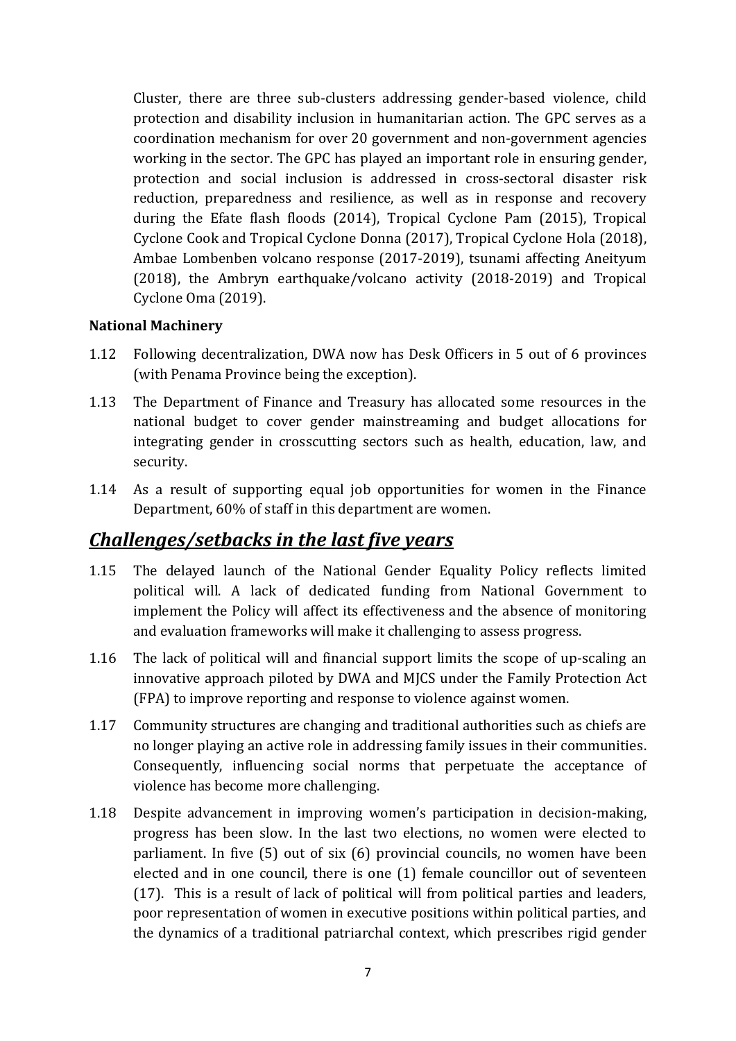Cluster, there are three sub-clusters addressing gender-based violence, child protection and disability inclusion in humanitarian action. The GPC serves as a coordination mechanism for over 20 government and non-government agencies working in the sector. The GPC has played an important role in ensuring gender, protection and social inclusion is addressed in cross-sectoral disaster risk reduction, preparedness and resilience, as well as in response and recovery during the Efate flash floods (2014), Tropical Cyclone Pam (2015), Tropical Cyclone Cook and Tropical Cyclone Donna (2017), Tropical Cyclone Hola (2018), Ambae Lombenben volcano response (2017-2019), tsunami affecting Aneityum (2018), the Ambryn earthquake/volcano activity (2018-2019) and Tropical Cyclone Oma (2019).

**National Machinery**

1.12 Following decentralization, DWA now has Desk Officers in 5 out of 6 provinces (with Penama Province being the exception).

1.13 The Department of Finance and Treasury has allocated some resources in the national budget to cover gender mainstreaming and budget allocations for integrating gender in crosscutting sectors such as health, education, law, and security.

1.14 As a result of supporting equal job opportunities for women in the Finance Department, 60% of staff in this department are women.

## ***Challenges/setbacks in the last five years***

1.15 The delayed launch of the National Gender Equality Policy reflects limited political will. A lack of dedicated funding from National Government to implement the Policy will affect its effectiveness and the absence of monitoring and evaluation frameworks will make it challenging to assess progress.

1.16 The lack of political will and financial support limits the scope of up-scaling an innovative approach piloted by DWA and MJCS under the Family Protection Act (FPA) to improve reporting and response to violence against women.

1.17 Community structures are changing and traditional authorities such as chiefs are no longer playing an active role in addressing family issues in their communities. Consequently, influencing social norms that perpetuate the acceptance of violence has become more challenging.

1.18 Despite advancement in improving women's participation in decision-making, progress has been slow. In the last two elections, no women were elected to parliament. In five (5) out of six (6) provincial councils, no women have been elected and in one council, there is one (1) female councillor out of seventeen (17). This is a result of lack of political will from political parties and leaders, poor representation of women in executive positions within political parties, and the dynamics of a traditional patriarchal context, which prescribes rigid gender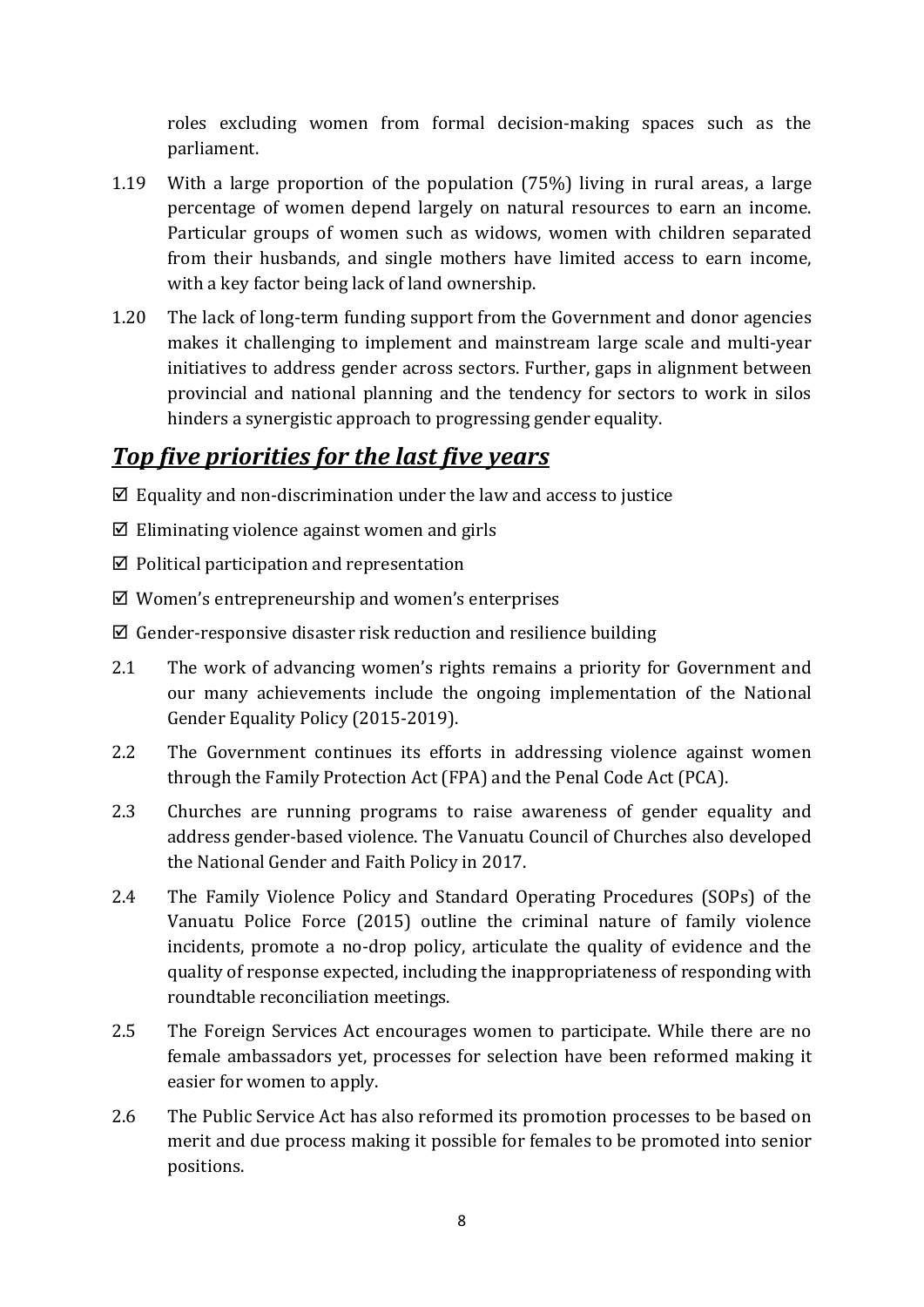roles excluding women from formal decision-making spaces such as the parliament.

1.19 With a large proportion of the population (75%) living in rural areas, a large percentage of women depend largely on natural resources to earn an income. Particular groups of women such as widows, women with children separated from their husbands, and single mothers have limited access to earn income, with a key factor being lack of land ownership.

1.20 The lack of long-term funding support from the Government and donor agencies makes it challenging to implement and mainstream large scale and multi-year initiatives to address gender across sectors. Further, gaps in alignment between provincial and national planning and the tendency for sectors to work in silos hinders a synergistic approach to progressing gender equality.

## ***Top five priorities for the last five years***

☑ Equality and non-discrimination under the law and access to justice

☑ Eliminating violence against women and girls

☑ Political participation and representation

☑ Women's entrepreneurship and women's enterprises

☑ Gender-responsive disaster risk reduction and resilience building

2.1 The work of advancing women's rights remains a priority for Government and our many achievements include the ongoing implementation of the National Gender Equality Policy (2015-2019).

2.2 The Government continues its efforts in addressing violence against women through the Family Protection Act (FPA) and the Penal Code Act (PCA).

2.3 Churches are running programs to raise awareness of gender equality and address gender-based violence. The Vanuatu Council of Churches also developed the National Gender and Faith Policy in 2017.

2.4 The Family Violence Policy and Standard Operating Procedures (SOPs) of the Vanuatu Police Force (2015) outline the criminal nature of family violence incidents, promote a no-drop policy, articulate the quality of evidence and the quality of response expected, including the inappropriateness of responding with roundtable reconciliation meetings.

2.5 The Foreign Services Act encourages women to participate. While there are no female ambassadors yet, processes for selection have been reformed making it easier for women to apply.

2.6 The Public Service Act has also reformed its promotion processes to be based on merit and due process making it possible for females to be promoted into senior positions.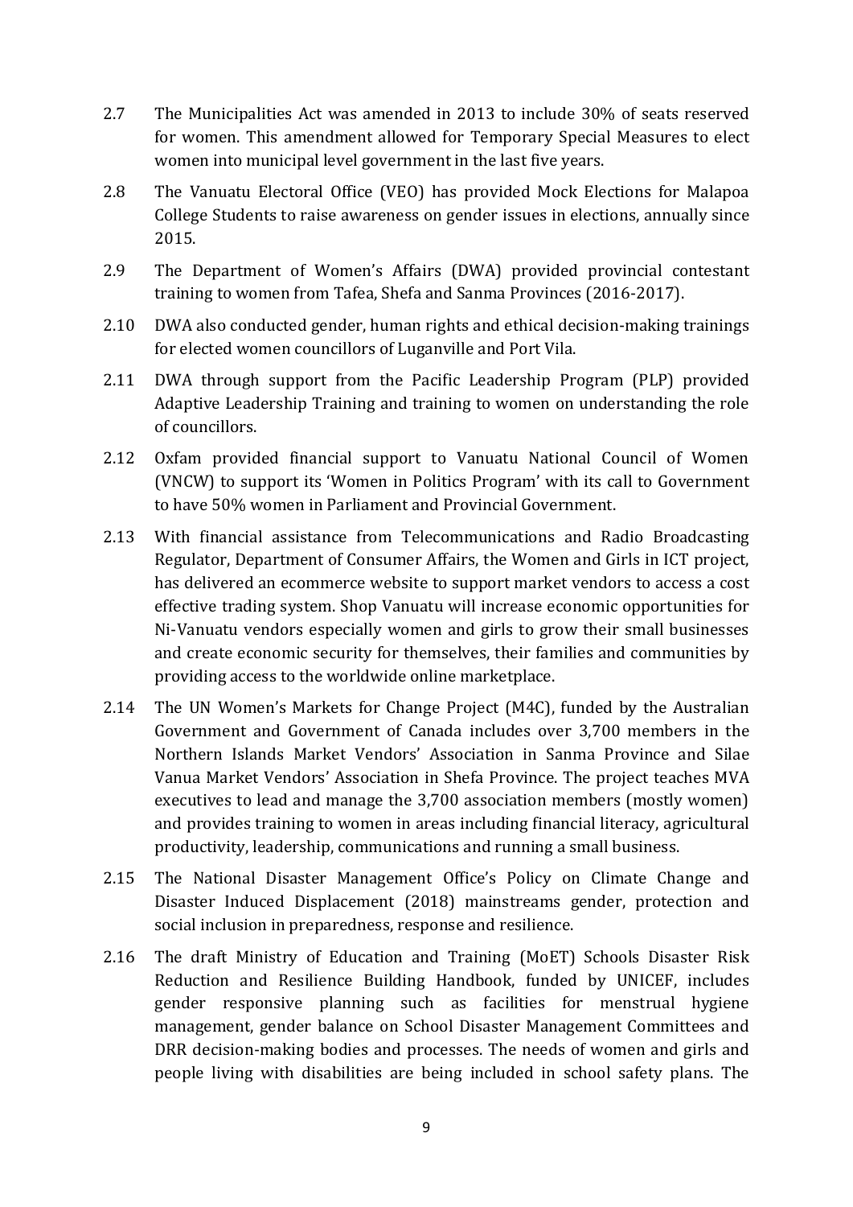2.7 The Municipalities Act was amended in 2013 to include 30% of seats reserved for women. This amendment allowed for Temporary Special Measures to elect women into municipal level government in the last five years.

2.8 The Vanuatu Electoral Office (VEO) has provided Mock Elections for Malapoa College Students to raise awareness on gender issues in elections, annually since 2015.

2.9 The Department of Women's Affairs (DWA) provided provincial contestant training to women from Tafea, Shefa and Sanma Provinces (2016-2017).

2.10 DWA also conducted gender, human rights and ethical decision-making trainings for elected women councillors of Luganville and Port Vila.

2.11 DWA through support from the Pacific Leadership Program (PLP) provided Adaptive Leadership Training and training to women on understanding the role of councillors.

2.12 Oxfam provided financial support to Vanuatu National Council of Women (VNCW) to support its 'Women in Politics Program' with its call to Government to have 50% women in Parliament and Provincial Government.

2.13 With financial assistance from Telecommunications and Radio Broadcasting Regulator, Department of Consumer Affairs, the Women and Girls in ICT project, has delivered an ecommerce website to support market vendors to access a cost effective trading system. Shop Vanuatu will increase economic opportunities for Ni-Vanuatu vendors especially women and girls to grow their small businesses and create economic security for themselves, their families and communities by providing access to the worldwide online marketplace.

2.14 The UN Women's Markets for Change Project (M4C), funded by the Australian Government and Government of Canada includes over 3,700 members in the Northern Islands Market Vendors' Association in Sanma Province and Silae Vanua Market Vendors' Association in Shefa Province. The project teaches MVA executives to lead and manage the 3,700 association members (mostly women) and provides training to women in areas including financial literacy, agricultural productivity, leadership, communications and running a small business.

2.15 The National Disaster Management Office's Policy on Climate Change and Disaster Induced Displacement (2018) mainstreams gender, protection and social inclusion in preparedness, response and resilience.

2.16 The draft Ministry of Education and Training (MoET) Schools Disaster Risk Reduction and Resilience Building Handbook, funded by UNICEF, includes gender responsive planning such as facilities for menstrual hygiene management, gender balance on School Disaster Management Committees and DRR decision-making bodies and processes. The needs of women and girls and people living with disabilities are being included in school safety plans. The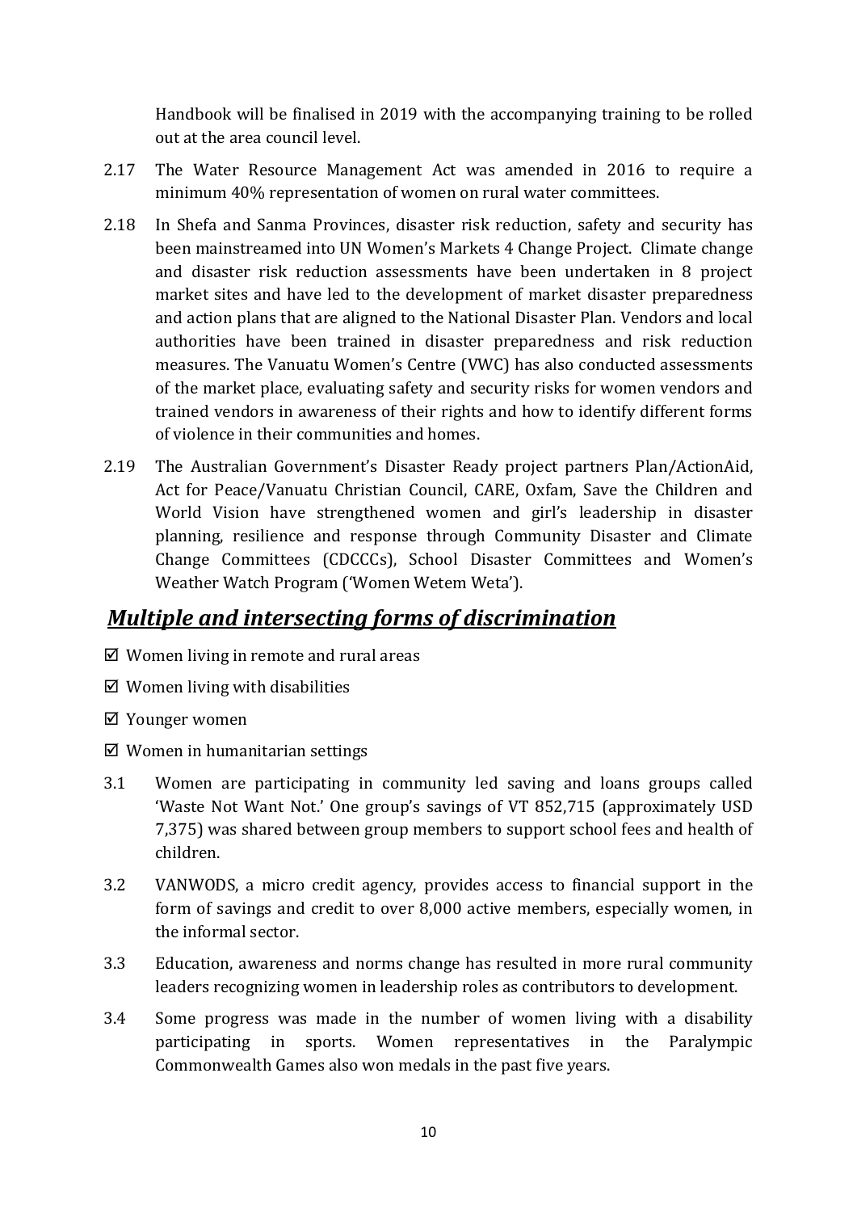Handbook will be finalised in 2019 with the accompanying training to be rolled out at the area council level.

2.17 The Water Resource Management Act was amended in 2016 to require a minimum 40% representation of women on rural water committees.

2.18 In Shefa and Sanma Provinces, disaster risk reduction, safety and security has been mainstreamed into UN Women's Markets 4 Change Project. Climate change and disaster risk reduction assessments have been undertaken in 8 project market sites and have led to the development of market disaster preparedness and action plans that are aligned to the National Disaster Plan. Vendors and local authorities have been trained in disaster preparedness and risk reduction measures. The Vanuatu Women's Centre (VWC) has also conducted assessments of the market place, evaluating safety and security risks for women vendors and trained vendors in awareness of their rights and how to identify different forms of violence in their communities and homes.

2.19 The Australian Government's Disaster Ready project partners Plan/ActionAid, Act for Peace/Vanuatu Christian Council, CARE, Oxfam, Save the Children and World Vision have strengthened women and girl's leadership in disaster planning, resilience and response through Community Disaster and Climate Change Committees (CDCCCs), School Disaster Committees and Women's Weather Watch Program ('Women Wetem Weta').

## ***Multiple and intersecting forms of discrimination***

- ☑ Women living in remote and rural areas
- ☑ Women living with disabilities
- ☑ Younger women
- ☑ Women in humanitarian settings

3.1 Women are participating in community led saving and loans groups called 'Waste Not Want Not.' One group's savings of VT 852,715 (approximately USD 7,375) was shared between group members to support school fees and health of children.

3.2 VANWODS, a micro credit agency, provides access to financial support in the form of savings and credit to over 8,000 active members, especially women, in the informal sector.

3.3 Education, awareness and norms change has resulted in more rural community leaders recognizing women in leadership roles as contributors to development.

3.4 Some progress was made in the number of women living with a disability participating in sports. Women representatives in the Paralympic Commonwealth Games also won medals in the past five years.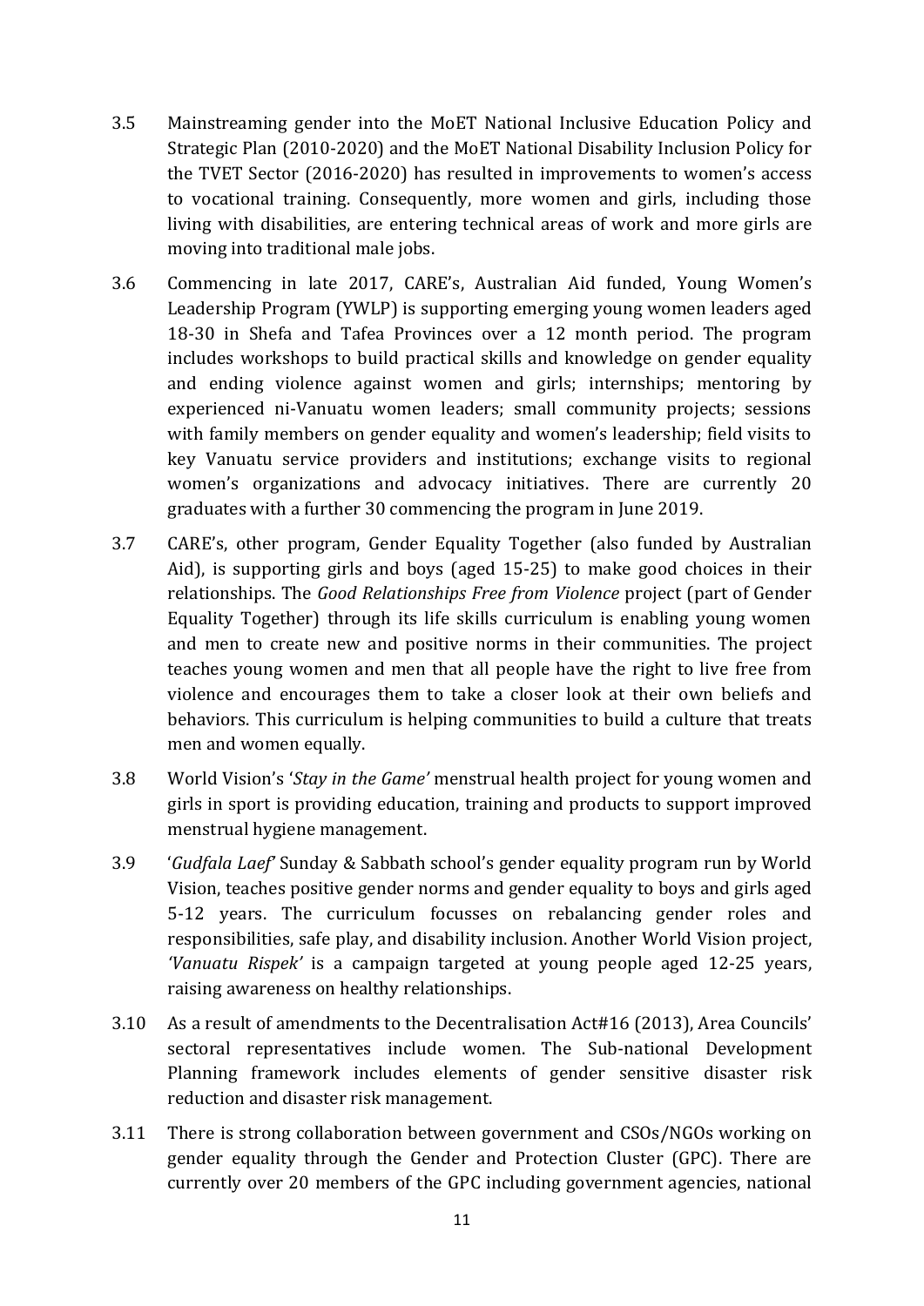3.5 Mainstreaming gender into the MoET National Inclusive Education Policy and Strategic Plan (2010-2020) and the MoET National Disability Inclusion Policy for the TVET Sector (2016-2020) has resulted in improvements to women's access to vocational training. Consequently, more women and girls, including those living with disabilities, are entering technical areas of work and more girls are moving into traditional male jobs.

3.6 Commencing in late 2017, CARE's, Australian Aid funded, Young Women's Leadership Program (YWLP) is supporting emerging young women leaders aged 18-30 in Shefa and Tafea Provinces over a 12 month period. The program includes workshops to build practical skills and knowledge on gender equality and ending violence against women and girls; internships; mentoring by experienced ni-Vanuatu women leaders; small community projects; sessions with family members on gender equality and women's leadership; field visits to key Vanuatu service providers and institutions; exchange visits to regional women's organizations and advocacy initiatives. There are currently 20 graduates with a further 30 commencing the program in June 2019.

3.7 CARE's, other program, Gender Equality Together (also funded by Australian Aid), is supporting girls and boys (aged 15-25) to make good choices in their relationships. The *Good Relationships Free from Violence* project (part of Gender Equality Together) through its life skills curriculum is enabling young women and men to create new and positive norms in their communities. The project teaches young women and men that all people have the right to live free from violence and encourages them to take a closer look at their own beliefs and behaviors. This curriculum is helping communities to build a culture that treats men and women equally.

3.8 World Vision's '*Stay in the Game'* menstrual health project for young women and girls in sport is providing education, training and products to support improved menstrual hygiene management.

3.9 '*Gudfala Laef*' Sunday & Sabbath school's gender equality program run by World Vision, teaches positive gender norms and gender equality to boys and girls aged 5-12 years. The curriculum focusses on rebalancing gender roles and responsibilities, safe play, and disability inclusion. Another World Vision project, *'Vanuatu Rispek'* is a campaign targeted at young people aged 12-25 years, raising awareness on healthy relationships.

3.10 As a result of amendments to the Decentralisation Act#16 (2013), Area Councils' sectoral representatives include women. The Sub-national Development Planning framework includes elements of gender sensitive disaster risk reduction and disaster risk management.

3.11 There is strong collaboration between government and CSOs/NGOs working on gender equality through the Gender and Protection Cluster (GPC). There are currently over 20 members of the GPC including government agencies, national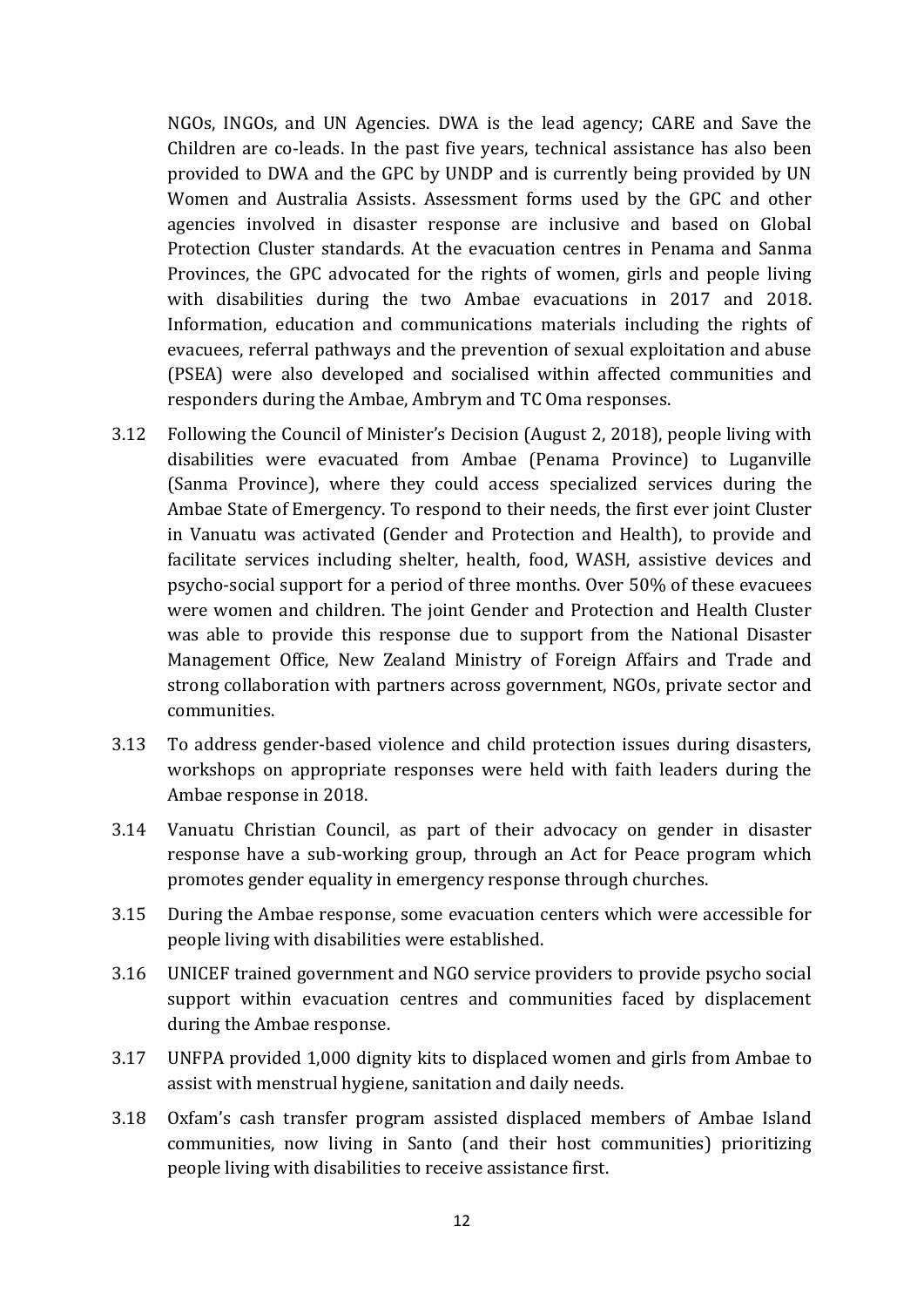NGOs, INGOs, and UN Agencies. DWA is the lead agency; CARE and Save the Children are co-leads. In the past five years, technical assistance has also been provided to DWA and the GPC by UNDP and is currently being provided by UN Women and Australia Assists. Assessment forms used by the GPC and other agencies involved in disaster response are inclusive and based on Global Protection Cluster standards. At the evacuation centres in Penama and Sanma Provinces, the GPC advocated for the rights of women, girls and people living with disabilities during the two Ambae evacuations in 2017 and 2018. Information, education and communications materials including the rights of evacuees, referral pathways and the prevention of sexual exploitation and abuse (PSEA) were also developed and socialised within affected communities and responders during the Ambae, Ambrym and TC Oma responses.

3.12 Following the Council of Minister's Decision (August 2, 2018), people living with disabilities were evacuated from Ambae (Penama Province) to Luganville (Sanma Province), where they could access specialized services during the Ambae State of Emergency. To respond to their needs, the first ever joint Cluster in Vanuatu was activated (Gender and Protection and Health), to provide and facilitate services including shelter, health, food, WASH, assistive devices and psycho-social support for a period of three months. Over 50% of these evacuees were women and children. The joint Gender and Protection and Health Cluster was able to provide this response due to support from the National Disaster Management Office, New Zealand Ministry of Foreign Affairs and Trade and strong collaboration with partners across government, NGOs, private sector and communities.

3.13 To address gender-based violence and child protection issues during disasters, workshops on appropriate responses were held with faith leaders during the Ambae response in 2018.

3.14 Vanuatu Christian Council, as part of their advocacy on gender in disaster response have a sub-working group, through an Act for Peace program which promotes gender equality in emergency response through churches.

3.15 During the Ambae response, some evacuation centers which were accessible for people living with disabilities were established.

3.16 UNICEF trained government and NGO service providers to provide psycho social support within evacuation centres and communities faced by displacement during the Ambae response.

3.17 UNFPA provided 1,000 dignity kits to displaced women and girls from Ambae to assist with menstrual hygiene, sanitation and daily needs.

3.18 Oxfam's cash transfer program assisted displaced members of Ambae Island communities, now living in Santo (and their host communities) prioritizing people living with disabilities to receive assistance first.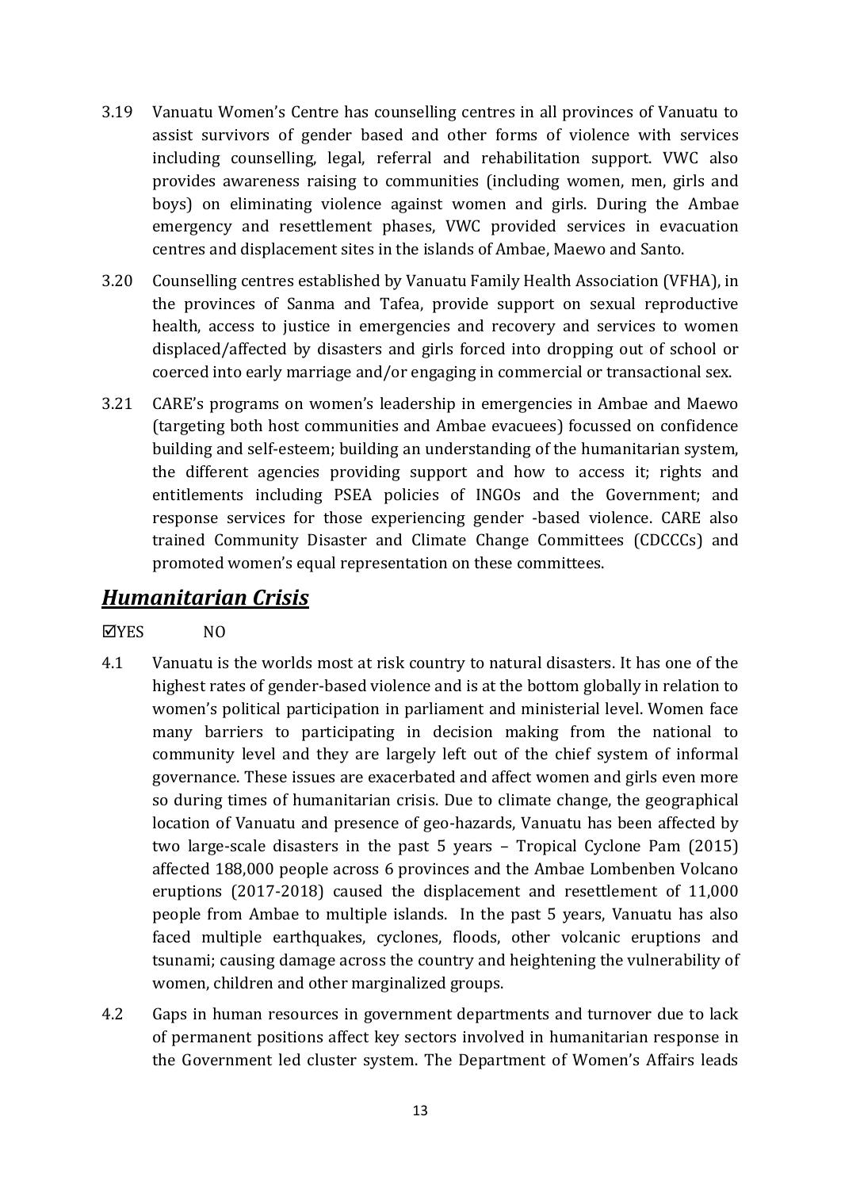3.19 Vanuatu Women's Centre has counselling centres in all provinces of Vanuatu to assist survivors of gender based and other forms of violence with services including counselling, legal, referral and rehabilitation support. VWC also provides awareness raising to communities (including women, men, girls and boys) on eliminating violence against women and girls. During the Ambae emergency and resettlement phases, VWC provided services in evacuation centres and displacement sites in the islands of Ambae, Maewo and Santo.

3.20 Counselling centres established by Vanuatu Family Health Association (VFHA), in the provinces of Sanma and Tafea, provide support on sexual reproductive health, access to justice in emergencies and recovery and services to women displaced/affected by disasters and girls forced into dropping out of school or coerced into early marriage and/or engaging in commercial or transactional sex.

3.21 CARE's programs on women's leadership in emergencies in Ambae and Maewo (targeting both host communities and Ambae evacuees) focussed on confidence building and self-esteem; building an understanding of the humanitarian system, the different agencies providing support and how to access it; rights and entitlements including PSEA policies of INGOs and the Government; and response services for those experiencing gender -based violence. CARE also trained Community Disaster and Climate Change Committees (CDCCCs) and promoted women's equal representation on these committees.

## ***Humanitarian Crisis***

☑YES NO

4.1 Vanuatu is the worlds most at risk country to natural disasters. It has one of the highest rates of gender-based violence and is at the bottom globally in relation to women's political participation in parliament and ministerial level. Women face many barriers to participating in decision making from the national to community level and they are largely left out of the chief system of informal governance. These issues are exacerbated and affect women and girls even more so during times of humanitarian crisis. Due to climate change, the geographical location of Vanuatu and presence of geo-hazards, Vanuatu has been affected by two large-scale disasters in the past 5 years – Tropical Cyclone Pam (2015) affected 188,000 people across 6 provinces and the Ambae Lombenben Volcano eruptions (2017-2018) caused the displacement and resettlement of 11,000 people from Ambae to multiple islands. In the past 5 years, Vanuatu has also faced multiple earthquakes, cyclones, floods, other volcanic eruptions and tsunami; causing damage across the country and heightening the vulnerability of women, children and other marginalized groups.

4.2 Gaps in human resources in government departments and turnover due to lack of permanent positions affect key sectors involved in humanitarian response in the Government led cluster system. The Department of Women's Affairs leads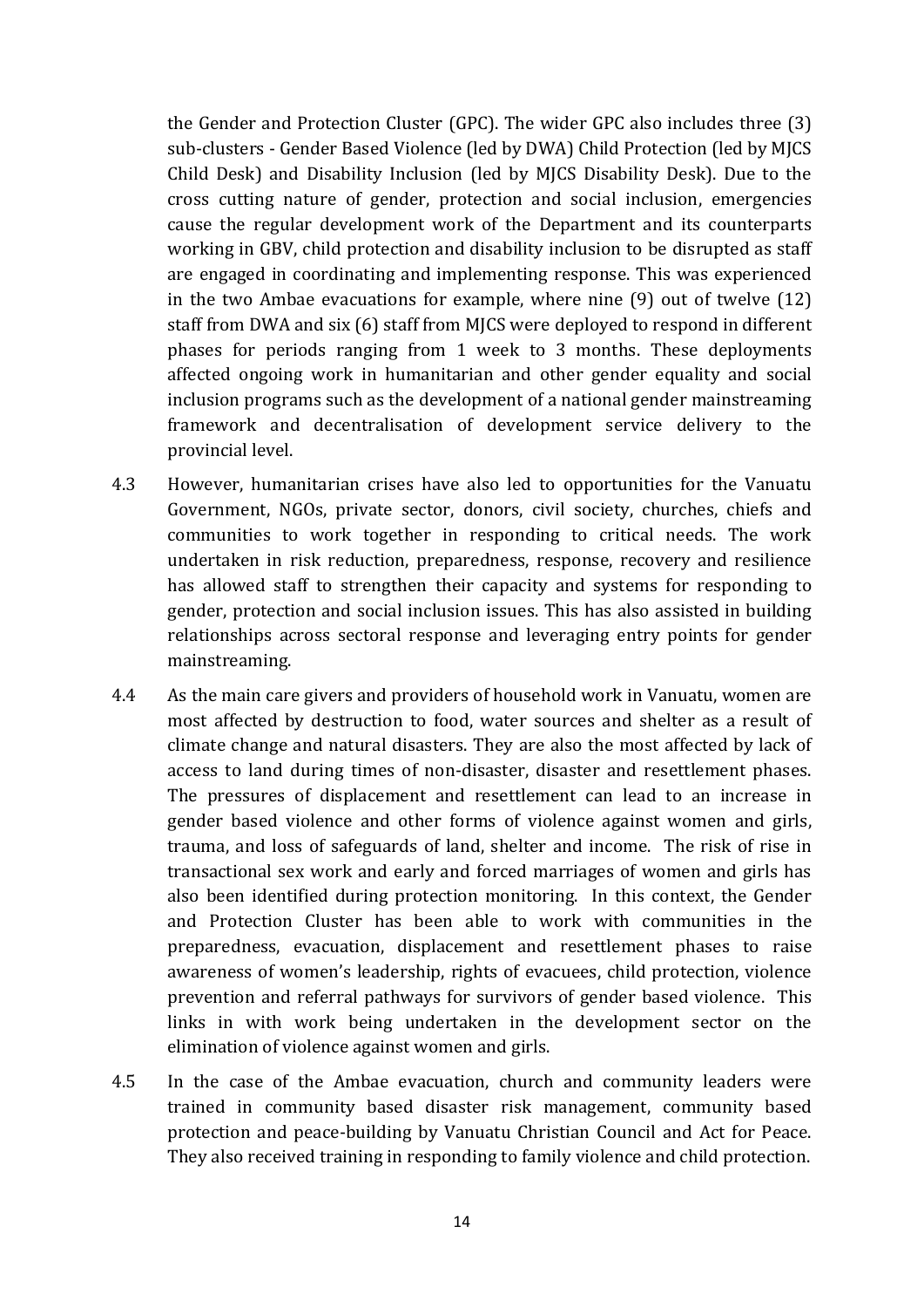the Gender and Protection Cluster (GPC). The wider GPC also includes three (3) sub-clusters - Gender Based Violence (led by DWA) Child Protection (led by MJCS Child Desk) and Disability Inclusion (led by MJCS Disability Desk). Due to the cross cutting nature of gender, protection and social inclusion, emergencies cause the regular development work of the Department and its counterparts working in GBV, child protection and disability inclusion to be disrupted as staff are engaged in coordinating and implementing response. This was experienced in the two Ambae evacuations for example, where nine (9) out of twelve (12) staff from DWA and six (6) staff from MJCS were deployed to respond in different phases for periods ranging from 1 week to 3 months. These deployments affected ongoing work in humanitarian and other gender equality and social inclusion programs such as the development of a national gender mainstreaming framework and decentralisation of development service delivery to the provincial level.

4.3 However, humanitarian crises have also led to opportunities for the Vanuatu Government, NGOs, private sector, donors, civil society, churches, chiefs and communities to work together in responding to critical needs. The work undertaken in risk reduction, preparedness, response, recovery and resilience has allowed staff to strengthen their capacity and systems for responding to gender, protection and social inclusion issues. This has also assisted in building relationships across sectoral response and leveraging entry points for gender mainstreaming.

4.4 As the main care givers and providers of household work in Vanuatu, women are most affected by destruction to food, water sources and shelter as a result of climate change and natural disasters. They are also the most affected by lack of access to land during times of non-disaster, disaster and resettlement phases. The pressures of displacement and resettlement can lead to an increase in gender based violence and other forms of violence against women and girls, trauma, and loss of safeguards of land, shelter and income. The risk of rise in transactional sex work and early and forced marriages of women and girls has also been identified during protection monitoring. In this context, the Gender and Protection Cluster has been able to work with communities in the preparedness, evacuation, displacement and resettlement phases to raise awareness of women's leadership, rights of evacuees, child protection, violence prevention and referral pathways for survivors of gender based violence. This links in with work being undertaken in the development sector on the elimination of violence against women and girls.

4.5 In the case of the Ambae evacuation, church and community leaders were trained in community based disaster risk management, community based protection and peace-building by Vanuatu Christian Council and Act for Peace. They also received training in responding to family violence and child protection.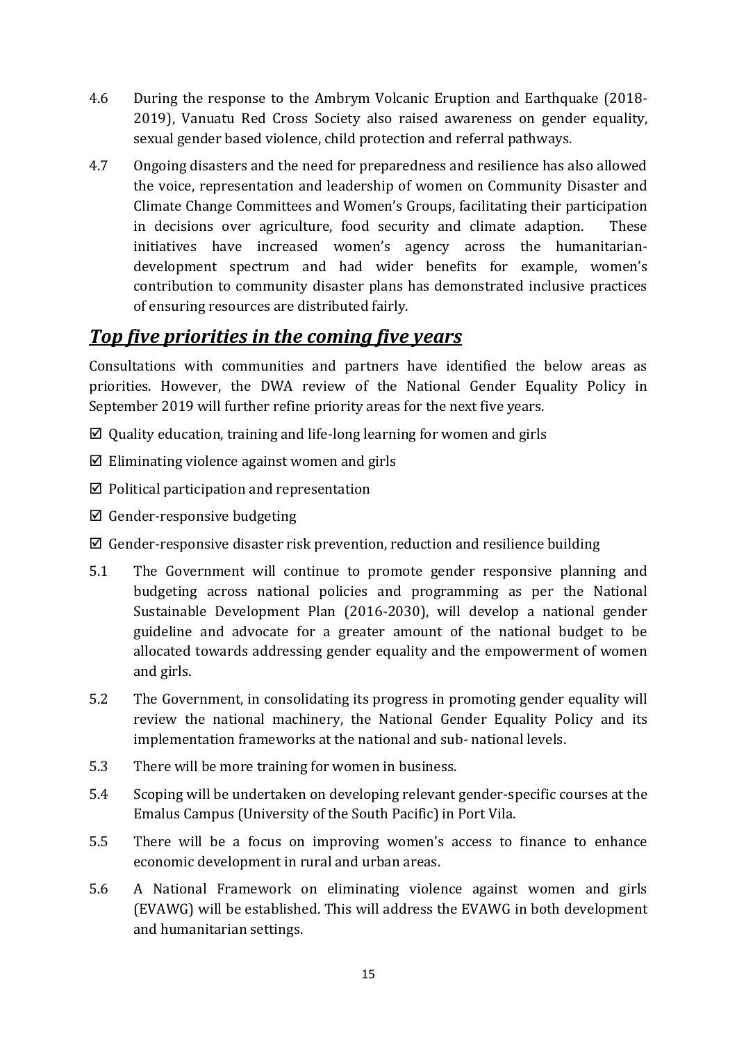4.6 During the response to the Ambrym Volcanic Eruption and Earthquake (2018-2019), Vanuatu Red Cross Society also raised awareness on gender equality, sexual gender based violence, child protection and referral pathways.

4.7 Ongoing disasters and the need for preparedness and resilience has also allowed the voice, representation and leadership of women on Community Disaster and Climate Change Committees and Women's Groups, facilitating their participation in decisions over agriculture, food security and climate adaption. These initiatives have increased women's agency across the humanitarian-development spectrum and had wider benefits for example, women's contribution to community disaster plans has demonstrated inclusive practices of ensuring resources are distributed fairly.

## ***Top five priorities in the coming five years***

Consultations with communities and partners have identified the below areas as priorities. However, the DWA review of the National Gender Equality Policy in September 2019 will further refine priority areas for the next five years.

- ☑ Quality education, training and life-long learning for women and girls
- ☑ Eliminating violence against women and girls
- ☑ Political participation and representation
- ☑ Gender-responsive budgeting
- ☑ Gender-responsive disaster risk prevention, reduction and resilience building

5.1 The Government will continue to promote gender responsive planning and budgeting across national policies and programming as per the National Sustainable Development Plan (2016-2030), will develop a national gender guideline and advocate for a greater amount of the national budget to be allocated towards addressing gender equality and the empowerment of women and girls.

5.2 The Government, in consolidating its progress in promoting gender equality will review the national machinery, the National Gender Equality Policy and its implementation frameworks at the national and sub- national levels.

5.3 There will be more training for women in business.

5.4 Scoping will be undertaken on developing relevant gender-specific courses at the Emalus Campus (University of the South Pacific) in Port Vila.

5.5 There will be a focus on improving women's access to finance to enhance economic development in rural and urban areas.

5.6 A National Framework on eliminating violence against women and girls (EVAWG) will be established. This will address the EVAWG in both development and humanitarian settings.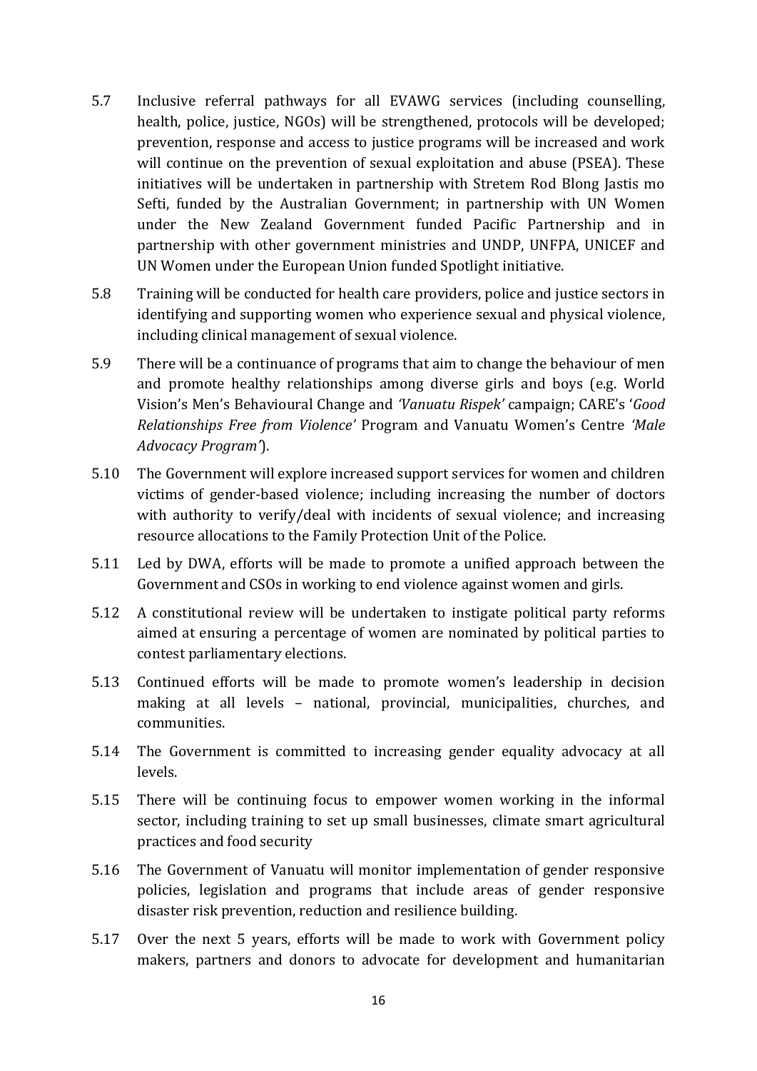5.7 Inclusive referral pathways for all EVAWG services (including counselling, health, police, justice, NGOs) will be strengthened, protocols will be developed; prevention, response and access to justice programs will be increased and work will continue on the prevention of sexual exploitation and abuse (PSEA). These initiatives will be undertaken in partnership with Stretem Rod Blong Jastis mo Sefti, funded by the Australian Government; in partnership with UN Women under the New Zealand Government funded Pacific Partnership and in partnership with other government ministries and UNDP, UNFPA, UNICEF and UN Women under the European Union funded Spotlight initiative.

5.8 Training will be conducted for health care providers, police and justice sectors in identifying and supporting women who experience sexual and physical violence, including clinical management of sexual violence.

5.9 There will be a continuance of programs that aim to change the behaviour of men and promote healthy relationships among diverse girls and boys (e.g. World Vision's Men's Behavioural Change and *'Vanuatu Rispek'* campaign; CARE's '*Good Relationships Free from Violence'* Program and Vanuatu Women's Centre *'Male Advocacy Program'*).

5.10 The Government will explore increased support services for women and children victims of gender-based violence; including increasing the number of doctors with authority to verify/deal with incidents of sexual violence; and increasing resource allocations to the Family Protection Unit of the Police.

5.11 Led by DWA, efforts will be made to promote a unified approach between the Government and CSOs in working to end violence against women and girls.

5.12 A constitutional review will be undertaken to instigate political party reforms aimed at ensuring a percentage of women are nominated by political parties to contest parliamentary elections.

5.13 Continued efforts will be made to promote women's leadership in decision making at all levels – national, provincial, municipalities, churches, and communities.

5.14 The Government is committed to increasing gender equality advocacy at all levels.

5.15 There will be continuing focus to empower women working in the informal sector, including training to set up small businesses, climate smart agricultural practices and food security

5.16 The Government of Vanuatu will monitor implementation of gender responsive policies, legislation and programs that include areas of gender responsive disaster risk prevention, reduction and resilience building.

5.17 Over the next 5 years, efforts will be made to work with Government policy makers, partners and donors to advocate for development and humanitarian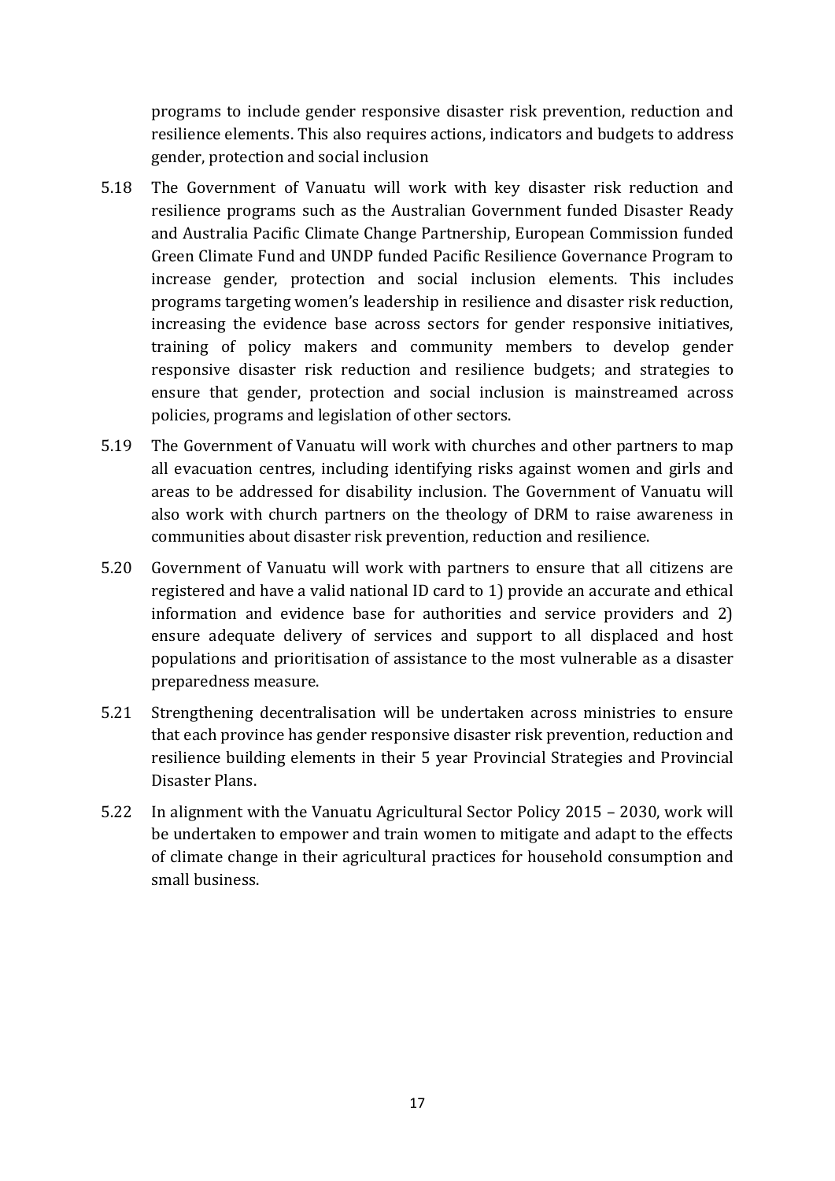programs to include gender responsive disaster risk prevention, reduction and resilience elements. This also requires actions, indicators and budgets to address gender, protection and social inclusion

5.18 The Government of Vanuatu will work with key disaster risk reduction and resilience programs such as the Australian Government funded Disaster Ready and Australia Pacific Climate Change Partnership, European Commission funded Green Climate Fund and UNDP funded Pacific Resilience Governance Program to increase gender, protection and social inclusion elements. This includes programs targeting women's leadership in resilience and disaster risk reduction, increasing the evidence base across sectors for gender responsive initiatives, training of policy makers and community members to develop gender responsive disaster risk reduction and resilience budgets; and strategies to ensure that gender, protection and social inclusion is mainstreamed across policies, programs and legislation of other sectors.

5.19 The Government of Vanuatu will work with churches and other partners to map all evacuation centres, including identifying risks against women and girls and areas to be addressed for disability inclusion. The Government of Vanuatu will also work with church partners on the theology of DRM to raise awareness in communities about disaster risk prevention, reduction and resilience.

5.20 Government of Vanuatu will work with partners to ensure that all citizens are registered and have a valid national ID card to 1) provide an accurate and ethical information and evidence base for authorities and service providers and 2) ensure adequate delivery of services and support to all displaced and host populations and prioritisation of assistance to the most vulnerable as a disaster preparedness measure.

5.21 Strengthening decentralisation will be undertaken across ministries to ensure that each province has gender responsive disaster risk prevention, reduction and resilience building elements in their 5 year Provincial Strategies and Provincial Disaster Plans.

5.22 In alignment with the Vanuatu Agricultural Sector Policy 2015 – 2030, work will be undertaken to empower and train women to mitigate and adapt to the effects of climate change in their agricultural practices for household consumption and small business.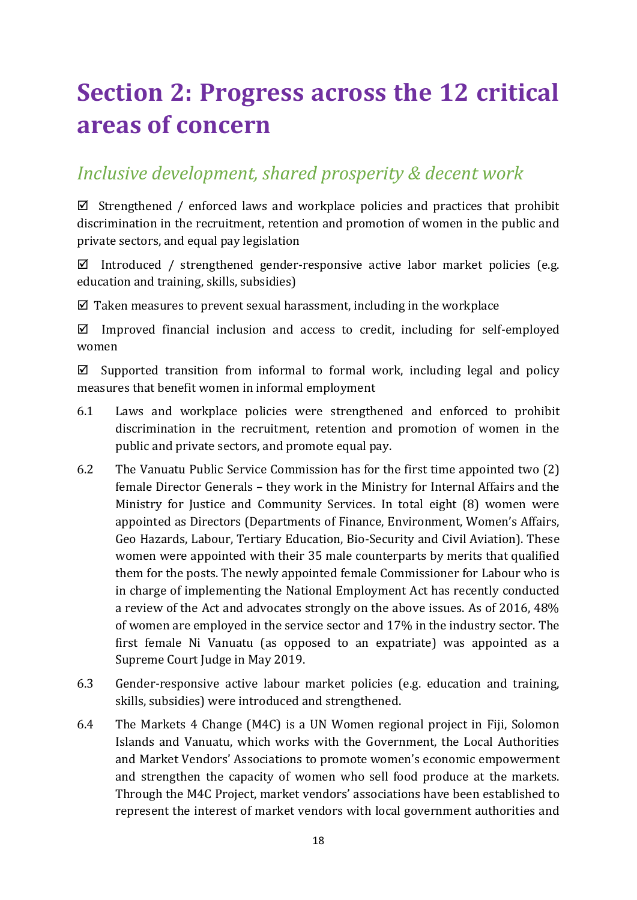# Section 2: Progress across the 12 critical areas of concern

## *Inclusive development, shared prosperity & decent work*

☑ Strengthened / enforced laws and workplace policies and practices that prohibit discrimination in the recruitment, retention and promotion of women in the public and private sectors, and equal pay legislation

☑ Introduced / strengthened gender-responsive active labor market policies (e.g. education and training, skills, subsidies)

☑ Taken measures to prevent sexual harassment, including in the workplace

☑ Improved financial inclusion and access to credit, including for self-employed women

☑ Supported transition from informal to formal work, including legal and policy measures that benefit women in informal employment

6.1 Laws and workplace policies were strengthened and enforced to prohibit discrimination in the recruitment, retention and promotion of women in the public and private sectors, and promote equal pay.

6.2 The Vanuatu Public Service Commission has for the first time appointed two (2) female Director Generals – they work in the Ministry for Internal Affairs and the Ministry for Justice and Community Services. In total eight (8) women were appointed as Directors (Departments of Finance, Environment, Women's Affairs, Geo Hazards, Labour, Tertiary Education, Bio-Security and Civil Aviation). These women were appointed with their 35 male counterparts by merits that qualified them for the posts. The newly appointed female Commissioner for Labour who is in charge of implementing the National Employment Act has recently conducted a review of the Act and advocates strongly on the above issues. As of 2016, 48% of women are employed in the service sector and 17% in the industry sector. The first female Ni Vanuatu (as opposed to an expatriate) was appointed as a Supreme Court Judge in May 2019.

6.3 Gender-responsive active labour market policies (e.g. education and training, skills, subsidies) were introduced and strengthened.

6.4 The Markets 4 Change (M4C) is a UN Women regional project in Fiji, Solomon Islands and Vanuatu, which works with the Government, the Local Authorities and Market Vendors' Associations to promote women's economic empowerment and strengthen the capacity of women who sell food produce at the markets. Through the M4C Project, market vendors' associations have been established to represent the interest of market vendors with local government authorities and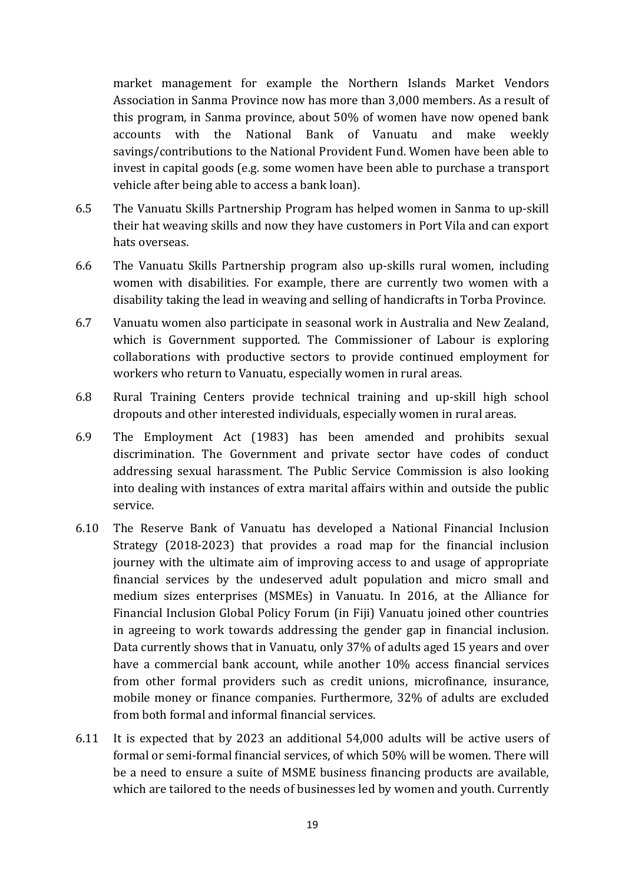market management for example the Northern Islands Market Vendors Association in Sanma Province now has more than 3,000 members. As a result of this program, in Sanma province, about 50% of women have now opened bank accounts with the National Bank of Vanuatu and make weekly savings/contributions to the National Provident Fund. Women have been able to invest in capital goods (e.g. some women have been able to purchase a transport vehicle after being able to access a bank loan).

6.5 The Vanuatu Skills Partnership Program has helped women in Sanma to up-skill their hat weaving skills and now they have customers in Port Vila and can export hats overseas.

6.6 The Vanuatu Skills Partnership program also up-skills rural women, including women with disabilities. For example, there are currently two women with a disability taking the lead in weaving and selling of handicrafts in Torba Province.

6.7 Vanuatu women also participate in seasonal work in Australia and New Zealand, which is Government supported. The Commissioner of Labour is exploring collaborations with productive sectors to provide continued employment for workers who return to Vanuatu, especially women in rural areas.

6.8 Rural Training Centers provide technical training and up-skill high school dropouts and other interested individuals, especially women in rural areas.

6.9 The Employment Act (1983) has been amended and prohibits sexual discrimination. The Government and private sector have codes of conduct addressing sexual harassment. The Public Service Commission is also looking into dealing with instances of extra marital affairs within and outside the public service.

6.10 The Reserve Bank of Vanuatu has developed a National Financial Inclusion Strategy (2018-2023) that provides a road map for the financial inclusion journey with the ultimate aim of improving access to and usage of appropriate financial services by the undeserved adult population and micro small and medium sizes enterprises (MSMEs) in Vanuatu. In 2016, at the Alliance for Financial Inclusion Global Policy Forum (in Fiji) Vanuatu joined other countries in agreeing to work towards addressing the gender gap in financial inclusion. Data currently shows that in Vanuatu, only 37% of adults aged 15 years and over have a commercial bank account, while another 10% access financial services from other formal providers such as credit unions, microfinance, insurance, mobile money or finance companies. Furthermore, 32% of adults are excluded from both formal and informal financial services.

6.11 It is expected that by 2023 an additional 54,000 adults will be active users of formal or semi-formal financial services, of which 50% will be women. There will be a need to ensure a suite of MSME business financing products are available, which are tailored to the needs of businesses led by women and youth. Currently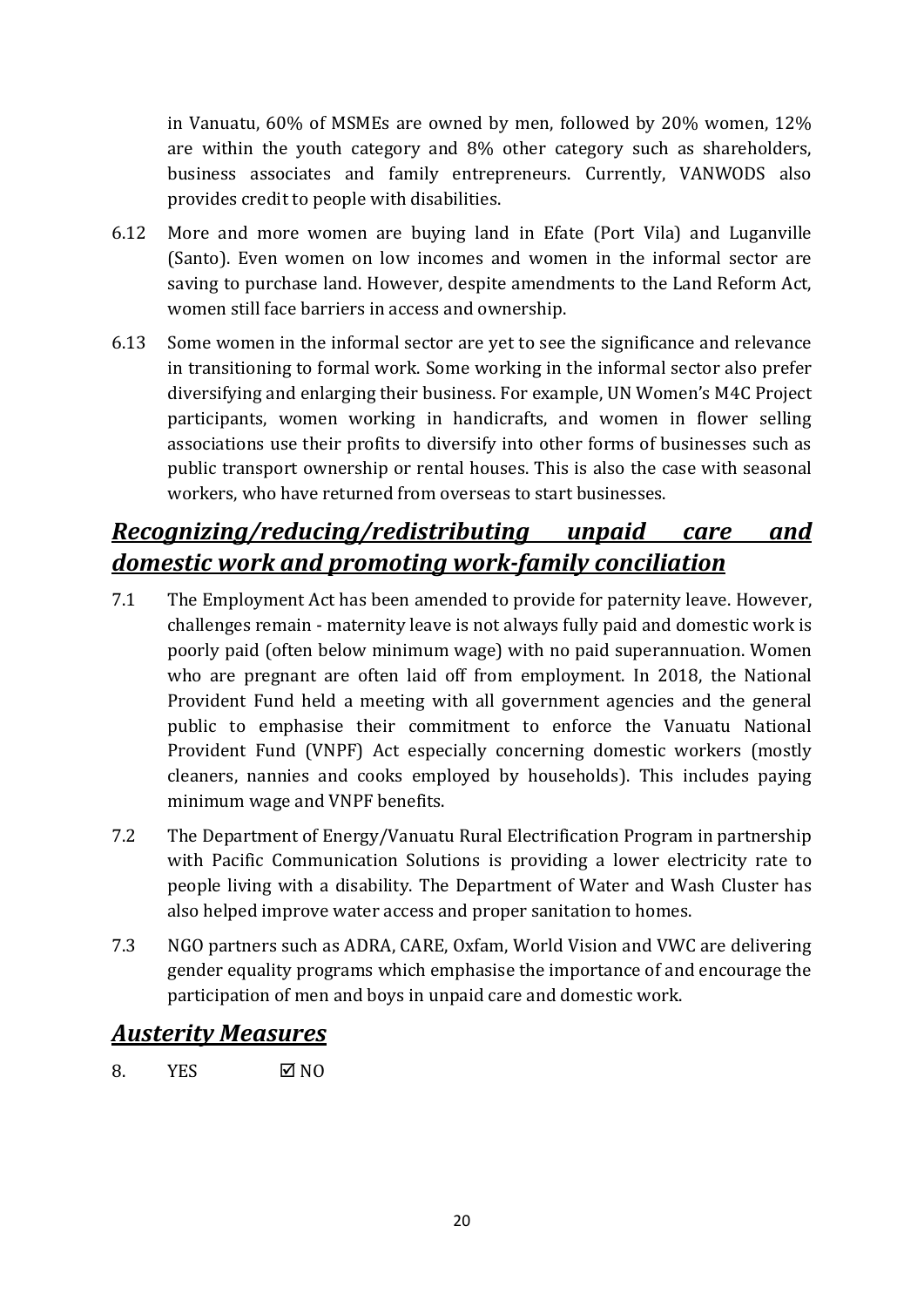in Vanuatu, 60% of MSMEs are owned by men, followed by 20% women, 12% are within the youth category and 8% other category such as shareholders, business associates and family entrepreneurs. Currently, VANWODS also provides credit to people with disabilities.

6.12 More and more women are buying land in Efate (Port Vila) and Luganville (Santo). Even women on low incomes and women in the informal sector are saving to purchase land. However, despite amendments to the Land Reform Act, women still face barriers in access and ownership.

6.13 Some women in the informal sector are yet to see the significance and relevance in transitioning to formal work. Some working in the informal sector also prefer diversifying and enlarging their business. For example, UN Women's M4C Project participants, women working in handicrafts, and women in flower selling associations use their profits to diversify into other forms of businesses such as public transport ownership or rental houses. This is also the case with seasonal workers, who have returned from overseas to start businesses.

## ***Recognizing/reducing/redistributing unpaid care and domestic work and promoting work-family conciliation***

7.1 The Employment Act has been amended to provide for paternity leave. However, challenges remain - maternity leave is not always fully paid and domestic work is poorly paid (often below minimum wage) with no paid superannuation. Women who are pregnant are often laid off from employment. In 2018, the National Provident Fund held a meeting with all government agencies and the general public to emphasise their commitment to enforce the Vanuatu National Provident Fund (VNPF) Act especially concerning domestic workers (mostly cleaners, nannies and cooks employed by households). This includes paying minimum wage and VNPF benefits.

7.2 The Department of Energy/Vanuatu Rural Electrification Program in partnership with Pacific Communication Solutions is providing a lower electricity rate to people living with a disability. The Department of Water and Wash Cluster has also helped improve water access and proper sanitation to homes.

7.3 NGO partners such as ADRA, CARE, Oxfam, World Vision and VWC are delivering gender equality programs which emphasise the importance of and encourage the participation of men and boys in unpaid care and domestic work.

## ***Austerity Measures***

8. YES ☑ NO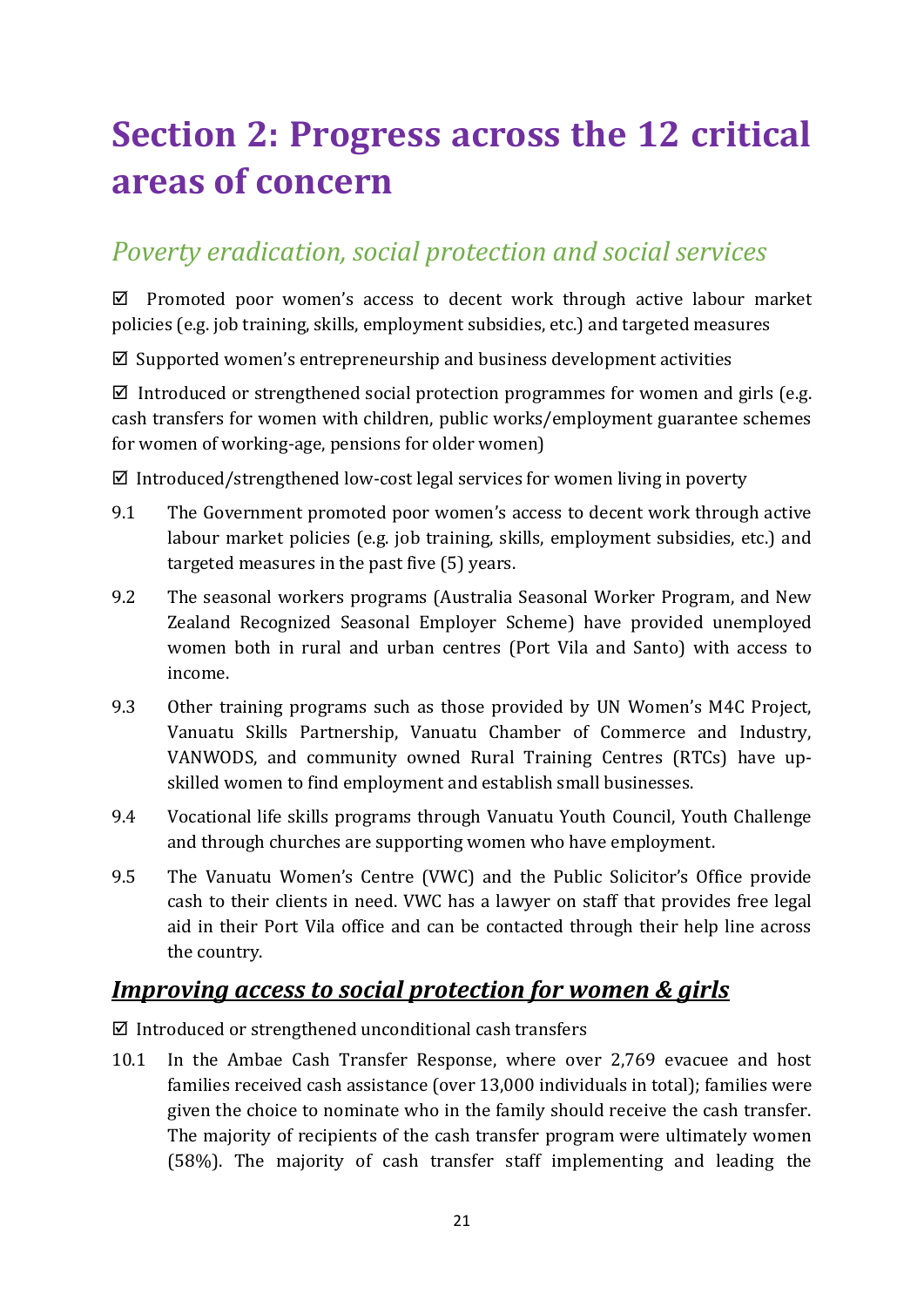# Section 2: Progress across the 12 critical areas of concern

## *Poverty eradication, social protection and social services*

☑ Promoted poor women's access to decent work through active labour market policies (e.g. job training, skills, employment subsidies, etc.) and targeted measures

☑ Supported women's entrepreneurship and business development activities

☑ Introduced or strengthened social protection programmes for women and girls (e.g. cash transfers for women with children, public works/employment guarantee schemes for women of working-age, pensions for older women)

☑ Introduced/strengthened low-cost legal services for women living in poverty

9.1 The Government promoted poor women's access to decent work through active labour market policies (e.g. job training, skills, employment subsidies, etc.) and targeted measures in the past five (5) years.

9.2 The seasonal workers programs (Australia Seasonal Worker Program, and New Zealand Recognized Seasonal Employer Scheme) have provided unemployed women both in rural and urban centres (Port Vila and Santo) with access to income.

9.3 Other training programs such as those provided by UN Women's M4C Project, Vanuatu Skills Partnership, Vanuatu Chamber of Commerce and Industry, VANWODS, and community owned Rural Training Centres (RTCs) have up-skilled women to find employment and establish small businesses.

9.4 Vocational life skills programs through Vanuatu Youth Council, Youth Challenge and through churches are supporting women who have employment.

9.5 The Vanuatu Women's Centre (VWC) and the Public Solicitor's Office provide cash to their clients in need. VWC has a lawyer on staff that provides free legal aid in their Port Vila office and can be contacted through their help line across the country.

## ***Improving access to social protection for women & girls***

☑ Introduced or strengthened unconditional cash transfers

10.1 In the Ambae Cash Transfer Response, where over 2,769 evacuee and host families received cash assistance (over 13,000 individuals in total); families were given the choice to nominate who in the family should receive the cash transfer. The majority of recipients of the cash transfer program were ultimately women (58%). The majority of cash transfer staff implementing and leading the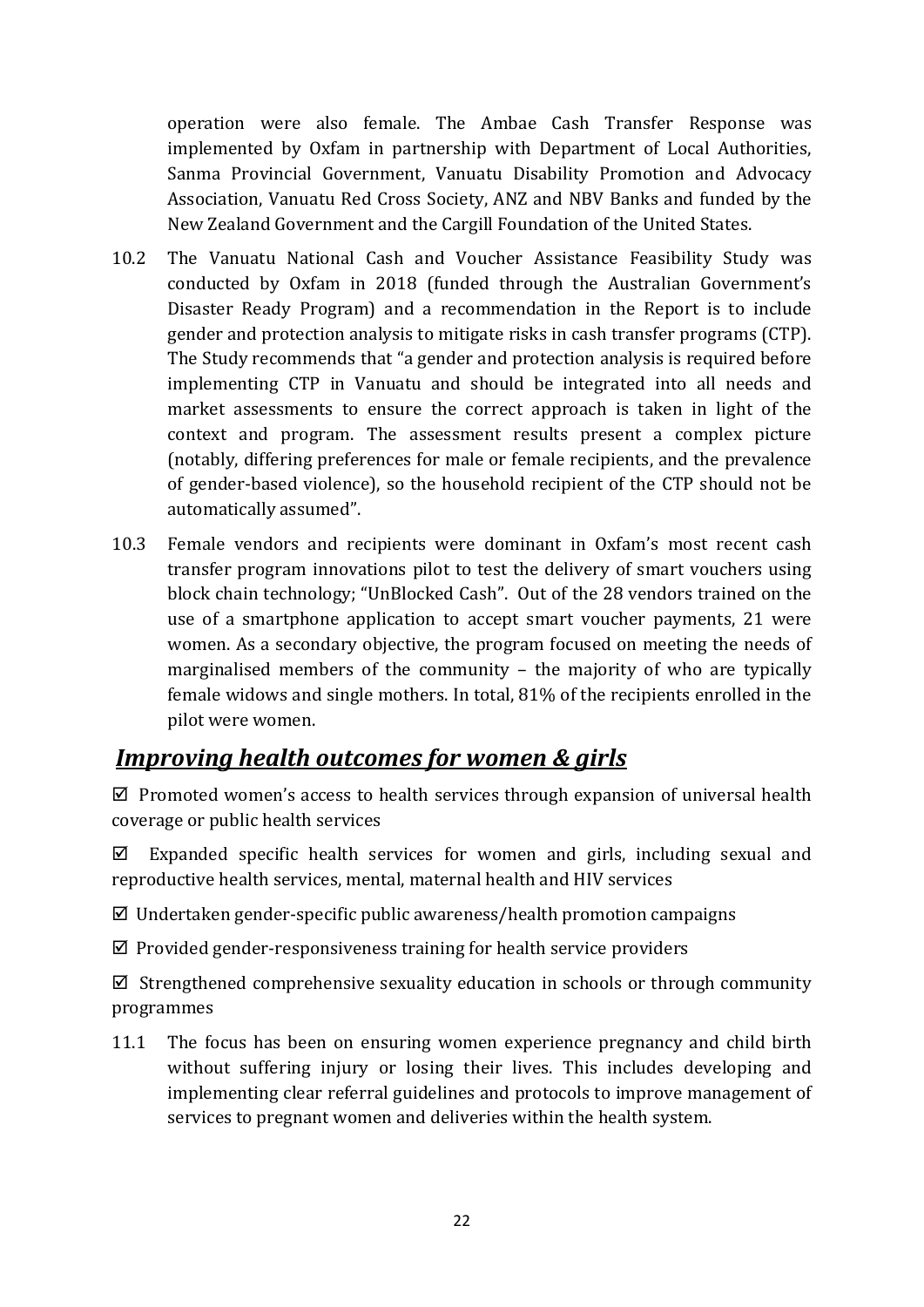operation were also female. The Ambae Cash Transfer Response was implemented by Oxfam in partnership with Department of Local Authorities, Sanma Provincial Government, Vanuatu Disability Promotion and Advocacy Association, Vanuatu Red Cross Society, ANZ and NBV Banks and funded by the New Zealand Government and the Cargill Foundation of the United States.

10.2 The Vanuatu National Cash and Voucher Assistance Feasibility Study was conducted by Oxfam in 2018 (funded through the Australian Government's Disaster Ready Program) and a recommendation in the Report is to include gender and protection analysis to mitigate risks in cash transfer programs (CTP). The Study recommends that "a gender and protection analysis is required before implementing CTP in Vanuatu and should be integrated into all needs and market assessments to ensure the correct approach is taken in light of the context and program. The assessment results present a complex picture (notably, differing preferences for male or female recipients, and the prevalence of gender-based violence), so the household recipient of the CTP should not be automatically assumed".

10.3 Female vendors and recipients were dominant in Oxfam's most recent cash transfer program innovations pilot to test the delivery of smart vouchers using block chain technology; "UnBlocked Cash". Out of the 28 vendors trained on the use of a smartphone application to accept smart voucher payments, 21 were women. As a secondary objective, the program focused on meeting the needs of marginalised members of the community – the majority of who are typically female widows and single mothers. In total, 81% of the recipients enrolled in the pilot were women.

## ***Improving health outcomes for women & girls***

☑ Promoted women's access to health services through expansion of universal health coverage or public health services

☑ Expanded specific health services for women and girls, including sexual and reproductive health services, mental, maternal health and HIV services

☑ Undertaken gender-specific public awareness/health promotion campaigns

☑ Provided gender-responsiveness training for health service providers

☑ Strengthened comprehensive sexuality education in schools or through community programmes

11.1 The focus has been on ensuring women experience pregnancy and child birth without suffering injury or losing their lives. This includes developing and implementing clear referral guidelines and protocols to improve management of services to pregnant women and deliveries within the health system.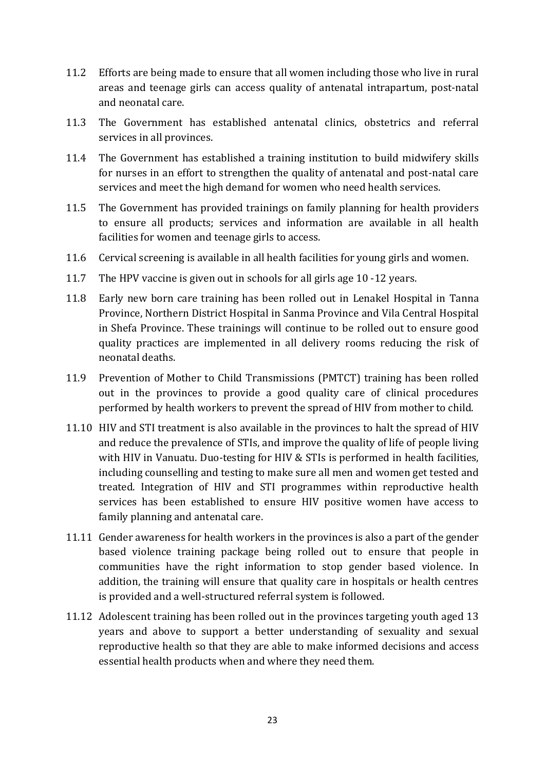11.2 Efforts are being made to ensure that all women including those who live in rural areas and teenage girls can access quality of antenatal intrapartum, post-natal and neonatal care.

11.3 The Government has established antenatal clinics, obstetrics and referral services in all provinces.

11.4 The Government has established a training institution to build midwifery skills for nurses in an effort to strengthen the quality of antenatal and post-natal care services and meet the high demand for women who need health services.

11.5 The Government has provided trainings on family planning for health providers to ensure all products; services and information are available in all health facilities for women and teenage girls to access.

11.6 Cervical screening is available in all health facilities for young girls and women.

11.7 The HPV vaccine is given out in schools for all girls age 10 -12 years.

11.8 Early new born care training has been rolled out in Lenakel Hospital in Tanna Province, Northern District Hospital in Sanma Province and Vila Central Hospital in Shefa Province. These trainings will continue to be rolled out to ensure good quality practices are implemented in all delivery rooms reducing the risk of neonatal deaths.

11.9 Prevention of Mother to Child Transmissions (PMTCT) training has been rolled out in the provinces to provide a good quality care of clinical procedures performed by health workers to prevent the spread of HIV from mother to child.

11.10 HIV and STI treatment is also available in the provinces to halt the spread of HIV and reduce the prevalence of STIs, and improve the quality of life of people living with HIV in Vanuatu. Duo-testing for HIV & STIs is performed in health facilities, including counselling and testing to make sure all men and women get tested and treated. Integration of HIV and STI programmes within reproductive health services has been established to ensure HIV positive women have access to family planning and antenatal care.

11.11 Gender awareness for health workers in the provinces is also a part of the gender based violence training package being rolled out to ensure that people in communities have the right information to stop gender based violence. In addition, the training will ensure that quality care in hospitals or health centres is provided and a well-structured referral system is followed.

11.12 Adolescent training has been rolled out in the provinces targeting youth aged 13 years and above to support a better understanding of sexuality and sexual reproductive health so that they are able to make informed decisions and access essential health products when and where they need them.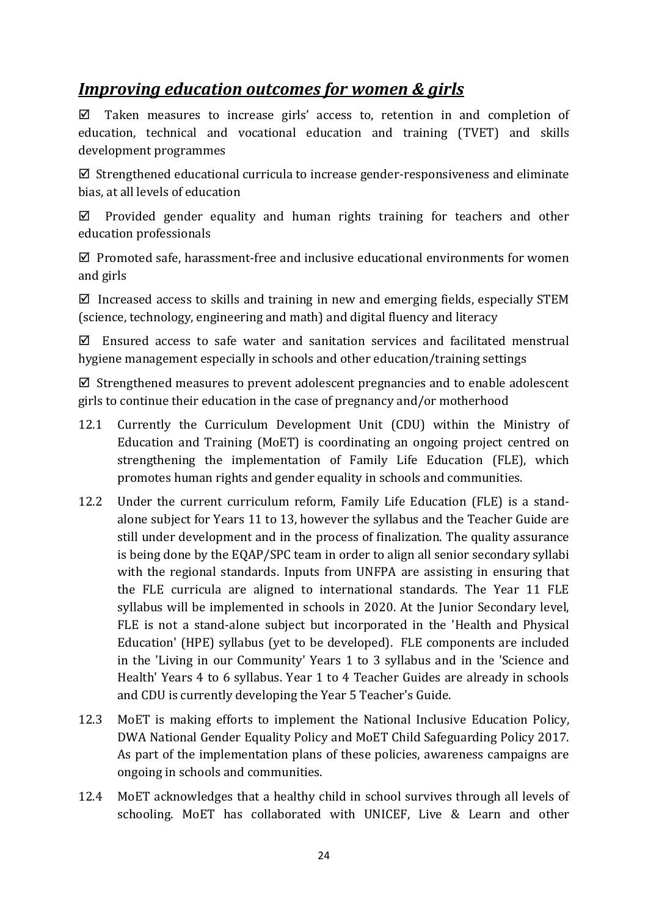## ***Improving education outcomes for women & girls***

☑ Taken measures to increase girls' access to, retention in and completion of education, technical and vocational education and training (TVET) and skills development programmes

☑ Strengthened educational curricula to increase gender-responsiveness and eliminate bias, at all levels of education

☑ Provided gender equality and human rights training for teachers and other education professionals

☑ Promoted safe, harassment-free and inclusive educational environments for women and girls

☑ Increased access to skills and training in new and emerging fields, especially STEM (science, technology, engineering and math) and digital fluency and literacy

☑ Ensured access to safe water and sanitation services and facilitated menstrual hygiene management especially in schools and other education/training settings

☑ Strengthened measures to prevent adolescent pregnancies and to enable adolescent girls to continue their education in the case of pregnancy and/or motherhood

12.1 Currently the Curriculum Development Unit (CDU) within the Ministry of Education and Training (MoET) is coordinating an ongoing project centred on strengthening the implementation of Family Life Education (FLE), which promotes human rights and gender equality in schools and communities.

12.2 Under the current curriculum reform, Family Life Education (FLE) is a stand-alone subject for Years 11 to 13, however the syllabus and the Teacher Guide are still under development and in the process of finalization. The quality assurance is being done by the EQAP/SPC team in order to align all senior secondary syllabi with the regional standards. Inputs from UNFPA are assisting in ensuring that the FLE curricula are aligned to international standards. The Year 11 FLE syllabus will be implemented in schools in 2020. At the Junior Secondary level, FLE is not a stand-alone subject but incorporated in the 'Health and Physical Education' (HPE) syllabus (yet to be developed). FLE components are included in the 'Living in our Community' Years 1 to 3 syllabus and in the 'Science and Health' Years 4 to 6 syllabus. Year 1 to 4 Teacher Guides are already in schools and CDU is currently developing the Year 5 Teacher's Guide.

12.3 MoET is making efforts to implement the National Inclusive Education Policy, DWA National Gender Equality Policy and MoET Child Safeguarding Policy 2017. As part of the implementation plans of these policies, awareness campaigns are ongoing in schools and communities.

12.4 MoET acknowledges that a healthy child in school survives through all levels of schooling. MoET has collaborated with UNICEF, Live & Learn and other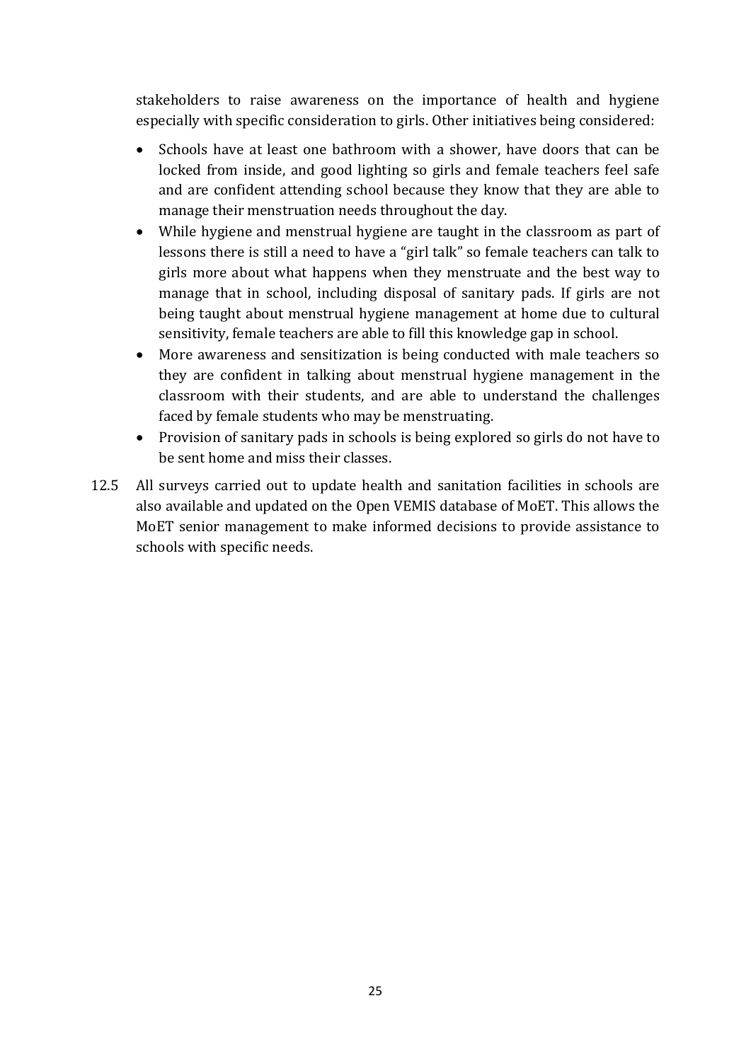stakeholders to raise awareness on the importance of health and hygiene especially with specific consideration to girls. Other initiatives being considered:

- Schools have at least one bathroom with a shower, have doors that can be locked from inside, and good lighting so girls and female teachers feel safe and are confident attending school because they know that they are able to manage their menstruation needs throughout the day.
- While hygiene and menstrual hygiene are taught in the classroom as part of lessons there is still a need to have a "girl talk" so female teachers can talk to girls more about what happens when they menstruate and the best way to manage that in school, including disposal of sanitary pads. If girls are not being taught about menstrual hygiene management at home due to cultural sensitivity, female teachers are able to fill this knowledge gap in school.
- More awareness and sensitization is being conducted with male teachers so they are confident in talking about menstrual hygiene management in the classroom with their students, and are able to understand the challenges faced by female students who may be menstruating.
- Provision of sanitary pads in schools is being explored so girls do not have to be sent home and miss their classes.

12.5 All surveys carried out to update health and sanitation facilities in schools are also available and updated on the Open VEMIS database of MoET. This allows the MoET senior management to make informed decisions to provide assistance to schools with specific needs.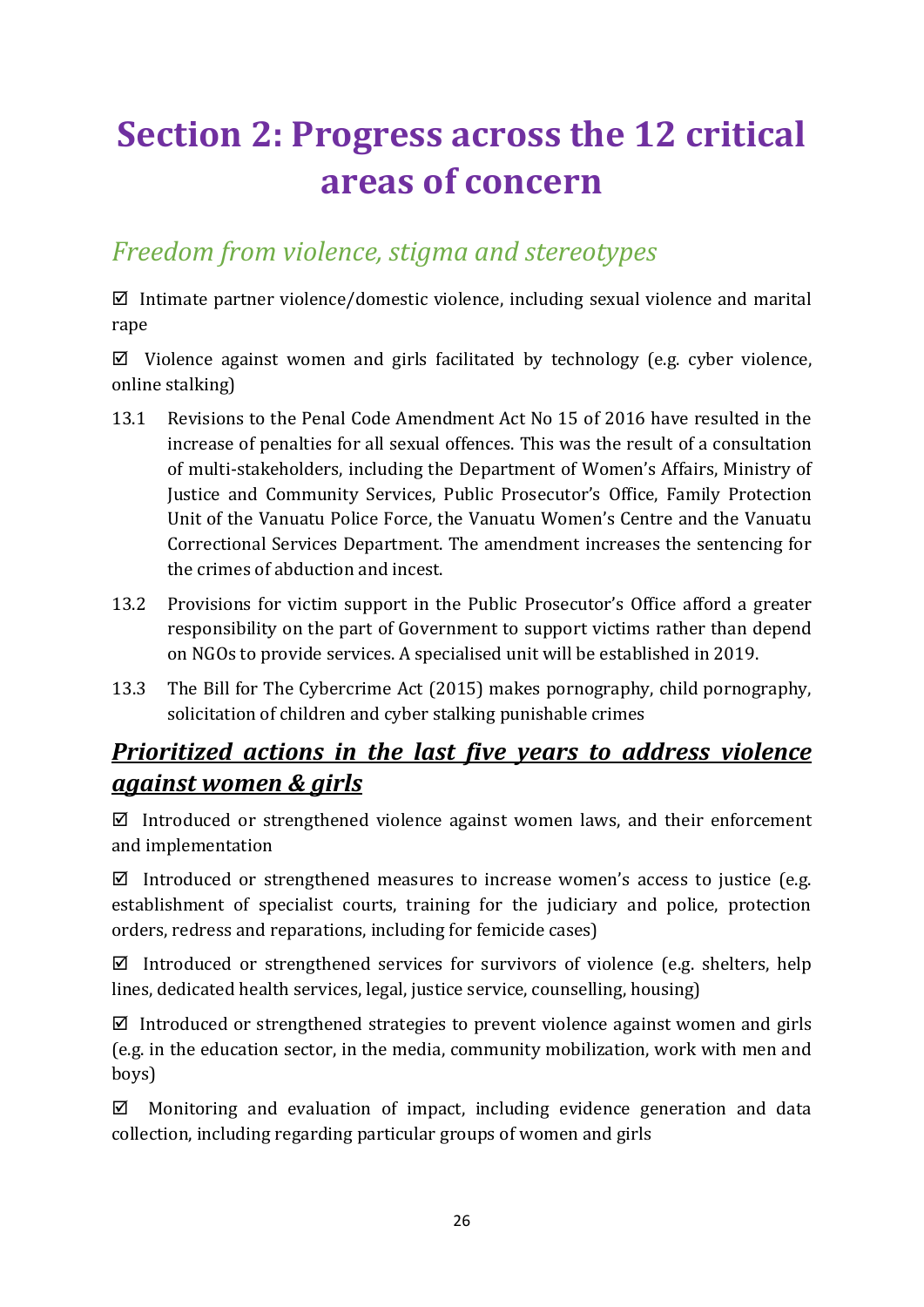# Section 2: Progress across the 12 critical areas of concern

## *Freedom from violence, stigma and stereotypes*

☑ Intimate partner violence/domestic violence, including sexual violence and marital rape

☑ Violence against women and girls facilitated by technology (e.g. cyber violence, online stalking)

13.1 Revisions to the Penal Code Amendment Act No 15 of 2016 have resulted in the increase of penalties for all sexual offences. This was the result of a consultation of multi-stakeholders, including the Department of Women's Affairs, Ministry of Justice and Community Services, Public Prosecutor's Office, Family Protection Unit of the Vanuatu Police Force, the Vanuatu Women's Centre and the Vanuatu Correctional Services Department. The amendment increases the sentencing for the crimes of abduction and incest.

13.2 Provisions for victim support in the Public Prosecutor's Office afford a greater responsibility on the part of Government to support victims rather than depend on NGOs to provide services. A specialised unit will be established in 2019.

13.3 The Bill for The Cybercrime Act (2015) makes pornography, child pornography, solicitation of children and cyber stalking punishable crimes

## ***Prioritized actions in the last five years to address violence against women & girls***

☑ Introduced or strengthened violence against women laws, and their enforcement and implementation

☑ Introduced or strengthened measures to increase women's access to justice (e.g. establishment of specialist courts, training for the judiciary and police, protection orders, redress and reparations, including for femicide cases)

☑ Introduced or strengthened services for survivors of violence (e.g. shelters, help lines, dedicated health services, legal, justice service, counselling, housing)

☑ Introduced or strengthened strategies to prevent violence against women and girls (e.g. in the education sector, in the media, community mobilization, work with men and boys)

☑ Monitoring and evaluation of impact, including evidence generation and data collection, including regarding particular groups of women and girls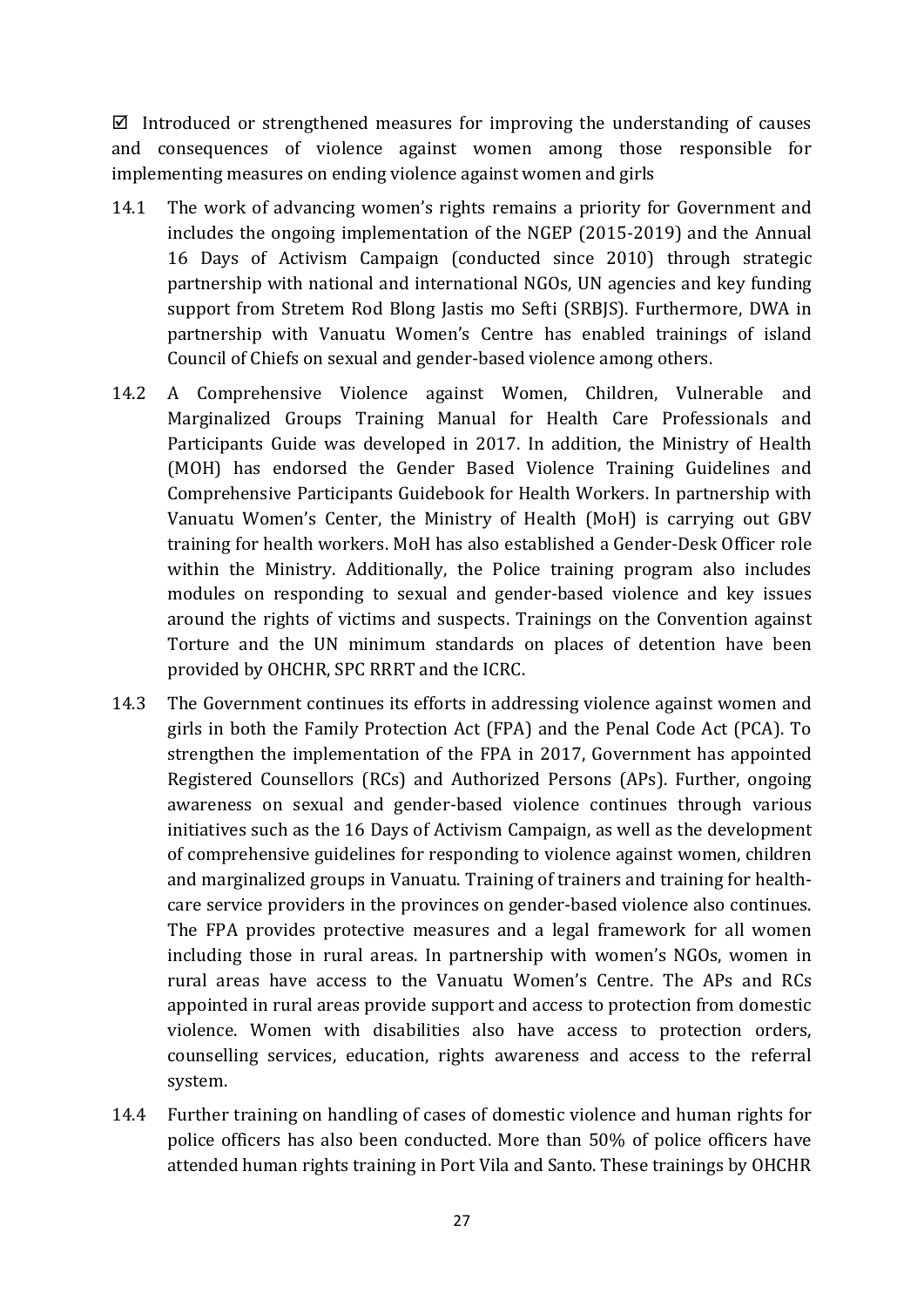☑ Introduced or strengthened measures for improving the understanding of causes and consequences of violence against women among those responsible for implementing measures on ending violence against women and girls

14.1 The work of advancing women's rights remains a priority for Government and includes the ongoing implementation of the NGEP (2015-2019) and the Annual 16 Days of Activism Campaign (conducted since 2010) through strategic partnership with national and international NGOs, UN agencies and key funding support from Stretem Rod Blong Jastis mo Sefti (SRBJS). Furthermore, DWA in partnership with Vanuatu Women's Centre has enabled trainings of island Council of Chiefs on sexual and gender-based violence among others.

14.2 A Comprehensive Violence against Women, Children, Vulnerable and Marginalized Groups Training Manual for Health Care Professionals and Participants Guide was developed in 2017. In addition, the Ministry of Health (MOH) has endorsed the Gender Based Violence Training Guidelines and Comprehensive Participants Guidebook for Health Workers. In partnership with Vanuatu Women's Center, the Ministry of Health (MoH) is carrying out GBV training for health workers. MoH has also established a Gender-Desk Officer role within the Ministry. Additionally, the Police training program also includes modules on responding to sexual and gender-based violence and key issues around the rights of victims and suspects. Trainings on the Convention against Torture and the UN minimum standards on places of detention have been provided by OHCHR, SPC RRRT and the ICRC.

14.3 The Government continues its efforts in addressing violence against women and girls in both the Family Protection Act (FPA) and the Penal Code Act (PCA). To strengthen the implementation of the FPA in 2017, Government has appointed Registered Counsellors (RCs) and Authorized Persons (APs). Further, ongoing awareness on sexual and gender-based violence continues through various initiatives such as the 16 Days of Activism Campaign, as well as the development of comprehensive guidelines for responding to violence against women, children and marginalized groups in Vanuatu. Training of trainers and training for health-care service providers in the provinces on gender-based violence also continues. The FPA provides protective measures and a legal framework for all women including those in rural areas. In partnership with women's NGOs, women in rural areas have access to the Vanuatu Women's Centre. The APs and RCs appointed in rural areas provide support and access to protection from domestic violence. Women with disabilities also have access to protection orders, counselling services, education, rights awareness and access to the referral system.

14.4 Further training on handling of cases of domestic violence and human rights for police officers has also been conducted. More than 50% of police officers have attended human rights training in Port Vila and Santo. These trainings by OHCHR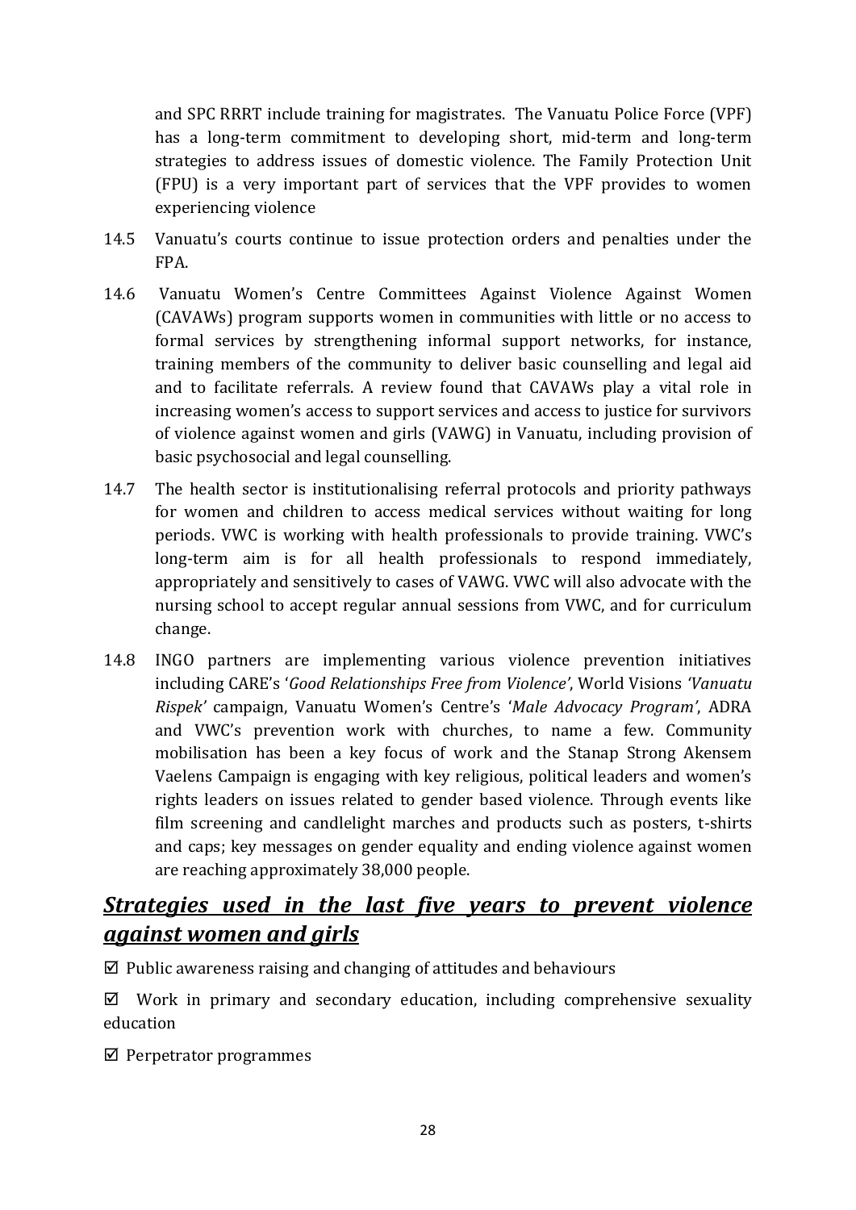and SPC RRRT include training for magistrates. The Vanuatu Police Force (VPF) has a long-term commitment to developing short, mid-term and long-term strategies to address issues of domestic violence. The Family Protection Unit (FPU) is a very important part of services that the VPF provides to women experiencing violence

14.5 Vanuatu's courts continue to issue protection orders and penalties under the FPA.

14.6 Vanuatu Women's Centre Committees Against Violence Against Women (CAVAWs) program supports women in communities with little or no access to formal services by strengthening informal support networks, for instance, training members of the community to deliver basic counselling and legal aid and to facilitate referrals. A review found that CAVAWs play a vital role in increasing women's access to support services and access to justice for survivors of violence against women and girls (VAWG) in Vanuatu, including provision of basic psychosocial and legal counselling.

14.7 The health sector is institutionalising referral protocols and priority pathways for women and children to access medical services without waiting for long periods. VWC is working with health professionals to provide training. VWC's long-term aim is for all health professionals to respond immediately, appropriately and sensitively to cases of VAWG. VWC will also advocate with the nursing school to accept regular annual sessions from VWC, and for curriculum change.

14.8 INGO partners are implementing various violence prevention initiatives including CARE's '*Good Relationships Free from Violence'*, World Visions *'Vanuatu Rispek'* campaign, Vanuatu Women's Centre's '*Male Advocacy Program'*, ADRA and VWC's prevention work with churches, to name a few. Community mobilisation has been a key focus of work and the Stanap Strong Akensem Vaelens Campaign is engaging with key religious, political leaders and women's rights leaders on issues related to gender based violence. Through events like film screening and candlelight marches and products such as posters, t-shirts and caps; key messages on gender equality and ending violence against women are reaching approximately 38,000 people.

## ***Strategies used in the last five years to prevent violence against women and girls***

☑ Public awareness raising and changing of attitudes and behaviours

☑ Work in primary and secondary education, including comprehensive sexuality education

☑ Perpetrator programmes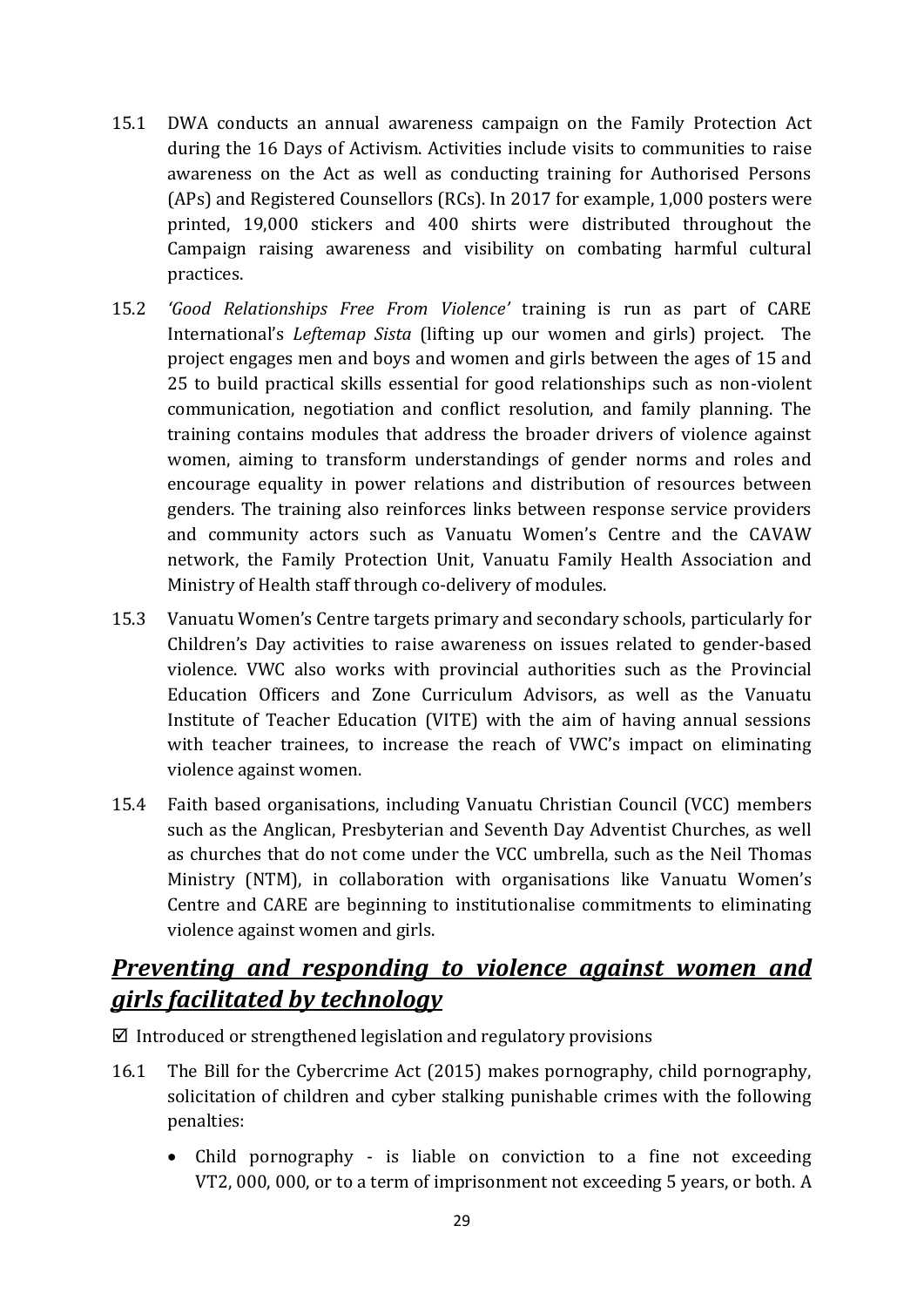15.1 DWA conducts an annual awareness campaign on the Family Protection Act during the 16 Days of Activism. Activities include visits to communities to raise awareness on the Act as well as conducting training for Authorised Persons (APs) and Registered Counsellors (RCs). In 2017 for example, 1,000 posters were printed, 19,000 stickers and 400 shirts were distributed throughout the Campaign raising awareness and visibility on combating harmful cultural practices.

15.2 *'Good Relationships Free From Violence'* training is run as part of CARE International's *Leftemap Sista* (lifting up our women and girls) project. The project engages men and boys and women and girls between the ages of 15 and 25 to build practical skills essential for good relationships such as non-violent communication, negotiation and conflict resolution, and family planning. The training contains modules that address the broader drivers of violence against women, aiming to transform understandings of gender norms and roles and encourage equality in power relations and distribution of resources between genders. The training also reinforces links between response service providers and community actors such as Vanuatu Women's Centre and the CAVAW network, the Family Protection Unit, Vanuatu Family Health Association and Ministry of Health staff through co-delivery of modules.

15.3 Vanuatu Women's Centre targets primary and secondary schools, particularly for Children's Day activities to raise awareness on issues related to gender-based violence. VWC also works with provincial authorities such as the Provincial Education Officers and Zone Curriculum Advisors, as well as the Vanuatu Institute of Teacher Education (VITE) with the aim of having annual sessions with teacher trainees, to increase the reach of VWC's impact on eliminating violence against women.

15.4 Faith based organisations, including Vanuatu Christian Council (VCC) members such as the Anglican, Presbyterian and Seventh Day Adventist Churches, as well as churches that do not come under the VCC umbrella, such as the Neil Thomas Ministry (NTM), in collaboration with organisations like Vanuatu Women's Centre and CARE are beginning to institutionalise commitments to eliminating violence against women and girls.

## ***Preventing and responding to violence against women and girls facilitated by technology***

☑ Introduced or strengthened legislation and regulatory provisions

16.1 The Bill for the Cybercrime Act (2015) makes pornography, child pornography, solicitation of children and cyber stalking punishable crimes with the following penalties:

- Child pornography - is liable on conviction to a fine not exceeding VT2, 000, 000, or to a term of imprisonment not exceeding 5 years, or both. A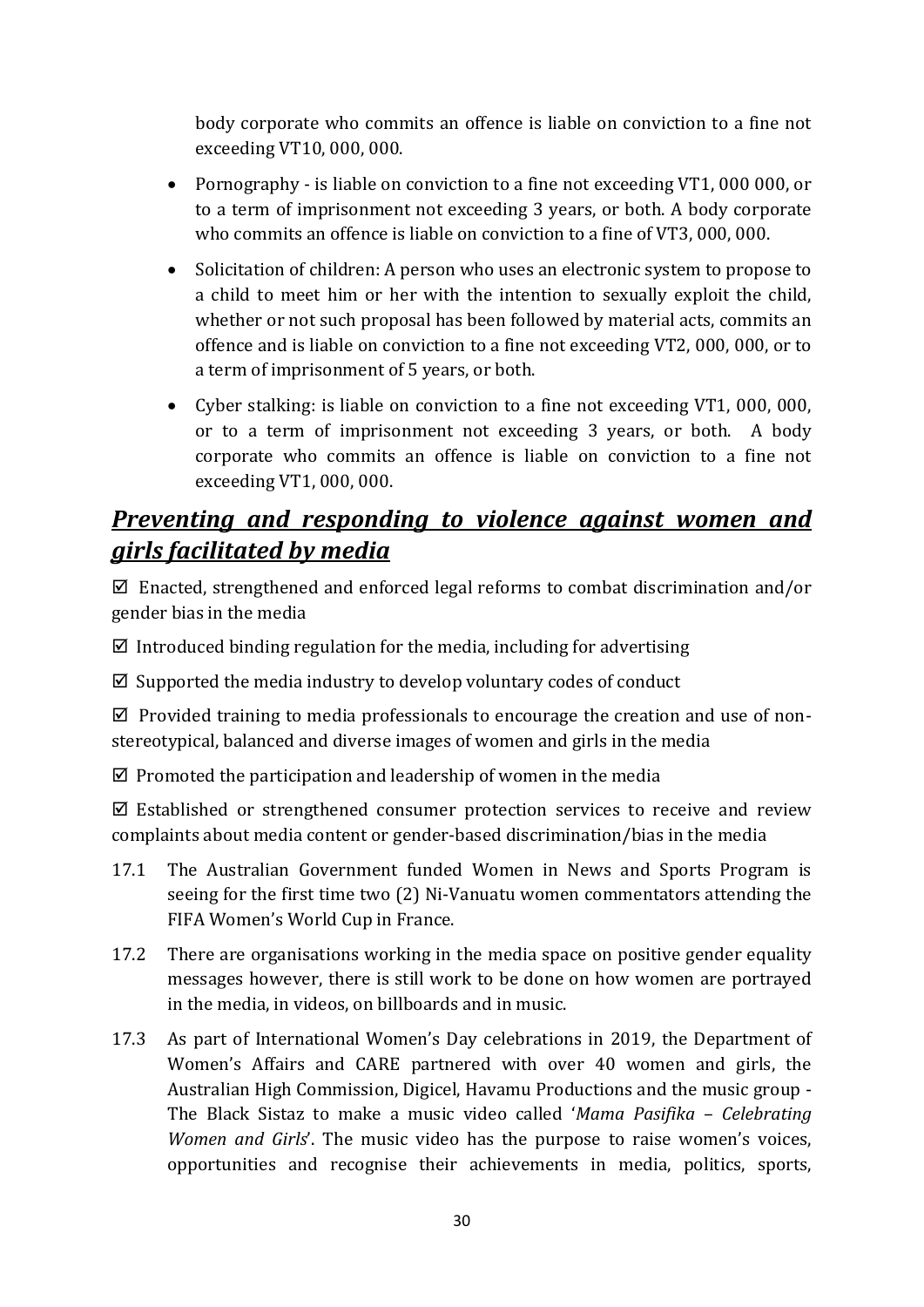body corporate who commits an offence is liable on conviction to a fine not exceeding VT10, 000, 000.

- Pornography - is liable on conviction to a fine not exceeding VT1, 000 000, or to a term of imprisonment not exceeding 3 years, or both. A body corporate who commits an offence is liable on conviction to a fine of VT3, 000, 000.
- Solicitation of children: A person who uses an electronic system to propose to a child to meet him or her with the intention to sexually exploit the child, whether or not such proposal has been followed by material acts, commits an offence and is liable on conviction to a fine not exceeding VT2, 000, 000, or to a term of imprisonment of 5 years, or both.
- Cyber stalking: is liable on conviction to a fine not exceeding VT1, 000, 000, or to a term of imprisonment not exceeding 3 years, or both. A body corporate who commits an offence is liable on conviction to a fine not exceeding VT1, 000, 000.

## ***Preventing and responding to violence against women and girls facilitated by media***

☑ Enacted, strengthened and enforced legal reforms to combat discrimination and/or gender bias in the media

☑ Introduced binding regulation for the media, including for advertising

☑ Supported the media industry to develop voluntary codes of conduct

☑ Provided training to media professionals to encourage the creation and use of non-stereotypical, balanced and diverse images of women and girls in the media

☑ Promoted the participation and leadership of women in the media

☑ Established or strengthened consumer protection services to receive and review complaints about media content or gender-based discrimination/bias in the media

17.1 The Australian Government funded Women in News and Sports Program is seeing for the first time two (2) Ni-Vanuatu women commentators attending the FIFA Women's World Cup in France.

17.2 There are organisations working in the media space on positive gender equality messages however, there is still work to be done on how women are portrayed in the media, in videos, on billboards and in music.

17.3 As part of International Women's Day celebrations in 2019, the Department of Women's Affairs and CARE partnered with over 40 women and girls, the Australian High Commission, Digicel, Havamu Productions and the music group - The Black Sistaz to make a music video called '*Mama Pasifika – Celebrating Women and Girls*'. The music video has the purpose to raise women's voices, opportunities and recognise their achievements in media, politics, sports,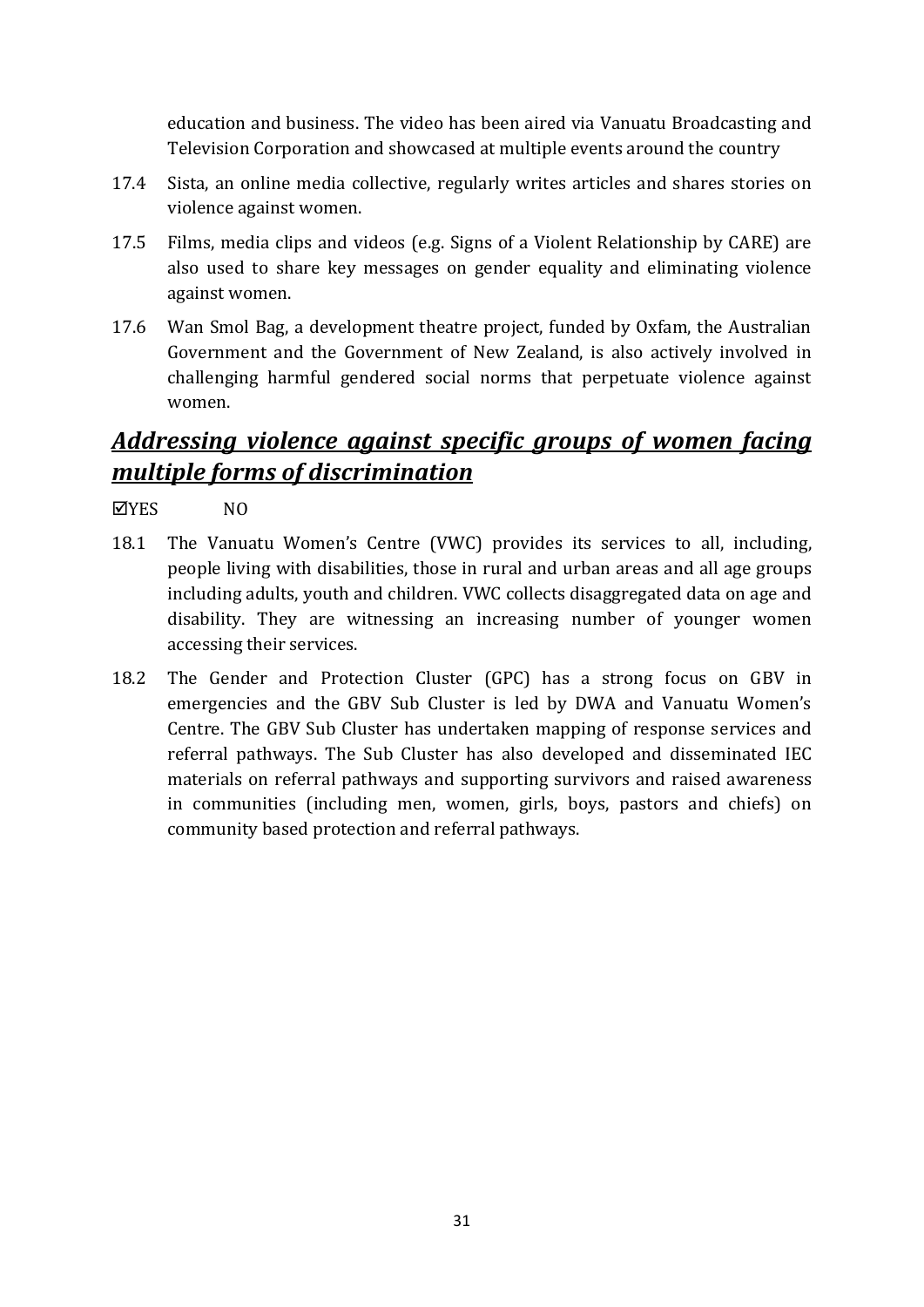education and business. The video has been aired via Vanuatu Broadcasting and Television Corporation and showcased at multiple events around the country

17.4 Sista, an online media collective, regularly writes articles and shares stories on violence against women.

17.5 Films, media clips and videos (e.g. Signs of a Violent Relationship by CARE) are also used to share key messages on gender equality and eliminating violence against women.

17.6 Wan Smol Bag, a development theatre project, funded by Oxfam, the Australian Government and the Government of New Zealand, is also actively involved in challenging harmful gendered social norms that perpetuate violence against women.

## ***Addressing violence against specific groups of women facing multiple forms of discrimination***

☑YES NO

18.1 The Vanuatu Women's Centre (VWC) provides its services to all, including, people living with disabilities, those in rural and urban areas and all age groups including adults, youth and children. VWC collects disaggregated data on age and disability. They are witnessing an increasing number of younger women accessing their services.

18.2 The Gender and Protection Cluster (GPC) has a strong focus on GBV in emergencies and the GBV Sub Cluster is led by DWA and Vanuatu Women's Centre. The GBV Sub Cluster has undertaken mapping of response services and referral pathways. The Sub Cluster has also developed and disseminated IEC materials on referral pathways and supporting survivors and raised awareness in communities (including men, women, girls, boys, pastors and chiefs) on community based protection and referral pathways.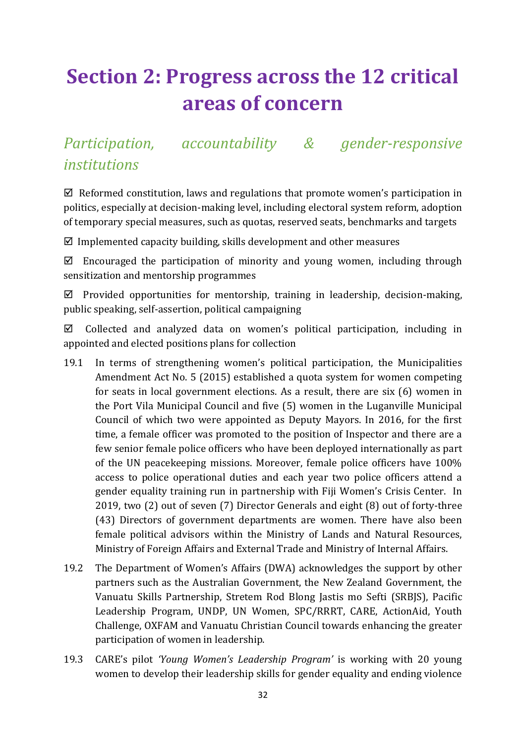# Section 2: Progress across the 12 critical areas of concern

## *Participation, accountability & gender-responsive institutions*

☑ Reformed constitution, laws and regulations that promote women's participation in politics, especially at decision-making level, including electoral system reform, adoption of temporary special measures, such as quotas, reserved seats, benchmarks and targets

☑ Implemented capacity building, skills development and other measures

☑ Encouraged the participation of minority and young women, including through sensitization and mentorship programmes

☑ Provided opportunities for mentorship, training in leadership, decision-making, public speaking, self-assertion, political campaigning

☑ Collected and analyzed data on women's political participation, including in appointed and elected positions plans for collection

19.1 In terms of strengthening women's political participation, the Municipalities Amendment Act No. 5 (2015) established a quota system for women competing for seats in local government elections. As a result, there are six (6) women in the Port Vila Municipal Council and five (5) women in the Luganville Municipal Council of which two were appointed as Deputy Mayors. In 2016, for the first time, a female officer was promoted to the position of Inspector and there are a few senior female police officers who have been deployed internationally as part of the UN peacekeeping missions. Moreover, female police officers have 100% access to police operational duties and each year two police officers attend a gender equality training run in partnership with Fiji Women's Crisis Center. In 2019, two (2) out of seven (7) Director Generals and eight (8) out of forty-three (43) Directors of government departments are women. There have also been female political advisors within the Ministry of Lands and Natural Resources, Ministry of Foreign Affairs and External Trade and Ministry of Internal Affairs.

19.2 The Department of Women's Affairs (DWA) acknowledges the support by other partners such as the Australian Government, the New Zealand Government, the Vanuatu Skills Partnership, Stretem Rod Blong Jastis mo Sefti (SRBJS), Pacific Leadership Program, UNDP, UN Women, SPC/RRRT, CARE, ActionAid, Youth Challenge, OXFAM and Vanuatu Christian Council towards enhancing the greater participation of women in leadership.

19.3 CARE's pilot *'Young Women's Leadership Program'* is working with 20 young women to develop their leadership skills for gender equality and ending violence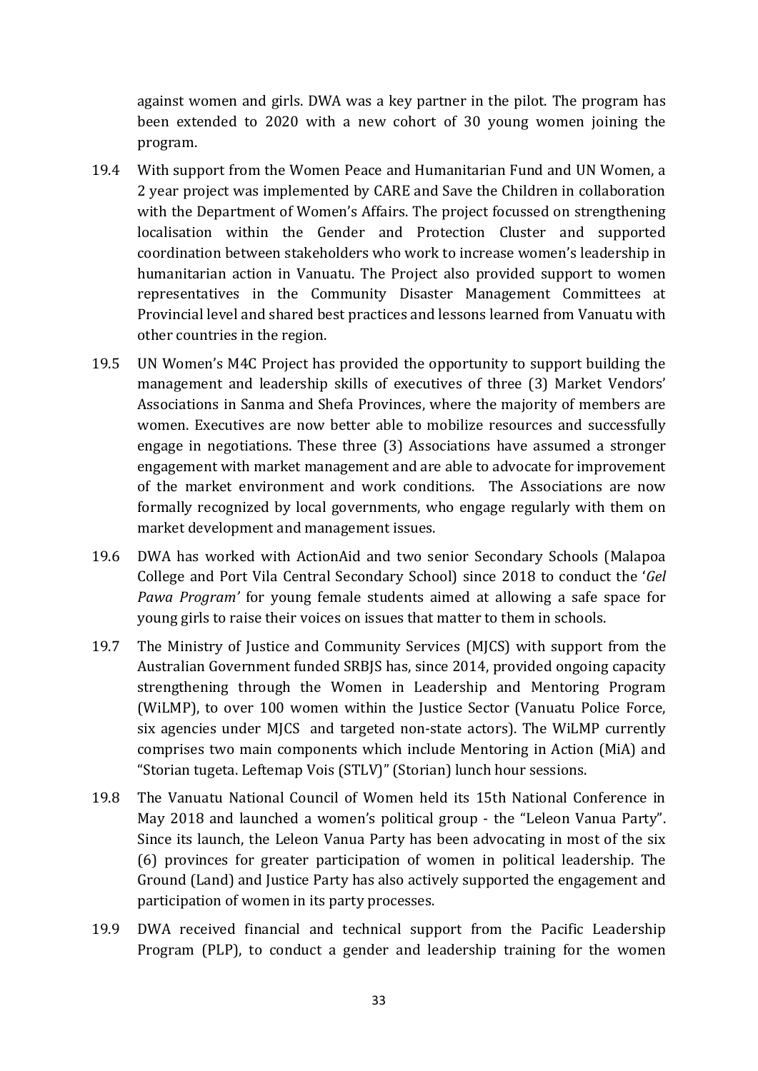against women and girls. DWA was a key partner in the pilot. The program has been extended to 2020 with a new cohort of 30 young women joining the program.

19.4 With support from the Women Peace and Humanitarian Fund and UN Women, a 2 year project was implemented by CARE and Save the Children in collaboration with the Department of Women's Affairs. The project focussed on strengthening localisation within the Gender and Protection Cluster and supported coordination between stakeholders who work to increase women's leadership in humanitarian action in Vanuatu. The Project also provided support to women representatives in the Community Disaster Management Committees at Provincial level and shared best practices and lessons learned from Vanuatu with other countries in the region.

19.5 UN Women's M4C Project has provided the opportunity to support building the management and leadership skills of executives of three (3) Market Vendors' Associations in Sanma and Shefa Provinces, where the majority of members are women. Executives are now better able to mobilize resources and successfully engage in negotiations. These three (3) Associations have assumed a stronger engagement with market management and are able to advocate for improvement of the market environment and work conditions. The Associations are now formally recognized by local governments, who engage regularly with them on market development and management issues.

19.6 DWA has worked with ActionAid and two senior Secondary Schools (Malapoa College and Port Vila Central Secondary School) since 2018 to conduct the '*Gel Pawa Program'* for young female students aimed at allowing a safe space for young girls to raise their voices on issues that matter to them in schools.

19.7 The Ministry of Justice and Community Services (MJCS) with support from the Australian Government funded SRBJS has, since 2014, provided ongoing capacity strengthening through the Women in Leadership and Mentoring Program (WiLMP), to over 100 women within the Justice Sector (Vanuatu Police Force, six agencies under MJCS and targeted non-state actors). The WiLMP currently comprises two main components which include Mentoring in Action (MiA) and "Storian tugeta. Leftemap Vois (STLV)" (Storian) lunch hour sessions.

19.8 The Vanuatu National Council of Women held its 15th National Conference in May 2018 and launched a women's political group - the "Leleon Vanua Party". Since its launch, the Leleon Vanua Party has been advocating in most of the six (6) provinces for greater participation of women in political leadership. The Ground (Land) and Justice Party has also actively supported the engagement and participation of women in its party processes.

19.9 DWA received financial and technical support from the Pacific Leadership Program (PLP), to conduct a gender and leadership training for the women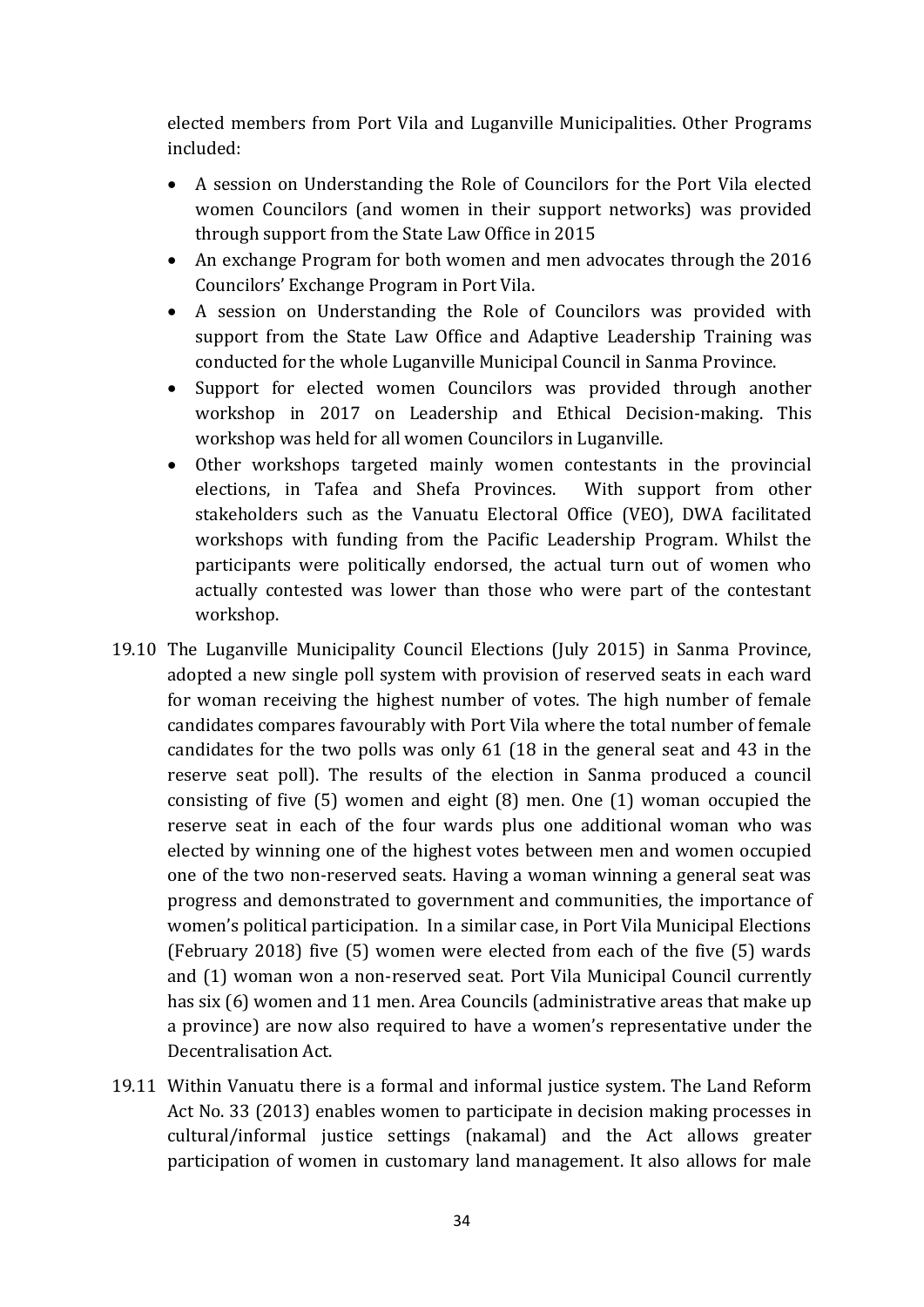elected members from Port Vila and Luganville Municipalities. Other Programs included:

- A session on Understanding the Role of Councilors for the Port Vila elected women Councilors (and women in their support networks) was provided through support from the State Law Office in 2015
- An exchange Program for both women and men advocates through the 2016 Councilors' Exchange Program in Port Vila.
- A session on Understanding the Role of Councilors was provided with support from the State Law Office and Adaptive Leadership Training was conducted for the whole Luganville Municipal Council in Sanma Province.
- Support for elected women Councilors was provided through another workshop in 2017 on Leadership and Ethical Decision-making. This workshop was held for all women Councilors in Luganville.
- Other workshops targeted mainly women contestants in the provincial elections, in Tafea and Shefa Provinces. With support from other stakeholders such as the Vanuatu Electoral Office (VEO), DWA facilitated workshops with funding from the Pacific Leadership Program. Whilst the participants were politically endorsed, the actual turn out of women who actually contested was lower than those who were part of the contestant workshop.

19.10 The Luganville Municipality Council Elections (July 2015) in Sanma Province, adopted a new single poll system with provision of reserved seats in each ward for woman receiving the highest number of votes. The high number of female candidates compares favourably with Port Vila where the total number of female candidates for the two polls was only 61 (18 in the general seat and 43 in the reserve seat poll). The results of the election in Sanma produced a council consisting of five (5) women and eight (8) men. One (1) woman occupied the reserve seat in each of the four wards plus one additional woman who was elected by winning one of the highest votes between men and women occupied one of the two non-reserved seats. Having a woman winning a general seat was progress and demonstrated to government and communities, the importance of women's political participation. In a similar case, in Port Vila Municipal Elections (February 2018) five (5) women were elected from each of the five (5) wards and (1) woman won a non-reserved seat. Port Vila Municipal Council currently has six (6) women and 11 men. Area Councils (administrative areas that make up a province) are now also required to have a women's representative under the Decentralisation Act.

19.11 Within Vanuatu there is a formal and informal justice system. The Land Reform Act No. 33 (2013) enables women to participate in decision making processes in cultural/informal justice settings (nakamal) and the Act allows greater participation of women in customary land management. It also allows for male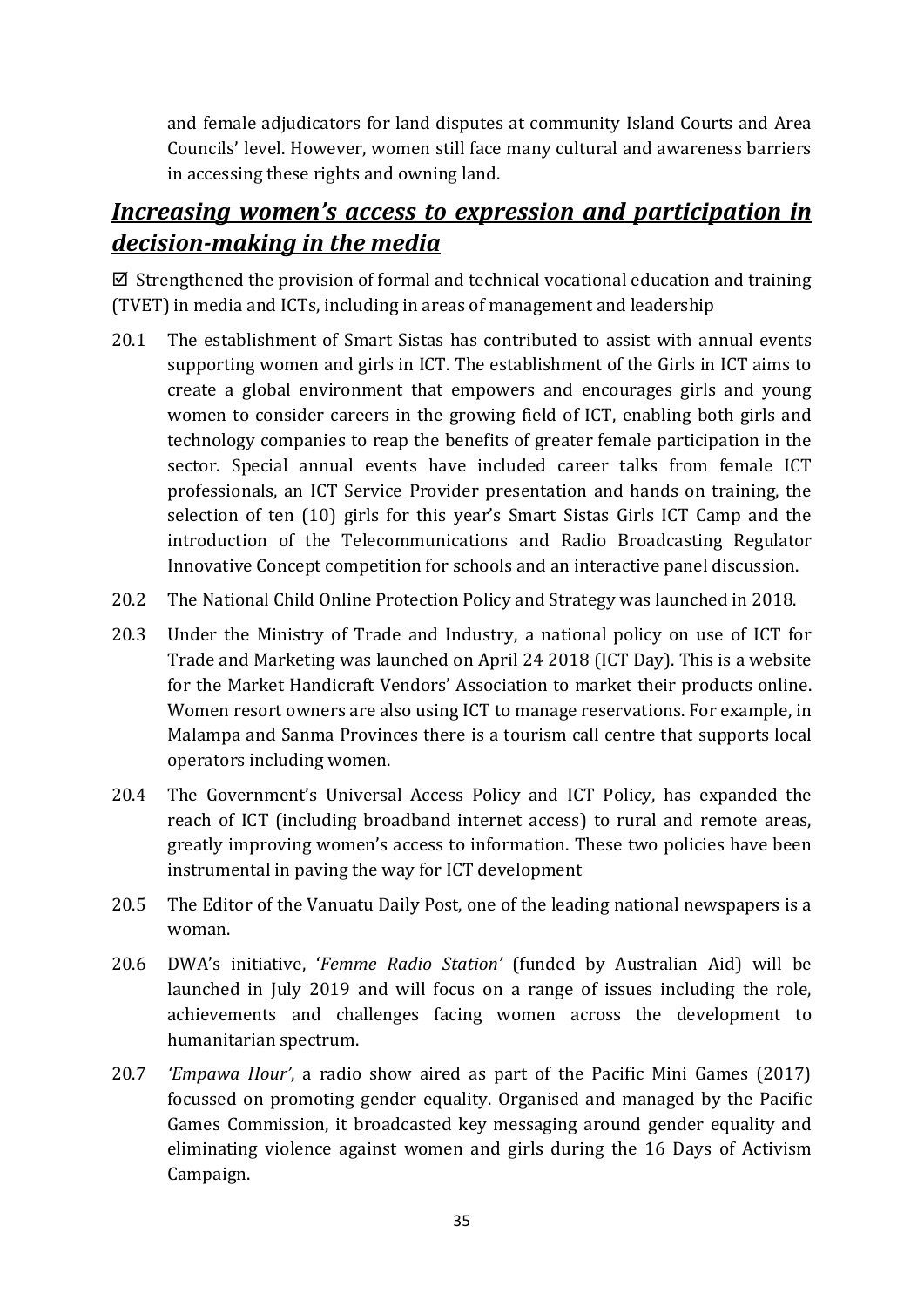and female adjudicators for land disputes at community Island Courts and Area Councils' level. However, women still face many cultural and awareness barriers in accessing these rights and owning land.

## ***Increasing women's access to expression and participation in decision-making in the media***

☑ Strengthened the provision of formal and technical vocational education and training (TVET) in media and ICTs, including in areas of management and leadership

20.1 The establishment of Smart Sistas has contributed to assist with annual events supporting women and girls in ICT. The establishment of the Girls in ICT aims to create a global environment that empowers and encourages girls and young women to consider careers in the growing field of ICT, enabling both girls and technology companies to reap the benefits of greater female participation in the sector. Special annual events have included career talks from female ICT professionals, an ICT Service Provider presentation and hands on training, the selection of ten (10) girls for this year's Smart Sistas Girls ICT Camp and the introduction of the Telecommunications and Radio Broadcasting Regulator Innovative Concept competition for schools and an interactive panel discussion.

20.2 The National Child Online Protection Policy and Strategy was launched in 2018.

20.3 Under the Ministry of Trade and Industry, a national policy on use of ICT for Trade and Marketing was launched on April 24 2018 (ICT Day). This is a website for the Market Handicraft Vendors' Association to market their products online. Women resort owners are also using ICT to manage reservations. For example, in Malampa and Sanma Provinces there is a tourism call centre that supports local operators including women.

20.4 The Government's Universal Access Policy and ICT Policy, has expanded the reach of ICT (including broadband internet access) to rural and remote areas, greatly improving women's access to information. These two policies have been instrumental in paving the way for ICT development

20.5 The Editor of the Vanuatu Daily Post, one of the leading national newspapers is a woman.

20.6 DWA's initiative, '*Femme Radio Station'* (funded by Australian Aid) will be launched in July 2019 and will focus on a range of issues including the role, achievements and challenges facing women across the development to humanitarian spectrum.

20.7 *'Empawa Hour'*, a radio show aired as part of the Pacific Mini Games (2017) focussed on promoting gender equality. Organised and managed by the Pacific Games Commission, it broadcasted key messaging around gender equality and eliminating violence against women and girls during the 16 Days of Activism Campaign.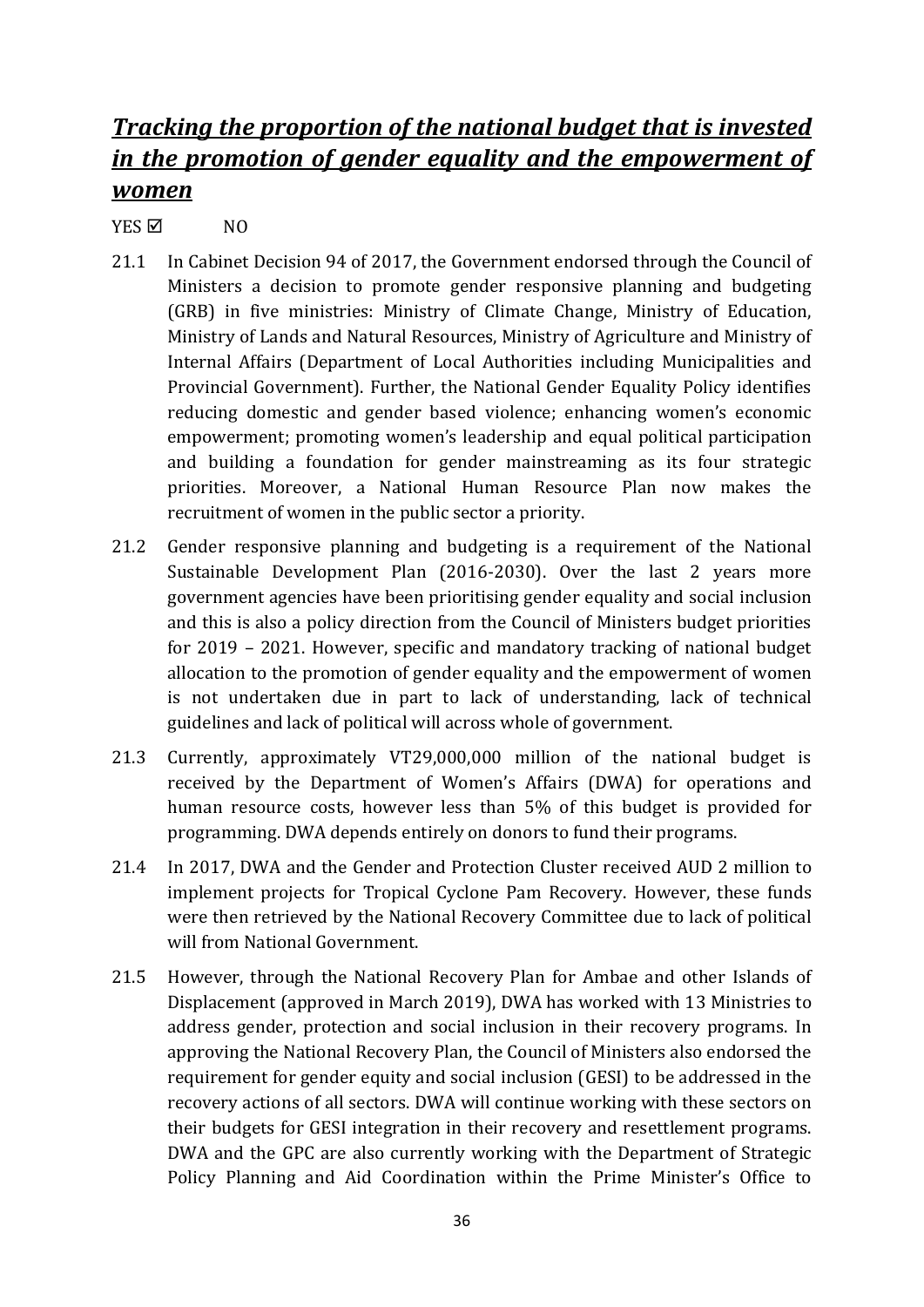## ***Tracking the proportion of the national budget that is invested in the promotion of gender equality and the empowerment of women***

YES ☑ NO

21.1 In Cabinet Decision 94 of 2017, the Government endorsed through the Council of Ministers a decision to promote gender responsive planning and budgeting (GRB) in five ministries: Ministry of Climate Change, Ministry of Education, Ministry of Lands and Natural Resources, Ministry of Agriculture and Ministry of Internal Affairs (Department of Local Authorities including Municipalities and Provincial Government). Further, the National Gender Equality Policy identifies reducing domestic and gender based violence; enhancing women's economic empowerment; promoting women's leadership and equal political participation and building a foundation for gender mainstreaming as its four strategic priorities. Moreover, a National Human Resource Plan now makes the recruitment of women in the public sector a priority.

21.2 Gender responsive planning and budgeting is a requirement of the National Sustainable Development Plan (2016-2030). Over the last 2 years more government agencies have been prioritising gender equality and social inclusion and this is also a policy direction from the Council of Ministers budget priorities for 2019 – 2021. However, specific and mandatory tracking of national budget allocation to the promotion of gender equality and the empowerment of women is not undertaken due in part to lack of understanding, lack of technical guidelines and lack of political will across whole of government.

21.3 Currently, approximately VT29,000,000 million of the national budget is received by the Department of Women's Affairs (DWA) for operations and human resource costs, however less than 5% of this budget is provided for programming. DWA depends entirely on donors to fund their programs.

21.4 In 2017, DWA and the Gender and Protection Cluster received AUD 2 million to implement projects for Tropical Cyclone Pam Recovery. However, these funds were then retrieved by the National Recovery Committee due to lack of political will from National Government.

21.5 However, through the National Recovery Plan for Ambae and other Islands of Displacement (approved in March 2019), DWA has worked with 13 Ministries to address gender, protection and social inclusion in their recovery programs. In approving the National Recovery Plan, the Council of Ministers also endorsed the requirement for gender equity and social inclusion (GESI) to be addressed in the recovery actions of all sectors. DWA will continue working with these sectors on their budgets for GESI integration in their recovery and resettlement programs. DWA and the GPC are also currently working with the Department of Strategic Policy Planning and Aid Coordination within the Prime Minister's Office to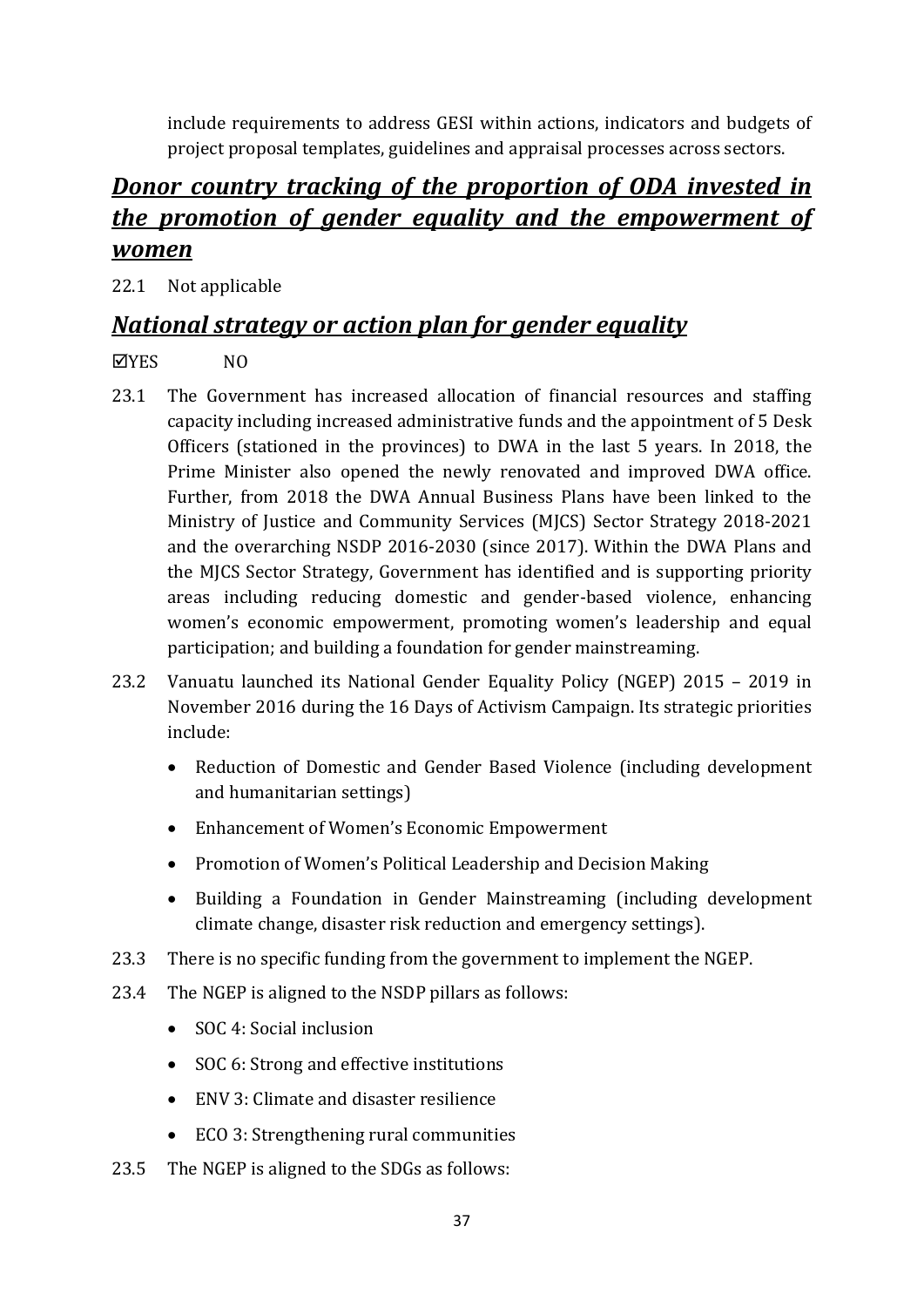include requirements to address GESI within actions, indicators and budgets of project proposal templates, guidelines and appraisal processes across sectors.

## ***Donor country tracking of the proportion of ODA invested in the promotion of gender equality and the empowerment of women***

22.1 Not applicable

## ***National strategy or action plan for gender equality***

☑YES NO

23.1 The Government has increased allocation of financial resources and staffing capacity including increased administrative funds and the appointment of 5 Desk Officers (stationed in the provinces) to DWA in the last 5 years. In 2018, the Prime Minister also opened the newly renovated and improved DWA office. Further, from 2018 the DWA Annual Business Plans have been linked to the Ministry of Justice and Community Services (MJCS) Sector Strategy 2018-2021 and the overarching NSDP 2016-2030 (since 2017). Within the DWA Plans and the MJCS Sector Strategy, Government has identified and is supporting priority areas including reducing domestic and gender-based violence, enhancing women's economic empowerment, promoting women's leadership and equal participation; and building a foundation for gender mainstreaming.

23.2 Vanuatu launched its National Gender Equality Policy (NGEP) 2015 – 2019 in November 2016 during the 16 Days of Activism Campaign. Its strategic priorities include:

- Reduction of Domestic and Gender Based Violence (including development and humanitarian settings)
- Enhancement of Women's Economic Empowerment
- Promotion of Women's Political Leadership and Decision Making
- Building a Foundation in Gender Mainstreaming (including development climate change, disaster risk reduction and emergency settings).

23.3 There is no specific funding from the government to implement the NGEP.

23.4 The NGEP is aligned to the NSDP pillars as follows:

- SOC 4: Social inclusion
- SOC 6: Strong and effective institutions
- ENV 3: Climate and disaster resilience
- ECO 3: Strengthening rural communities

23.5 The NGEP is aligned to the SDGs as follows: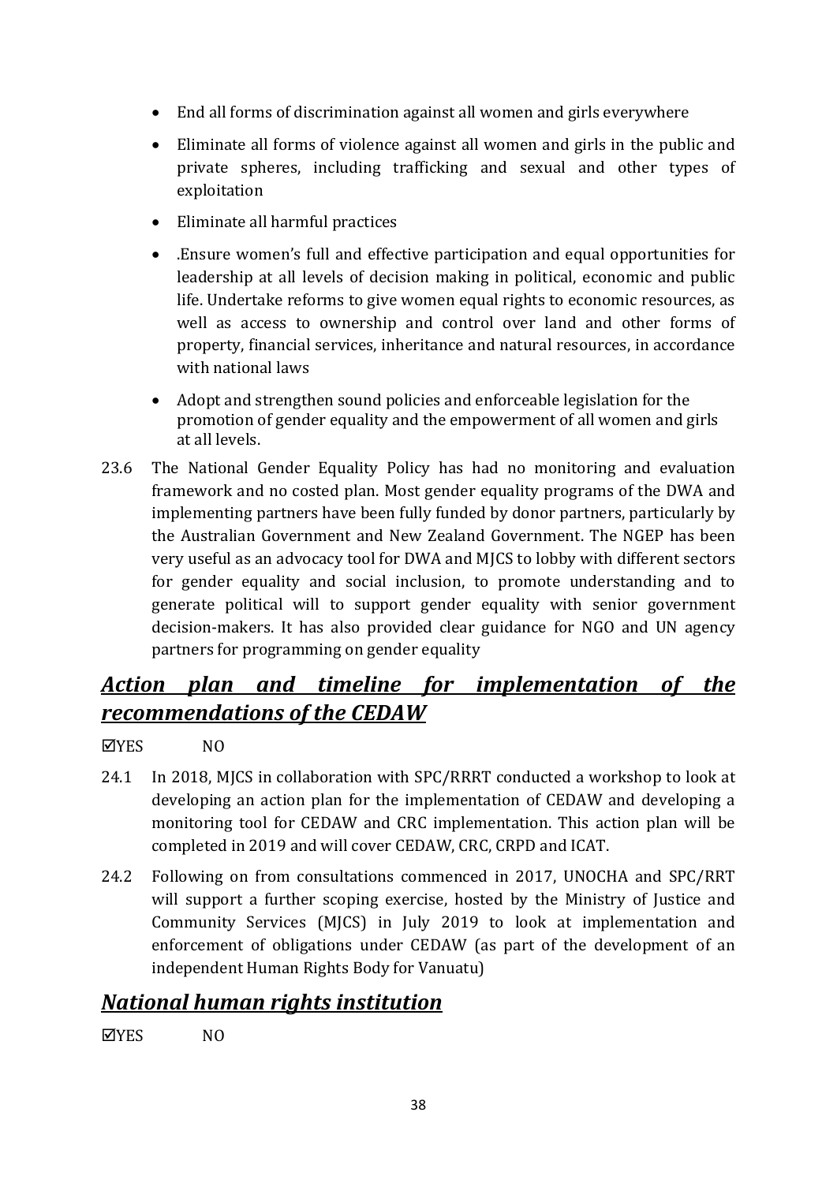- End all forms of discrimination against all women and girls everywhere
- Eliminate all forms of violence against all women and girls in the public and private spheres, including trafficking and sexual and other types of exploitation
- Eliminate all harmful practices
- .Ensure women's full and effective participation and equal opportunities for leadership at all levels of decision making in political, economic and public life. Undertake reforms to give women equal rights to economic resources, as well as access to ownership and control over land and other forms of property, financial services, inheritance and natural resources, in accordance with national laws
- Adopt and strengthen sound policies and enforceable legislation for the promotion of gender equality and the empowerment of all women and girls at all levels.

23.6 The National Gender Equality Policy has had no monitoring and evaluation framework and no costed plan. Most gender equality programs of the DWA and implementing partners have been fully funded by donor partners, particularly by the Australian Government and New Zealand Government. The NGEP has been very useful as an advocacy tool for DWA and MJCS to lobby with different sectors for gender equality and social inclusion, to promote understanding and to generate political will to support gender equality with senior government decision-makers. It has also provided clear guidance for NGO and UN agency partners for programming on gender equality

## ***Action plan and timeline for implementation of the recommendations of the CEDAW***

☑YES NO

24.1 In 2018, MJCS in collaboration with SPC/RRRT conducted a workshop to look at developing an action plan for the implementation of CEDAW and developing a monitoring tool for CEDAW and CRC implementation. This action plan will be completed in 2019 and will cover CEDAW, CRC, CRPD and ICAT.

24.2 Following on from consultations commenced in 2017, UNOCHA and SPC/RRT will support a further scoping exercise, hosted by the Ministry of Justice and Community Services (MJCS) in July 2019 to look at implementation and enforcement of obligations under CEDAW (as part of the development of an independent Human Rights Body for Vanuatu)

## ***National human rights institution***

☑YES NO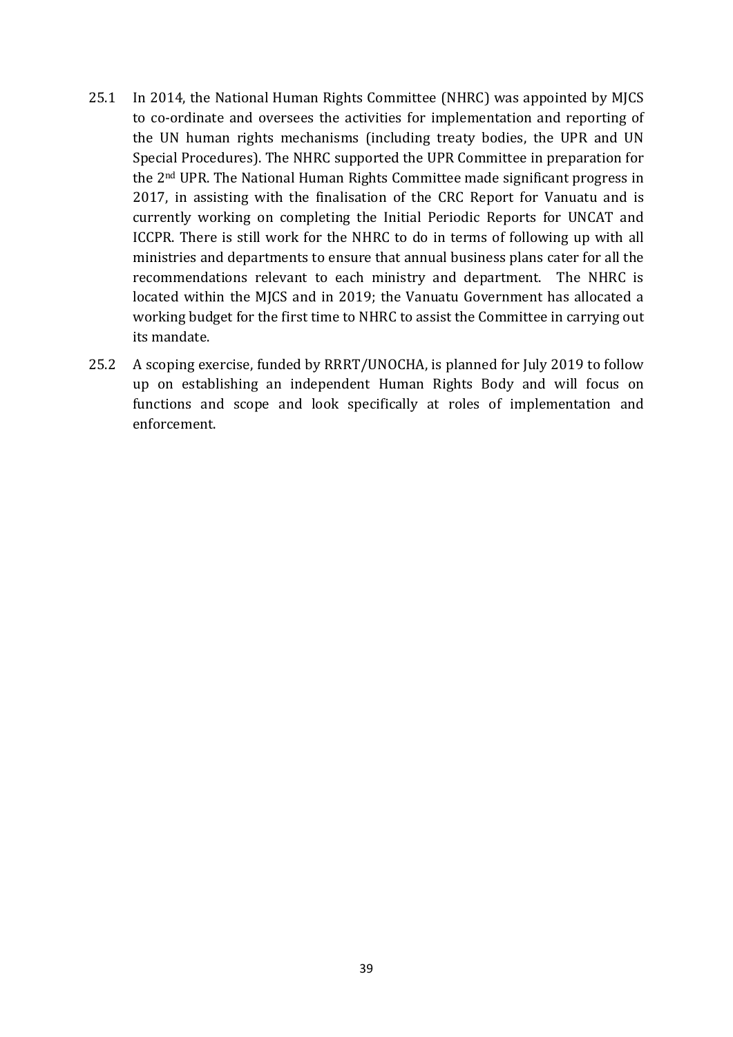25.1 In 2014, the National Human Rights Committee (NHRC) was appointed by MJCS to co-ordinate and oversees the activities for implementation and reporting of the UN human rights mechanisms (including treaty bodies, the UPR and UN Special Procedures). The NHRC supported the UPR Committee in preparation for the 2nd UPR. The National Human Rights Committee made significant progress in 2017, in assisting with the finalisation of the CRC Report for Vanuatu and is currently working on completing the Initial Periodic Reports for UNCAT and ICCPR. There is still work for the NHRC to do in terms of following up with all ministries and departments to ensure that annual business plans cater for all the recommendations relevant to each ministry and department. The NHRC is located within the MJCS and in 2019; the Vanuatu Government has allocated a working budget for the first time to NHRC to assist the Committee in carrying out its mandate.

25.2 A scoping exercise, funded by RRRT/UNOCHA, is planned for July 2019 to follow up on establishing an independent Human Rights Body and will focus on functions and scope and look specifically at roles of implementation and enforcement.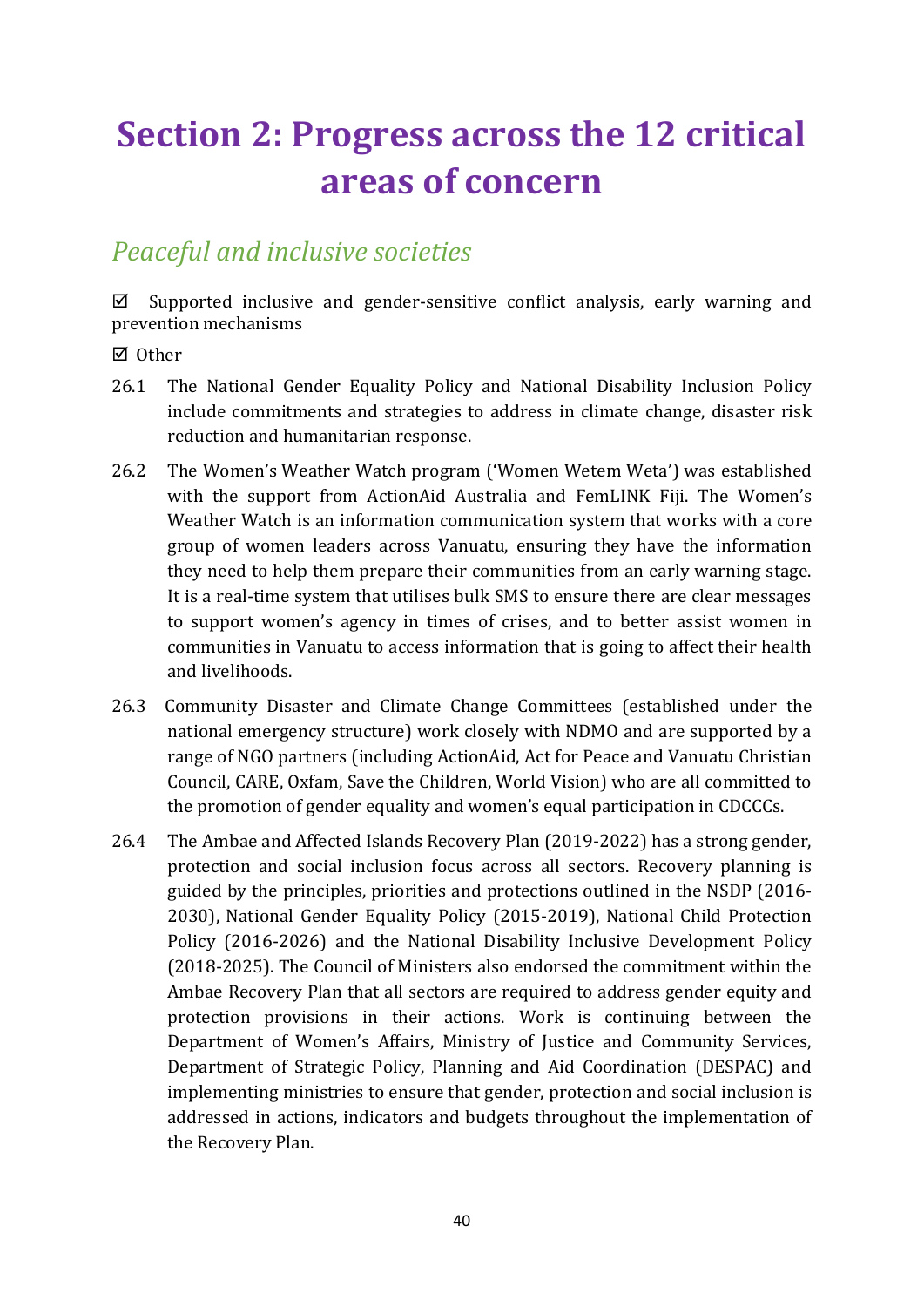# Section 2: Progress across the 12 critical areas of concern

## *Peaceful and inclusive societies*

☑ Supported inclusive and gender-sensitive conflict analysis, early warning and prevention mechanisms

☑ Other

26.1 The National Gender Equality Policy and National Disability Inclusion Policy include commitments and strategies to address in climate change, disaster risk reduction and humanitarian response.

26.2 The Women's Weather Watch program ('Women Wetem Weta') was established with the support from ActionAid Australia and FemLINK Fiji. The Women's Weather Watch is an information communication system that works with a core group of women leaders across Vanuatu, ensuring they have the information they need to help them prepare their communities from an early warning stage. It is a real-time system that utilises bulk SMS to ensure there are clear messages to support women's agency in times of crises, and to better assist women in communities in Vanuatu to access information that is going to affect their health and livelihoods.

26.3 Community Disaster and Climate Change Committees (established under the national emergency structure) work closely with NDMO and are supported by a range of NGO partners (including ActionAid, Act for Peace and Vanuatu Christian Council, CARE, Oxfam, Save the Children, World Vision) who are all committed to the promotion of gender equality and women's equal participation in CDCCCs.

26.4 The Ambae and Affected Islands Recovery Plan (2019-2022) has a strong gender, protection and social inclusion focus across all sectors. Recovery planning is guided by the principles, priorities and protections outlined in the NSDP (2016-2030), National Gender Equality Policy (2015-2019), National Child Protection Policy (2016-2026) and the National Disability Inclusive Development Policy (2018-2025). The Council of Ministers also endorsed the commitment within the Ambae Recovery Plan that all sectors are required to address gender equity and protection provisions in their actions. Work is continuing between the Department of Women's Affairs, Ministry of Justice and Community Services, Department of Strategic Policy, Planning and Aid Coordination (DESPAC) and implementing ministries to ensure that gender, protection and social inclusion is addressed in actions, indicators and budgets throughout the implementation of the Recovery Plan.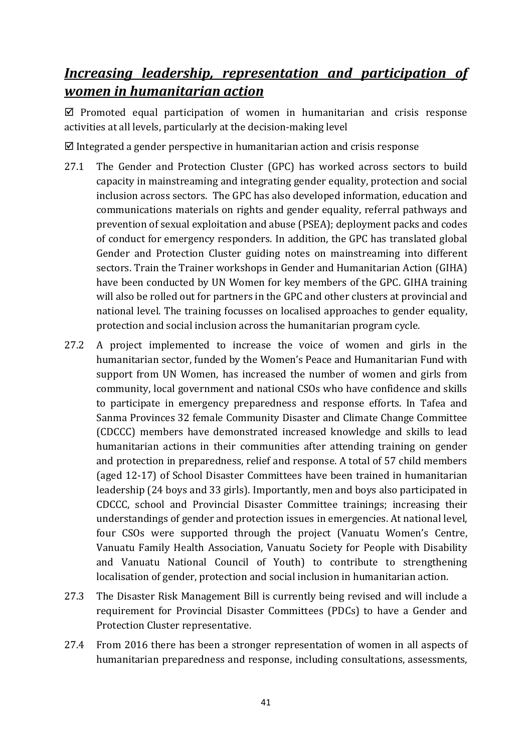## ***Increasing leadership, representation and participation of women in humanitarian action***

☑ Promoted equal participation of women in humanitarian and crisis response activities at all levels, particularly at the decision-making level

☑ Integrated a gender perspective in humanitarian action and crisis response

27.1 The Gender and Protection Cluster (GPC) has worked across sectors to build capacity in mainstreaming and integrating gender equality, protection and social inclusion across sectors. The GPC has also developed information, education and communications materials on rights and gender equality, referral pathways and prevention of sexual exploitation and abuse (PSEA); deployment packs and codes of conduct for emergency responders. In addition, the GPC has translated global Gender and Protection Cluster guiding notes on mainstreaming into different sectors. Train the Trainer workshops in Gender and Humanitarian Action (GIHA) have been conducted by UN Women for key members of the GPC. GIHA training will also be rolled out for partners in the GPC and other clusters at provincial and national level. The training focusses on localised approaches to gender equality, protection and social inclusion across the humanitarian program cycle.

27.2 A project implemented to increase the voice of women and girls in the humanitarian sector, funded by the Women's Peace and Humanitarian Fund with support from UN Women, has increased the number of women and girls from community, local government and national CSOs who have confidence and skills to participate in emergency preparedness and response efforts. In Tafea and Sanma Provinces 32 female Community Disaster and Climate Change Committee (CDCCC) members have demonstrated increased knowledge and skills to lead humanitarian actions in their communities after attending training on gender and protection in preparedness, relief and response. A total of 57 child members (aged 12-17) of School Disaster Committees have been trained in humanitarian leadership (24 boys and 33 girls). Importantly, men and boys also participated in CDCCC, school and Provincial Disaster Committee trainings; increasing their understandings of gender and protection issues in emergencies. At national level, four CSOs were supported through the project (Vanuatu Women's Centre, Vanuatu Family Health Association, Vanuatu Society for People with Disability and Vanuatu National Council of Youth) to contribute to strengthening localisation of gender, protection and social inclusion in humanitarian action.

27.3 The Disaster Risk Management Bill is currently being revised and will include a requirement for Provincial Disaster Committees (PDCs) to have a Gender and Protection Cluster representative.

27.4 From 2016 there has been a stronger representation of women in all aspects of humanitarian preparedness and response, including consultations, assessments,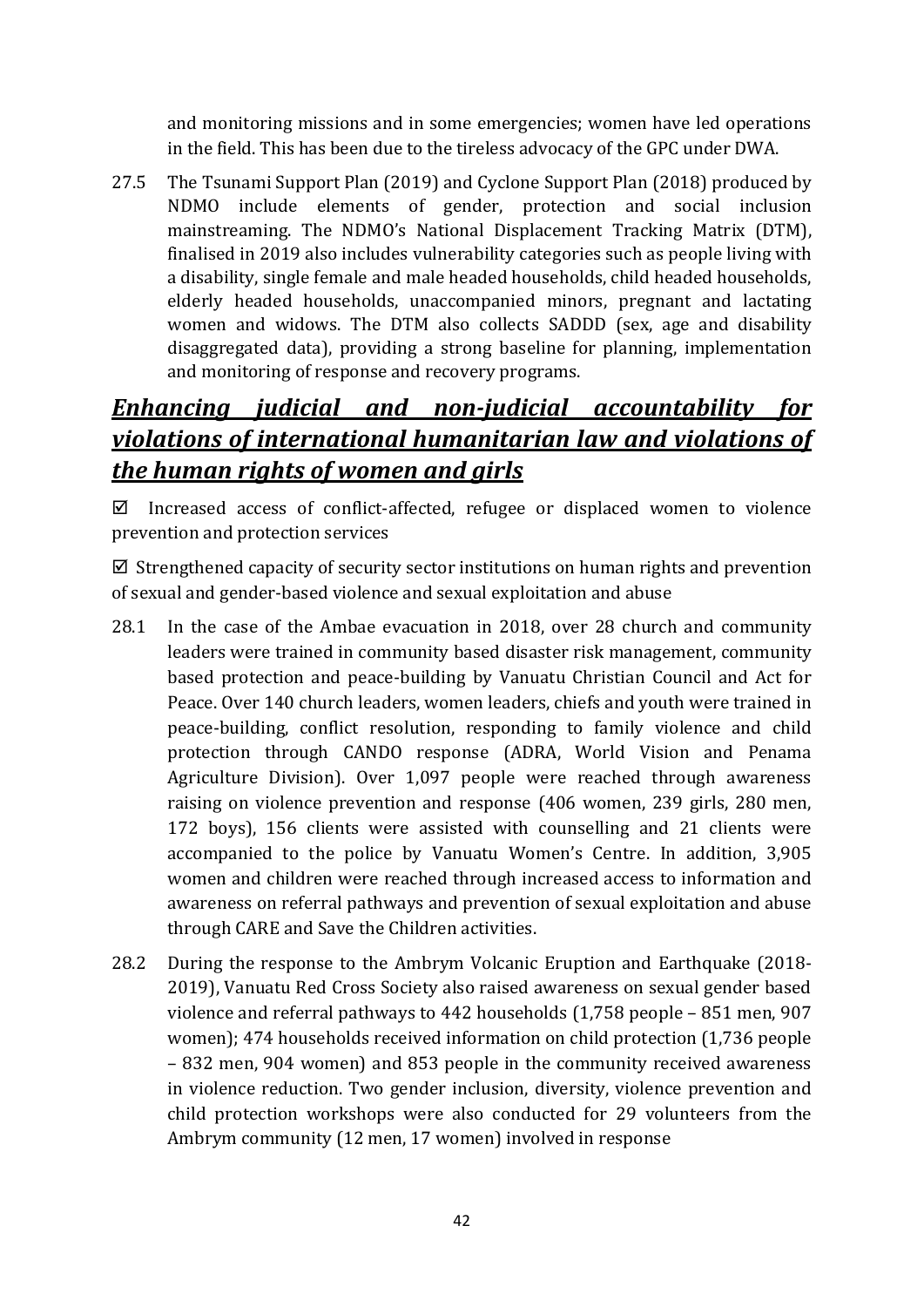and monitoring missions and in some emergencies; women have led operations in the field. This has been due to the tireless advocacy of the GPC under DWA.

27.5 The Tsunami Support Plan (2019) and Cyclone Support Plan (2018) produced by NDMO include elements of gender, protection and social inclusion mainstreaming. The NDMO's National Displacement Tracking Matrix (DTM), finalised in 2019 also includes vulnerability categories such as people living with a disability, single female and male headed households, child headed households, elderly headed households, unaccompanied minors, pregnant and lactating women and widows. The DTM also collects SADDD (sex, age and disability disaggregated data), providing a strong baseline for planning, implementation and monitoring of response and recovery programs.

## ***Enhancing judicial and non-judicial accountability for violations of international humanitarian law and violations of the human rights of women and girls***

☑ Increased access of conflict-affected, refugee or displaced women to violence prevention and protection services

☑ Strengthened capacity of security sector institutions on human rights and prevention of sexual and gender-based violence and sexual exploitation and abuse

28.1 In the case of the Ambae evacuation in 2018, over 28 church and community leaders were trained in community based disaster risk management, community based protection and peace-building by Vanuatu Christian Council and Act for Peace. Over 140 church leaders, women leaders, chiefs and youth were trained in peace-building, conflict resolution, responding to family violence and child protection through CANDO response (ADRA, World Vision and Penama Agriculture Division). Over 1,097 people were reached through awareness raising on violence prevention and response (406 women, 239 girls, 280 men, 172 boys), 156 clients were assisted with counselling and 21 clients were accompanied to the police by Vanuatu Women's Centre. In addition, 3,905 women and children were reached through increased access to information and awareness on referral pathways and prevention of sexual exploitation and abuse through CARE and Save the Children activities.

28.2 During the response to the Ambrym Volcanic Eruption and Earthquake (2018-2019), Vanuatu Red Cross Society also raised awareness on sexual gender based violence and referral pathways to 442 households (1,758 people – 851 men, 907 women); 474 households received information on child protection (1,736 people – 832 men, 904 women) and 853 people in the community received awareness in violence reduction. Two gender inclusion, diversity, violence prevention and child protection workshops were also conducted for 29 volunteers from the Ambrym community (12 men, 17 women) involved in response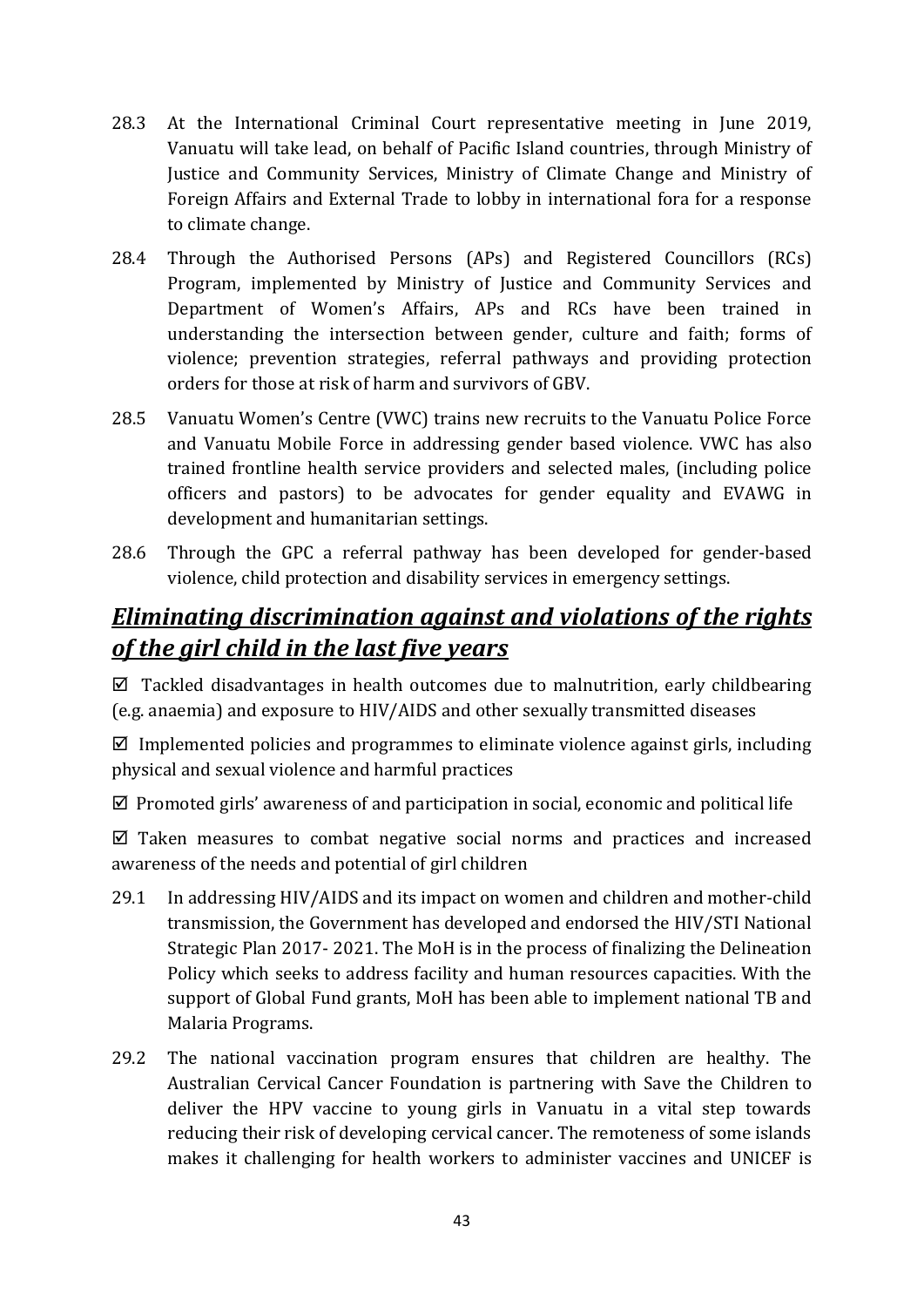28.3 At the International Criminal Court representative meeting in June 2019, Vanuatu will take lead, on behalf of Pacific Island countries, through Ministry of Justice and Community Services, Ministry of Climate Change and Ministry of Foreign Affairs and External Trade to lobby in international fora for a response to climate change.

28.4 Through the Authorised Persons (APs) and Registered Councillors (RCs) Program, implemented by Ministry of Justice and Community Services and Department of Women's Affairs, APs and RCs have been trained in understanding the intersection between gender, culture and faith; forms of violence; prevention strategies, referral pathways and providing protection orders for those at risk of harm and survivors of GBV.

28.5 Vanuatu Women's Centre (VWC) trains new recruits to the Vanuatu Police Force and Vanuatu Mobile Force in addressing gender based violence. VWC has also trained frontline health service providers and selected males, (including police officers and pastors) to be advocates for gender equality and EVAWG in development and humanitarian settings.

28.6 Through the GPC a referral pathway has been developed for gender-based violence, child protection and disability services in emergency settings.

## ***Eliminating discrimination against and violations of the rights of the girl child in the last five years***

☑ Tackled disadvantages in health outcomes due to malnutrition, early childbearing (e.g. anaemia) and exposure to HIV/AIDS and other sexually transmitted diseases

☑ Implemented policies and programmes to eliminate violence against girls, including physical and sexual violence and harmful practices

☑ Promoted girls' awareness of and participation in social, economic and political life

☑ Taken measures to combat negative social norms and practices and increased awareness of the needs and potential of girl children

29.1 In addressing HIV/AIDS and its impact on women and children and mother-child transmission, the Government has developed and endorsed the HIV/STI National Strategic Plan 2017- 2021. The MoH is in the process of finalizing the Delineation Policy which seeks to address facility and human resources capacities. With the support of Global Fund grants, MoH has been able to implement national TB and Malaria Programs.

29.2 The national vaccination program ensures that children are healthy. The Australian Cervical Cancer Foundation is partnering with Save the Children to deliver the HPV vaccine to young girls in Vanuatu in a vital step towards reducing their risk of developing cervical cancer. The remoteness of some islands makes it challenging for health workers to administer vaccines and UNICEF is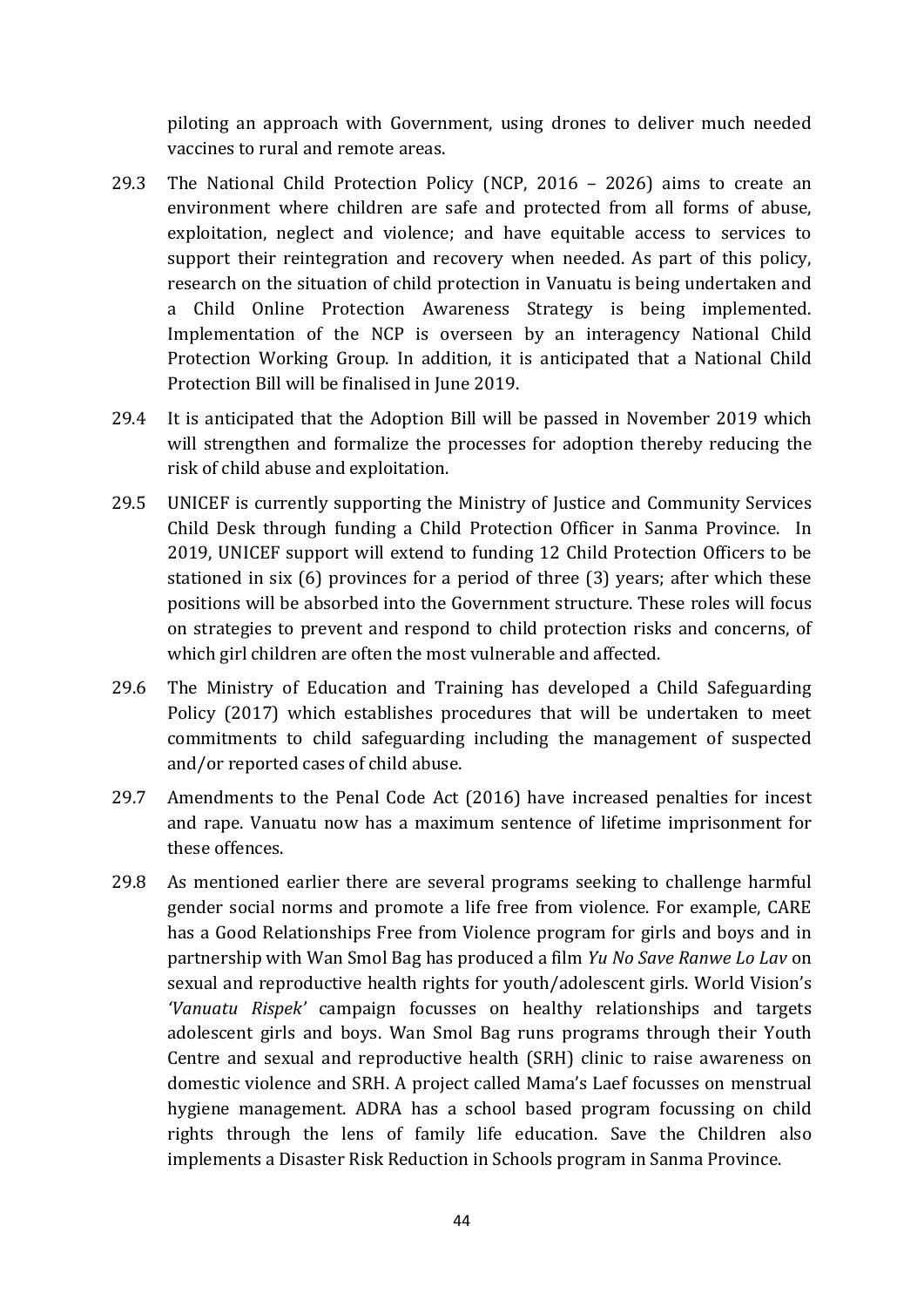piloting an approach with Government, using drones to deliver much needed vaccines to rural and remote areas.

29.3 The National Child Protection Policy (NCP, 2016 – 2026) aims to create an environment where children are safe and protected from all forms of abuse, exploitation, neglect and violence; and have equitable access to services to support their reintegration and recovery when needed. As part of this policy, research on the situation of child protection in Vanuatu is being undertaken and a Child Online Protection Awareness Strategy is being implemented. Implementation of the NCP is overseen by an interagency National Child Protection Working Group. In addition, it is anticipated that a National Child Protection Bill will be finalised in June 2019.

29.4 It is anticipated that the Adoption Bill will be passed in November 2019 which will strengthen and formalize the processes for adoption thereby reducing the risk of child abuse and exploitation.

29.5 UNICEF is currently supporting the Ministry of Justice and Community Services Child Desk through funding a Child Protection Officer in Sanma Province. In 2019, UNICEF support will extend to funding 12 Child Protection Officers to be stationed in six (6) provinces for a period of three (3) years; after which these positions will be absorbed into the Government structure. These roles will focus on strategies to prevent and respond to child protection risks and concerns, of which girl children are often the most vulnerable and affected.

29.6 The Ministry of Education and Training has developed a Child Safeguarding Policy (2017) which establishes procedures that will be undertaken to meet commitments to child safeguarding including the management of suspected and/or reported cases of child abuse.

29.7 Amendments to the Penal Code Act (2016) have increased penalties for incest and rape. Vanuatu now has a maximum sentence of lifetime imprisonment for these offences.

29.8 As mentioned earlier there are several programs seeking to challenge harmful gender social norms and promote a life free from violence. For example, CARE has a Good Relationships Free from Violence program for girls and boys and in partnership with Wan Smol Bag has produced a film *Yu No Save Ranwe Lo Lav* on sexual and reproductive health rights for youth/adolescent girls. World Vision's *'Vanuatu Rispek'* campaign focusses on healthy relationships and targets adolescent girls and boys. Wan Smol Bag runs programs through their Youth Centre and sexual and reproductive health (SRH) clinic to raise awareness on domestic violence and SRH. A project called Mama's Laef focusses on menstrual hygiene management. ADRA has a school based program focussing on child rights through the lens of family life education. Save the Children also implements a Disaster Risk Reduction in Schools program in Sanma Province.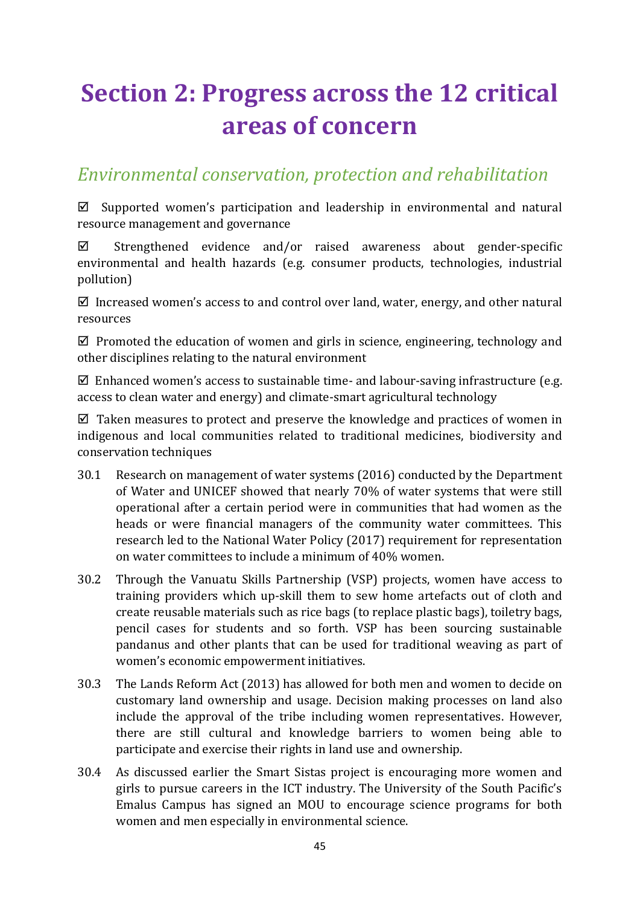# Section 2: Progress across the 12 critical areas of concern

## *Environmental conservation, protection and rehabilitation*

☑ Supported women's participation and leadership in environmental and natural resource management and governance

☑ Strengthened evidence and/or raised awareness about gender-specific environmental and health hazards (e.g. consumer products, technologies, industrial pollution)

☑ Increased women's access to and control over land, water, energy, and other natural resources

☑ Promoted the education of women and girls in science, engineering, technology and other disciplines relating to the natural environment

☑ Enhanced women's access to sustainable time- and labour-saving infrastructure (e.g. access to clean water and energy) and climate-smart agricultural technology

☑ Taken measures to protect and preserve the knowledge and practices of women in indigenous and local communities related to traditional medicines, biodiversity and conservation techniques

30.1 Research on management of water systems (2016) conducted by the Department of Water and UNICEF showed that nearly 70% of water systems that were still operational after a certain period were in communities that had women as the heads or were financial managers of the community water committees. This research led to the National Water Policy (2017) requirement for representation on water committees to include a minimum of 40% women.

30.2 Through the Vanuatu Skills Partnership (VSP) projects, women have access to training providers which up-skill them to sew home artefacts out of cloth and create reusable materials such as rice bags (to replace plastic bags), toiletry bags, pencil cases for students and so forth. VSP has been sourcing sustainable pandanus and other plants that can be used for traditional weaving as part of women's economic empowerment initiatives.

30.3 The Lands Reform Act (2013) has allowed for both men and women to decide on customary land ownership and usage. Decision making processes on land also include the approval of the tribe including women representatives. However, there are still cultural and knowledge barriers to women being able to participate and exercise their rights in land use and ownership.

30.4 As discussed earlier the Smart Sistas project is encouraging more women and girls to pursue careers in the ICT industry. The University of the South Pacific's Emalus Campus has signed an MOU to encourage science programs for both women and men especially in environmental science.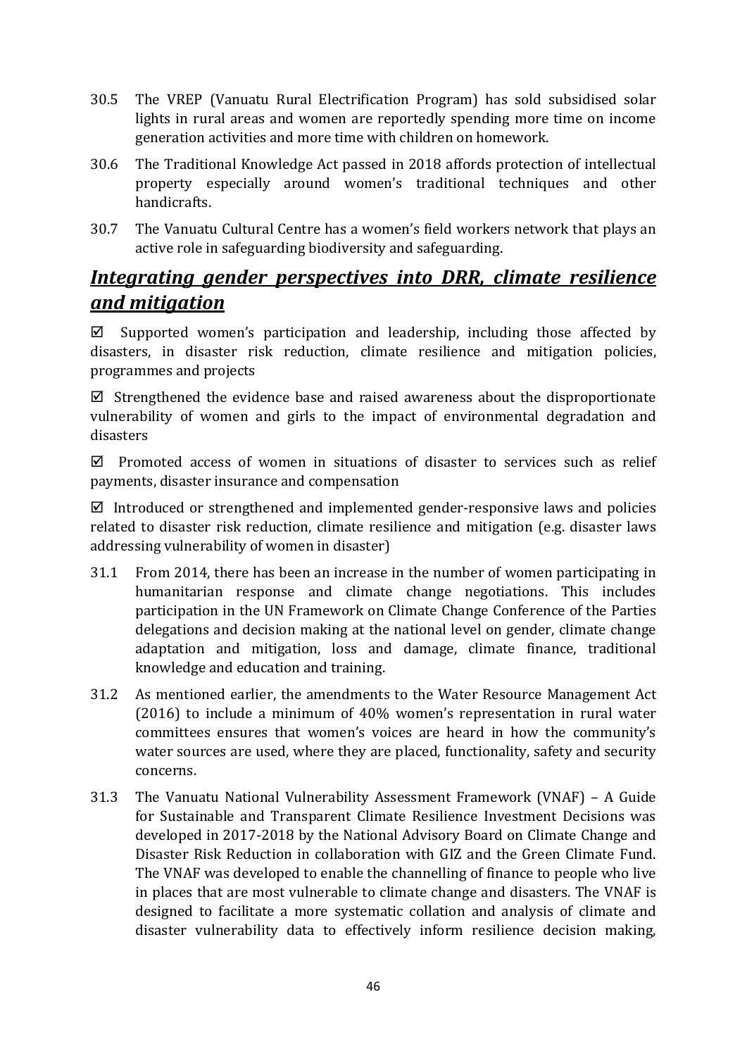30.5 The VREP (Vanuatu Rural Electrification Program) has sold subsidised solar lights in rural areas and women are reportedly spending more time on income generation activities and more time with children on homework.

30.6 The Traditional Knowledge Act passed in 2018 affords protection of intellectual property especially around women's traditional techniques and other handicrafts.

30.7 The Vanuatu Cultural Centre has a women's field workers network that plays an active role in safeguarding biodiversity and safeguarding.

## ***Integrating gender perspectives into DRR, climate resilience and mitigation***

☑ Supported women's participation and leadership, including those affected by disasters, in disaster risk reduction, climate resilience and mitigation policies, programmes and projects

☑ Strengthened the evidence base and raised awareness about the disproportionate vulnerability of women and girls to the impact of environmental degradation and disasters

☑ Promoted access of women in situations of disaster to services such as relief payments, disaster insurance and compensation

☑ Introduced or strengthened and implemented gender-responsive laws and policies related to disaster risk reduction, climate resilience and mitigation (e.g. disaster laws addressing vulnerability of women in disaster)

31.1 From 2014, there has been an increase in the number of women participating in humanitarian response and climate change negotiations. This includes participation in the UN Framework on Climate Change Conference of the Parties delegations and decision making at the national level on gender, climate change adaptation and mitigation, loss and damage, climate finance, traditional knowledge and education and training.

31.2 As mentioned earlier, the amendments to the Water Resource Management Act (2016) to include a minimum of 40% women's representation in rural water committees ensures that women's voices are heard in how the community's water sources are used, where they are placed, functionality, safety and security concerns.

31.3 The Vanuatu National Vulnerability Assessment Framework (VNAF) – A Guide for Sustainable and Transparent Climate Resilience Investment Decisions was developed in 2017-2018 by the National Advisory Board on Climate Change and Disaster Risk Reduction in collaboration with GIZ and the Green Climate Fund. The VNAF was developed to enable the channelling of finance to people who live in places that are most vulnerable to climate change and disasters. The VNAF is designed to facilitate a more systematic collation and analysis of climate and disaster vulnerability data to effectively inform resilience decision making,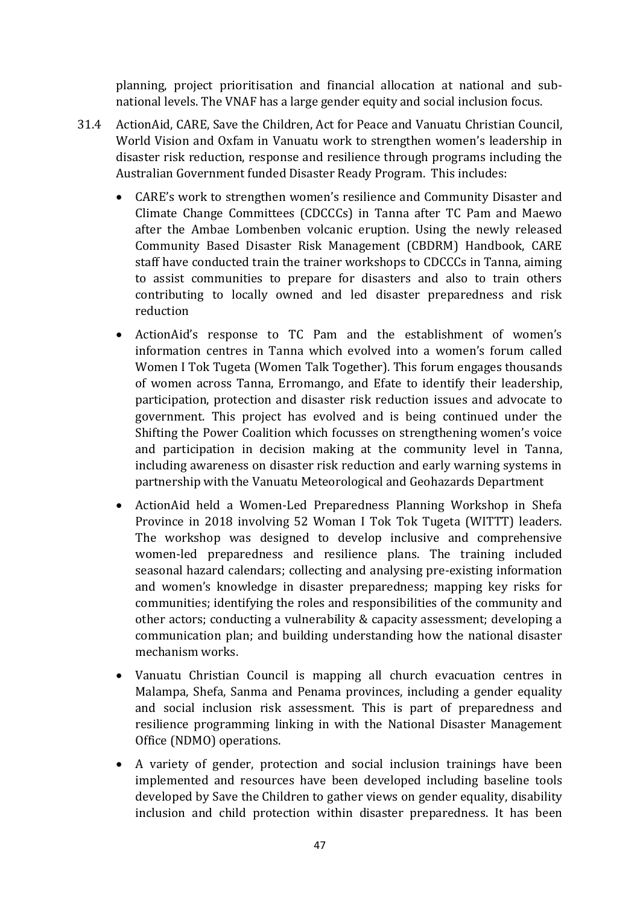planning, project prioritisation and financial allocation at national and sub-national levels. The VNAF has a large gender equity and social inclusion focus.

31.4 ActionAid, CARE, Save the Children, Act for Peace and Vanuatu Christian Council, World Vision and Oxfam in Vanuatu work to strengthen women's leadership in disaster risk reduction, response and resilience through programs including the Australian Government funded Disaster Ready Program. This includes:

- CARE's work to strengthen women's resilience and Community Disaster and Climate Change Committees (CDCCCs) in Tanna after TC Pam and Maewo after the Ambae Lombenben volcanic eruption. Using the newly released Community Based Disaster Risk Management (CBDRM) Handbook, CARE staff have conducted train the trainer workshops to CDCCCs in Tanna, aiming to assist communities to prepare for disasters and also to train others contributing to locally owned and led disaster preparedness and risk reduction
- ActionAid's response to TC Pam and the establishment of women's information centres in Tanna which evolved into a women's forum called Women I Tok Tugeta (Women Talk Together). This forum engages thousands of women across Tanna, Erromango, and Efate to identify their leadership, participation, protection and disaster risk reduction issues and advocate to government. This project has evolved and is being continued under the Shifting the Power Coalition which focusses on strengthening women's voice and participation in decision making at the community level in Tanna, including awareness on disaster risk reduction and early warning systems in partnership with the Vanuatu Meteorological and Geohazards Department
- ActionAid held a Women-Led Preparedness Planning Workshop in Shefa Province in 2018 involving 52 Woman I Tok Tok Tugeta (WITTT) leaders. The workshop was designed to develop inclusive and comprehensive women-led preparedness and resilience plans. The training included seasonal hazard calendars; collecting and analysing pre-existing information and women's knowledge in disaster preparedness; mapping key risks for communities; identifying the roles and responsibilities of the community and other actors; conducting a vulnerability & capacity assessment; developing a communication plan; and building understanding how the national disaster mechanism works.
- Vanuatu Christian Council is mapping all church evacuation centres in Malampa, Shefa, Sanma and Penama provinces, including a gender equality and social inclusion risk assessment. This is part of preparedness and resilience programming linking in with the National Disaster Management Office (NDMO) operations.
- A variety of gender, protection and social inclusion trainings have been implemented and resources have been developed including baseline tools developed by Save the Children to gather views on gender equality, disability inclusion and child protection within disaster preparedness. It has been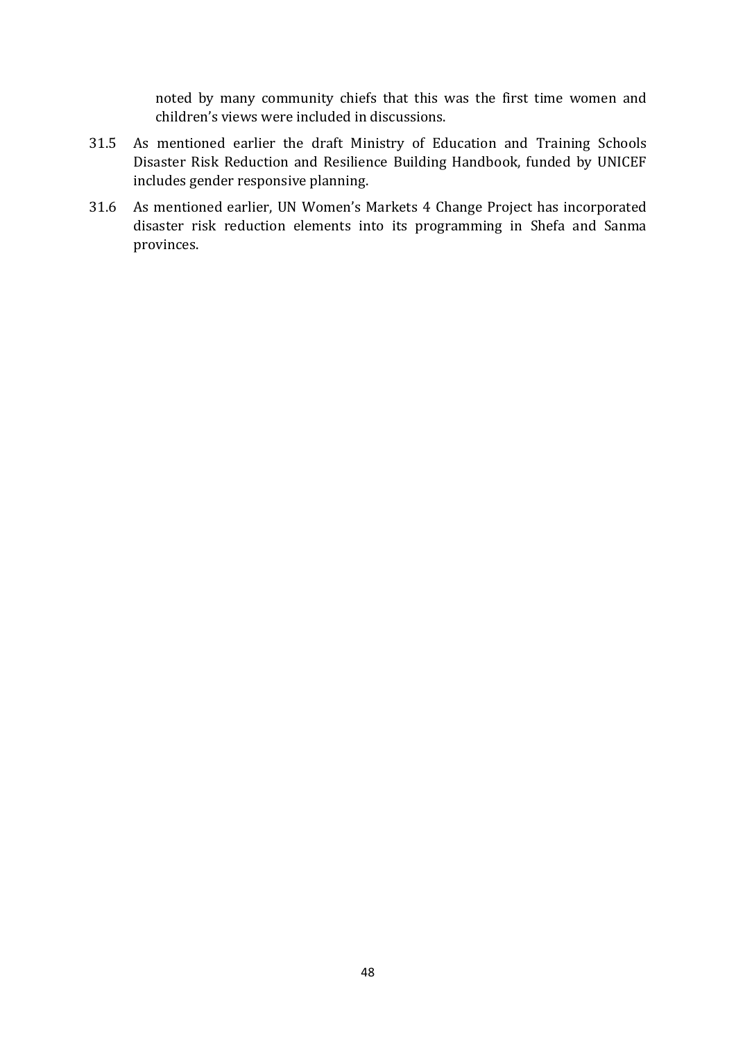noted by many community chiefs that this was the first time women and children's views were included in discussions.

31.5 As mentioned earlier the draft Ministry of Education and Training Schools Disaster Risk Reduction and Resilience Building Handbook, funded by UNICEF includes gender responsive planning.

31.6 As mentioned earlier, UN Women's Markets 4 Change Project has incorporated disaster risk reduction elements into its programming in Shefa and Sanma provinces.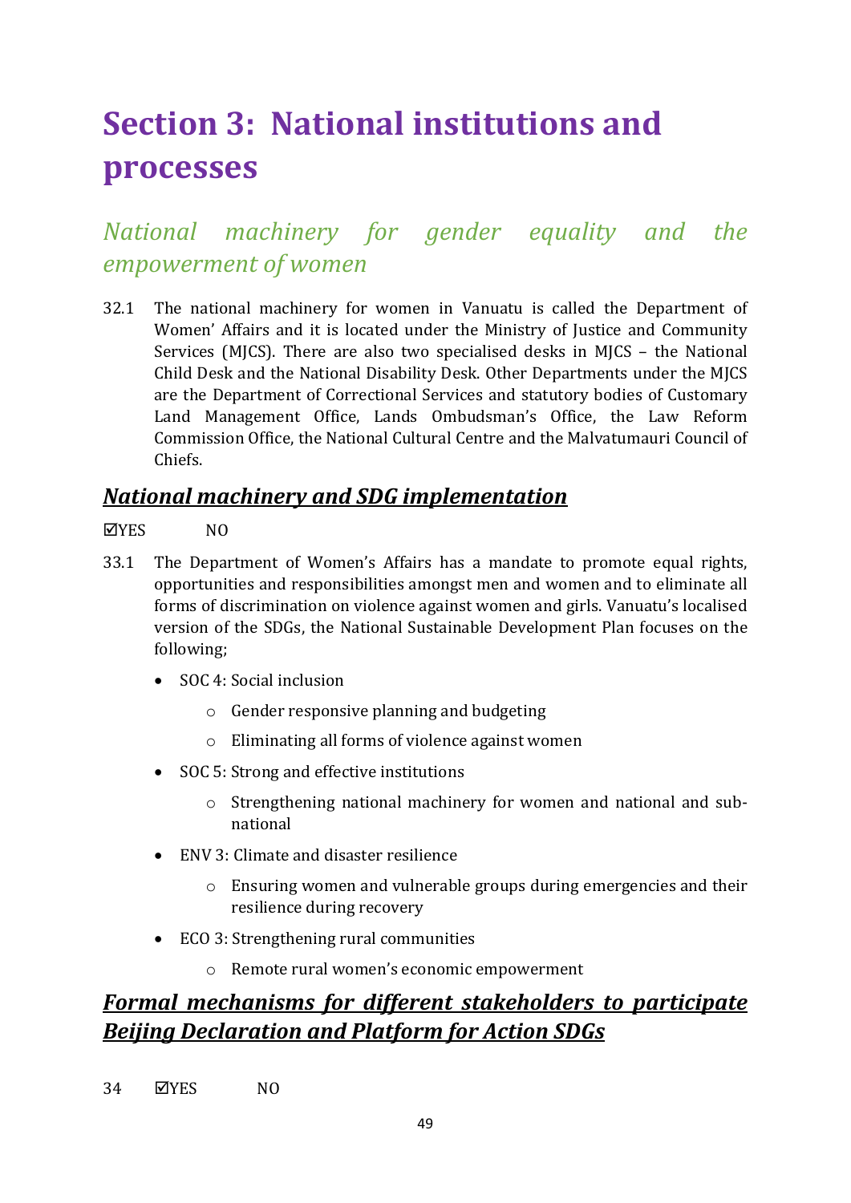# Section 3: National institutions and processes

## *National machinery for gender equality and the empowerment of women*

32.1 The national machinery for women in Vanuatu is called the Department of Women' Affairs and it is located under the Ministry of Justice and Community Services (MJCS). There are also two specialised desks in MJCS – the National Child Desk and the National Disability Desk. Other Departments under the MJCS are the Department of Correctional Services and statutory bodies of Customary Land Management Office, Lands Ombudsman's Office, the Law Reform Commission Office, the National Cultural Centre and the Malvatumauri Council of Chiefs.

### ***National machinery and SDG implementation***

☑YES NO

33.1 The Department of Women's Affairs has a mandate to promote equal rights, opportunities and responsibilities amongst men and women and to eliminate all forms of discrimination on violence against women and girls. Vanuatu's localised version of the SDGs, the National Sustainable Development Plan focuses on the following;

- SOC 4: Social inclusion
  - Gender responsive planning and budgeting
  - Eliminating all forms of violence against women
- SOC 5: Strong and effective institutions
  - Strengthening national machinery for women and national and sub-national
- ENV 3: Climate and disaster resilience
  - Ensuring women and vulnerable groups during emergencies and their resilience during recovery
- ECO 3: Strengthening rural communities
  - Remote rural women's economic empowerment

### ***Formal mechanisms for different stakeholders to participate Beijing Declaration and Platform for Action SDGs***

34 ☑YES NO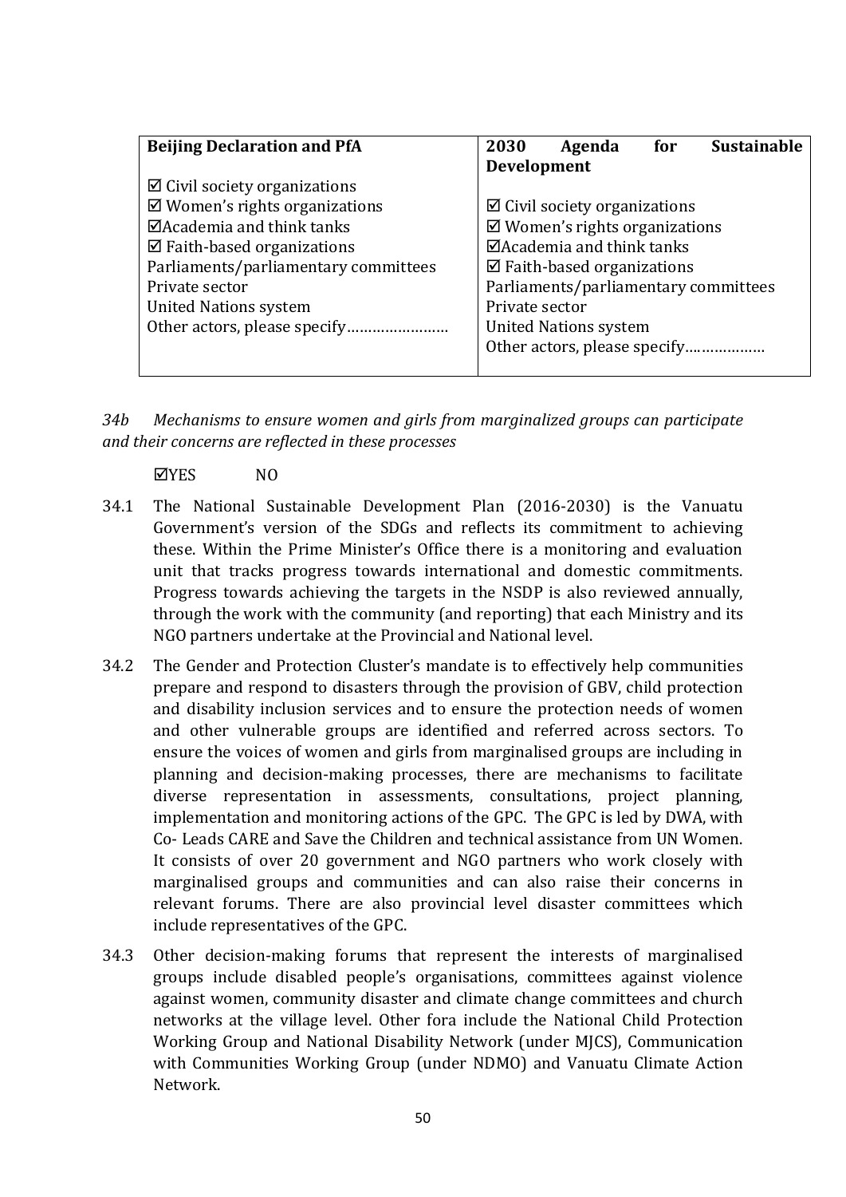| Beijing Declaration and PfA | 2030 Agenda for Sustainable Development |
|---|---|
| ☑ Civil society organizations | ☑ Civil society organizations |
| ☑ Women's rights organizations | ☑ Women's rights organizations |
| ☑Academia and think tanks | ☑Academia and think tanks |
| ☑ Faith-based organizations | ☑ Faith-based organizations |
| Parliaments/parliamentary committees | Parliaments/parliamentary committees |
| Private sector | Private sector |
| United Nations system | United Nations system |
| Other actors, please specify…………………… | Other actors, please specify……………… |

*34b Mechanisms to ensure women and girls from marginalized groups can participate and their concerns are reflected in these processes*

☑YES NO

34.1 The National Sustainable Development Plan (2016-2030) is the Vanuatu Government's version of the SDGs and reflects its commitment to achieving these. Within the Prime Minister's Office there is a monitoring and evaluation unit that tracks progress towards international and domestic commitments. Progress towards achieving the targets in the NSDP is also reviewed annually, through the work with the community (and reporting) that each Ministry and its NGO partners undertake at the Provincial and National level.

34.2 The Gender and Protection Cluster's mandate is to effectively help communities prepare and respond to disasters through the provision of GBV, child protection and disability inclusion services and to ensure the protection needs of women and other vulnerable groups are identified and referred across sectors. To ensure the voices of women and girls from marginalised groups are including in planning and decision-making processes, there are mechanisms to facilitate diverse representation in assessments, consultations, project planning, implementation and monitoring actions of the GPC. The GPC is led by DWA, with Co- Leads CARE and Save the Children and technical assistance from UN Women. It consists of over 20 government and NGO partners who work closely with marginalised groups and communities and can also raise their concerns in relevant forums. There are also provincial level disaster committees which include representatives of the GPC.

34.3 Other decision-making forums that represent the interests of marginalised groups include disabled people's organisations, committees against violence against women, community disaster and climate change committees and church networks at the village level. Other fora include the National Child Protection Working Group and National Disability Network (under MJCS), Communication with Communities Working Group (under NDMO) and Vanuatu Climate Action Network.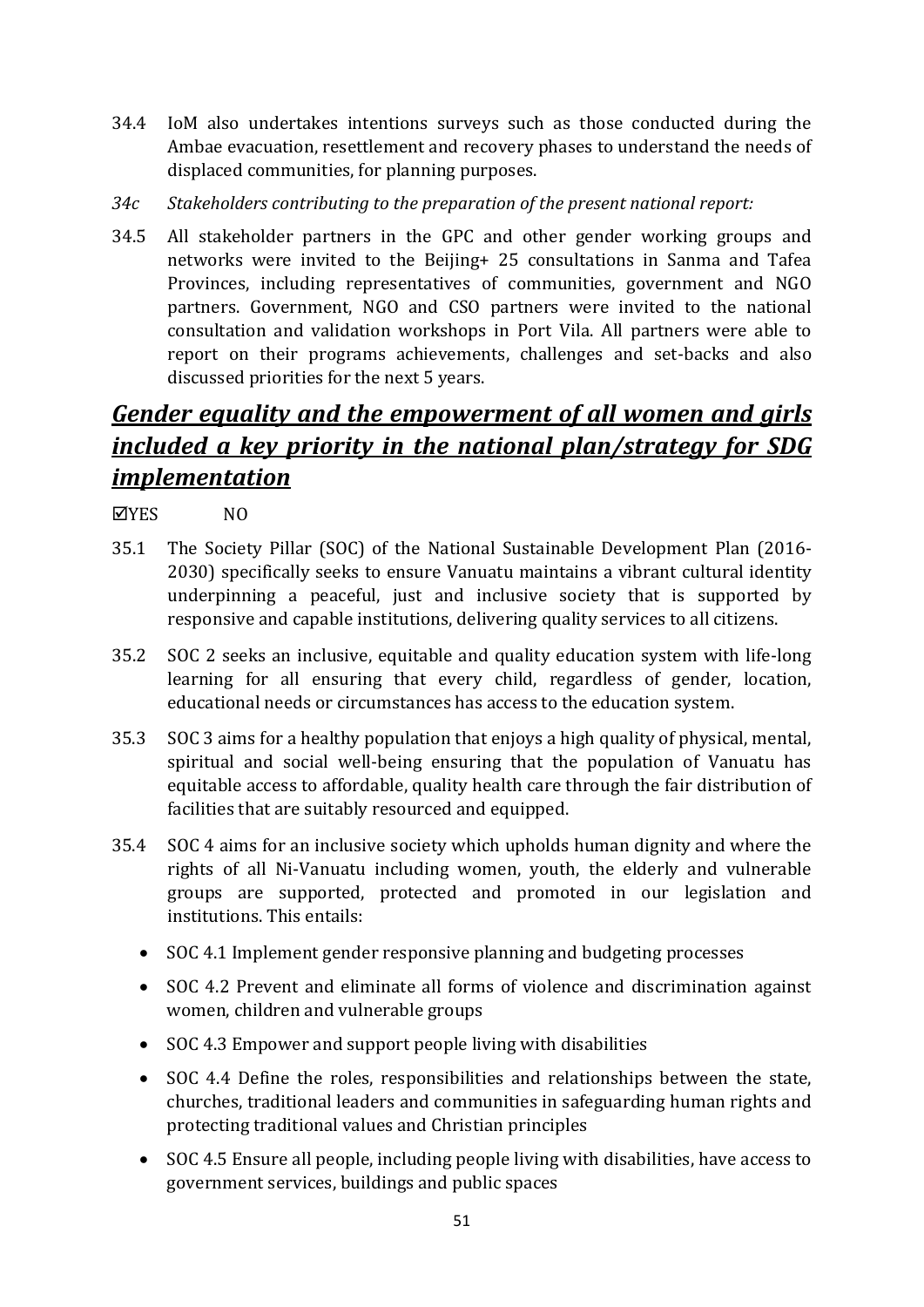34.4 IoM also undertakes intentions surveys such as those conducted during the Ambae evacuation, resettlement and recovery phases to understand the needs of displaced communities, for planning purposes.

*34c Stakeholders contributing to the preparation of the present national report:*

34.5 All stakeholder partners in the GPC and other gender working groups and networks were invited to the Beijing+ 25 consultations in Sanma and Tafea Provinces, including representatives of communities, government and NGO partners. Government, NGO and CSO partners were invited to the national consultation and validation workshops in Port Vila. All partners were able to report on their programs achievements, challenges and set-backs and also discussed priorities for the next 5 years.

## ***Gender equality and the empowerment of all women and girls included a key priority in the national plan/strategy for SDG implementation***

☑YES NO

35.1 The Society Pillar (SOC) of the National Sustainable Development Plan (2016-2030) specifically seeks to ensure Vanuatu maintains a vibrant cultural identity underpinning a peaceful, just and inclusive society that is supported by responsive and capable institutions, delivering quality services to all citizens.

35.2 SOC 2 seeks an inclusive, equitable and quality education system with life-long learning for all ensuring that every child, regardless of gender, location, educational needs or circumstances has access to the education system.

35.3 SOC 3 aims for a healthy population that enjoys a high quality of physical, mental, spiritual and social well-being ensuring that the population of Vanuatu has equitable access to affordable, quality health care through the fair distribution of facilities that are suitably resourced and equipped.

35.4 SOC 4 aims for an inclusive society which upholds human dignity and where the rights of all Ni-Vanuatu including women, youth, the elderly and vulnerable groups are supported, protected and promoted in our legislation and institutions. This entails:

- SOC 4.1 Implement gender responsive planning and budgeting processes
- SOC 4.2 Prevent and eliminate all forms of violence and discrimination against women, children and vulnerable groups
- SOC 4.3 Empower and support people living with disabilities
- SOC 4.4 Define the roles, responsibilities and relationships between the state, churches, traditional leaders and communities in safeguarding human rights and protecting traditional values and Christian principles
- SOC 4.5 Ensure all people, including people living with disabilities, have access to government services, buildings and public spaces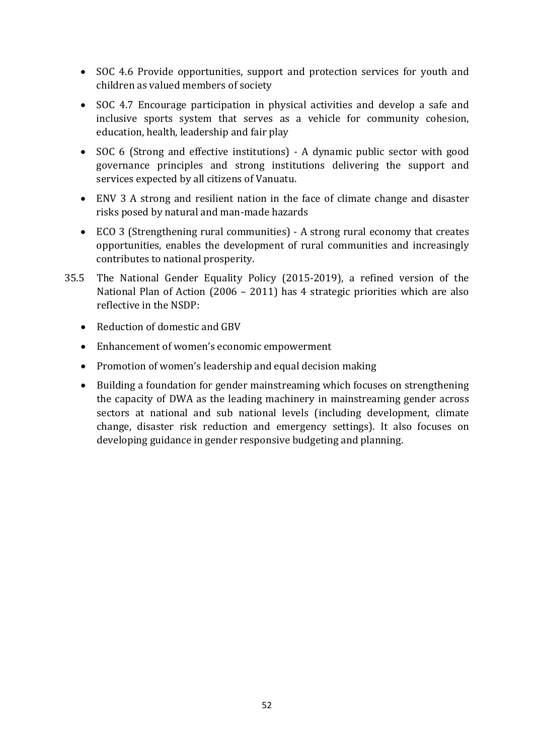- SOC 4.6 Provide opportunities, support and protection services for youth and children as valued members of society
- SOC 4.7 Encourage participation in physical activities and develop a safe and inclusive sports system that serves as a vehicle for community cohesion, education, health, leadership and fair play
- SOC 6 (Strong and effective institutions) - A dynamic public sector with good governance principles and strong institutions delivering the support and services expected by all citizens of Vanuatu.
- ENV 3 A strong and resilient nation in the face of climate change and disaster risks posed by natural and man-made hazards
- ECO 3 (Strengthening rural communities) - A strong rural economy that creates opportunities, enables the development of rural communities and increasingly contributes to national prosperity.

35.5 The National Gender Equality Policy (2015-2019), a refined version of the National Plan of Action (2006 – 2011) has 4 strategic priorities which are also reflective in the NSDP:

- Reduction of domestic and GBV
- Enhancement of women's economic empowerment
- Promotion of women's leadership and equal decision making
- Building a foundation for gender mainstreaming which focuses on strengthening the capacity of DWA as the leading machinery in mainstreaming gender across sectors at national and sub national levels (including development, climate change, disaster risk reduction and emergency settings). It also focuses on developing guidance in gender responsive budgeting and planning.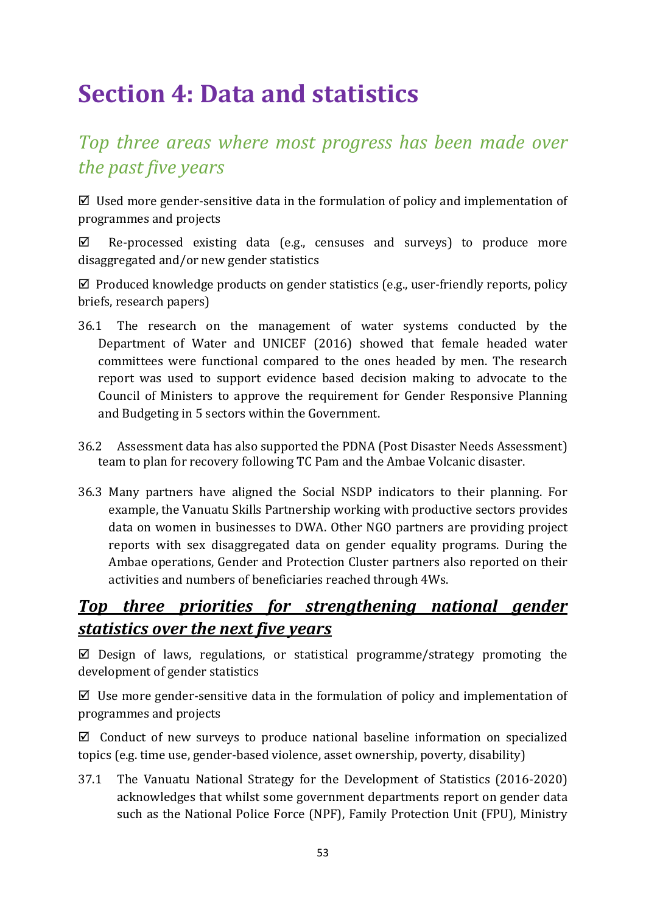# Section 4: Data and statistics

## *Top three areas where most progress has been made over the past five years*

☑ Used more gender-sensitive data in the formulation of policy and implementation of programmes and projects

☑ Re-processed existing data (e.g., censuses and surveys) to produce more disaggregated and/or new gender statistics

☑ Produced knowledge products on gender statistics (e.g., user-friendly reports, policy briefs, research papers)

36.1 The research on the management of water systems conducted by the Department of Water and UNICEF (2016) showed that female headed water committees were functional compared to the ones headed by men. The research report was used to support evidence based decision making to advocate to the Council of Ministers to approve the requirement for Gender Responsive Planning and Budgeting in 5 sectors within the Government.

36.2 Assessment data has also supported the PDNA (Post Disaster Needs Assessment) team to plan for recovery following TC Pam and the Ambae Volcanic disaster.

36.3 Many partners have aligned the Social NSDP indicators to their planning. For example, the Vanuatu Skills Partnership working with productive sectors provides data on women in businesses to DWA. Other NGO partners are providing project reports with sex disaggregated data on gender equality programs. During the Ambae operations, Gender and Protection Cluster partners also reported on their activities and numbers of beneficiaries reached through 4Ws.

## ***Top three priorities for strengthening national gender statistics over the next five years***

☑ Design of laws, regulations, or statistical programme/strategy promoting the development of gender statistics

☑ Use more gender-sensitive data in the formulation of policy and implementation of programmes and projects

☑ Conduct of new surveys to produce national baseline information on specialized topics (e.g. time use, gender-based violence, asset ownership, poverty, disability)

37.1 The Vanuatu National Strategy for the Development of Statistics (2016-2020) acknowledges that whilst some government departments report on gender data such as the National Police Force (NPF), Family Protection Unit (FPU), Ministry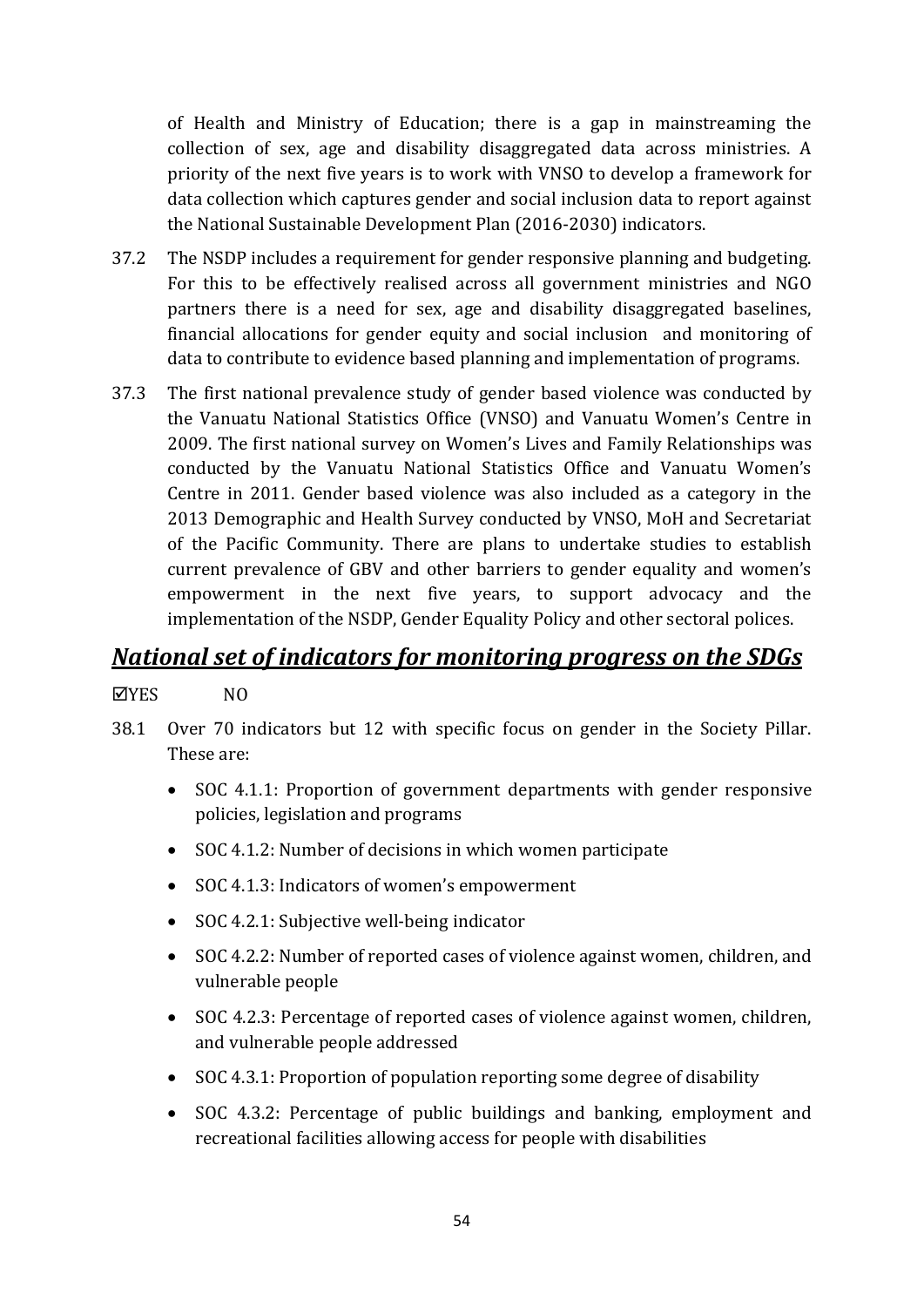of Health and Ministry of Education; there is a gap in mainstreaming the collection of sex, age and disability disaggregated data across ministries. A priority of the next five years is to work with VNSO to develop a framework for data collection which captures gender and social inclusion data to report against the National Sustainable Development Plan (2016-2030) indicators.

37.2 The NSDP includes a requirement for gender responsive planning and budgeting. For this to be effectively realised across all government ministries and NGO partners there is a need for sex, age and disability disaggregated baselines, financial allocations for gender equity and social inclusion and monitoring of data to contribute to evidence based planning and implementation of programs.

37.3 The first national prevalence study of gender based violence was conducted by the Vanuatu National Statistics Office (VNSO) and Vanuatu Women's Centre in 2009. The first national survey on Women's Lives and Family Relationships was conducted by the Vanuatu National Statistics Office and Vanuatu Women's Centre in 2011. Gender based violence was also included as a category in the 2013 Demographic and Health Survey conducted by VNSO, MoH and Secretariat of the Pacific Community. There are plans to undertake studies to establish current prevalence of GBV and other barriers to gender equality and women's empowerment in the next five years, to support advocacy and the implementation of the NSDP, Gender Equality Policy and other sectoral polices.

## ***National set of indicators for monitoring progress on the SDGs***

☑YES NO

38.1 Over 70 indicators but 12 with specific focus on gender in the Society Pillar. These are:

- SOC 4.1.1: Proportion of government departments with gender responsive policies, legislation and programs
- SOC 4.1.2: Number of decisions in which women participate
- SOC 4.1.3: Indicators of women's empowerment
- SOC 4.2.1: Subjective well-being indicator
- SOC 4.2.2: Number of reported cases of violence against women, children, and vulnerable people
- SOC 4.2.3: Percentage of reported cases of violence against women, children, and vulnerable people addressed
- SOC 4.3.1: Proportion of population reporting some degree of disability
- SOC 4.3.2: Percentage of public buildings and banking, employment and recreational facilities allowing access for people with disabilities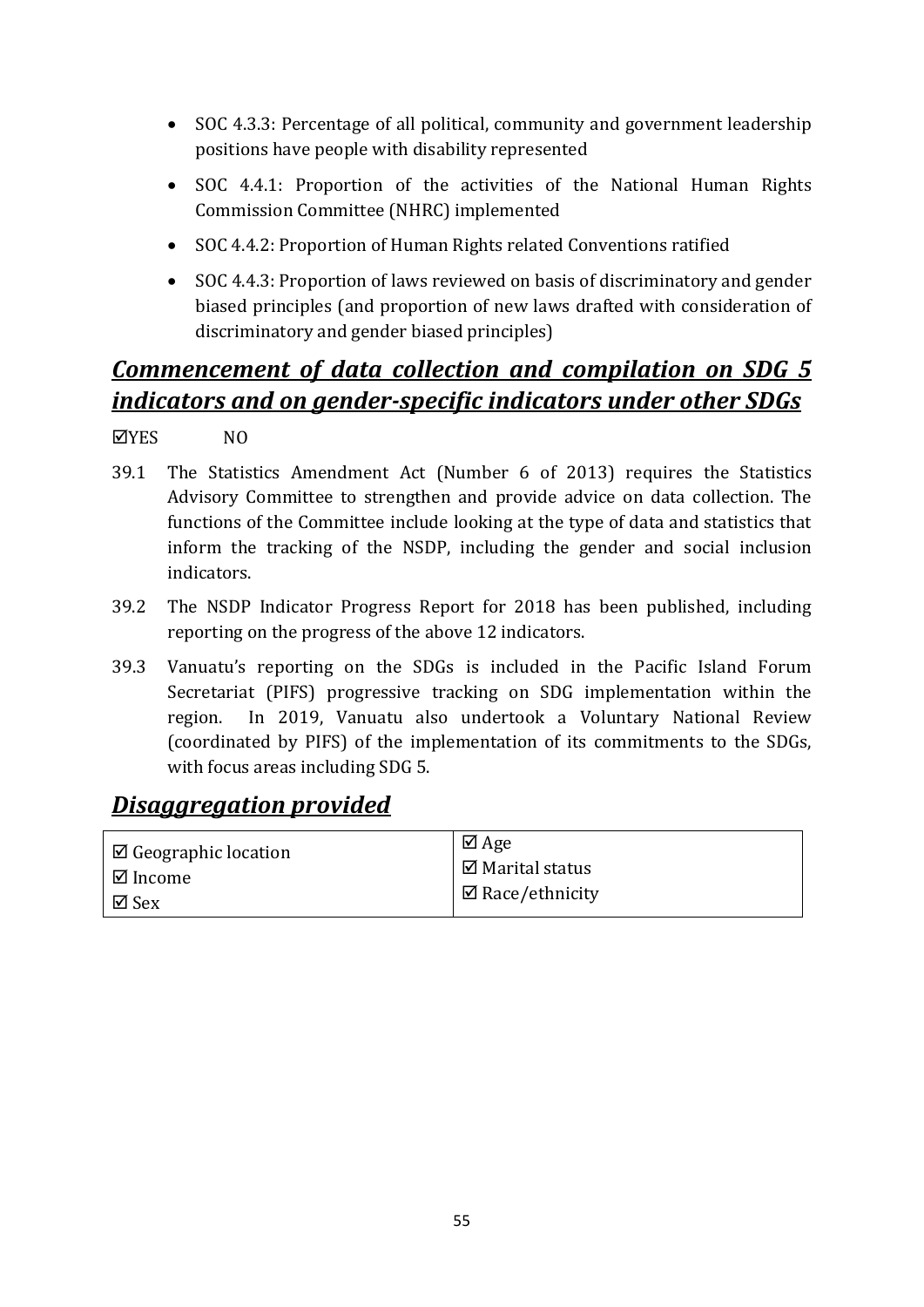- SOC 4.3.3: Percentage of all political, community and government leadership positions have people with disability represented
- SOC 4.4.1: Proportion of the activities of the National Human Rights Commission Committee (NHRC) implemented
- SOC 4.4.2: Proportion of Human Rights related Conventions ratified
- SOC 4.4.3: Proportion of laws reviewed on basis of discriminatory and gender biased principles (and proportion of new laws drafted with consideration of discriminatory and gender biased principles)

## ***Commencement of data collection and compilation on SDG 5 indicators and on gender-specific indicators under other SDGs***

☑YES NO

39.1 The Statistics Amendment Act (Number 6 of 2013) requires the Statistics Advisory Committee to strengthen and provide advice on data collection. The functions of the Committee include looking at the type of data and statistics that inform the tracking of the NSDP, including the gender and social inclusion indicators.

39.2 The NSDP Indicator Progress Report for 2018 has been published, including reporting on the progress of the above 12 indicators.

39.3 Vanuatu's reporting on the SDGs is included in the Pacific Island Forum Secretariat (PIFS) progressive tracking on SDG implementation within the region. In 2019, Vanuatu also undertook a Voluntary National Review (coordinated by PIFS) of the implementation of its commitments to the SDGs, with focus areas including SDG 5.

## ***Disaggregation provided***

| | |
|---|---|
| ☑ Geographic location<br>☑ Income<br>☑ Sex | ☑ Age<br>☑ Marital status<br>☑ Race/ethnicity |